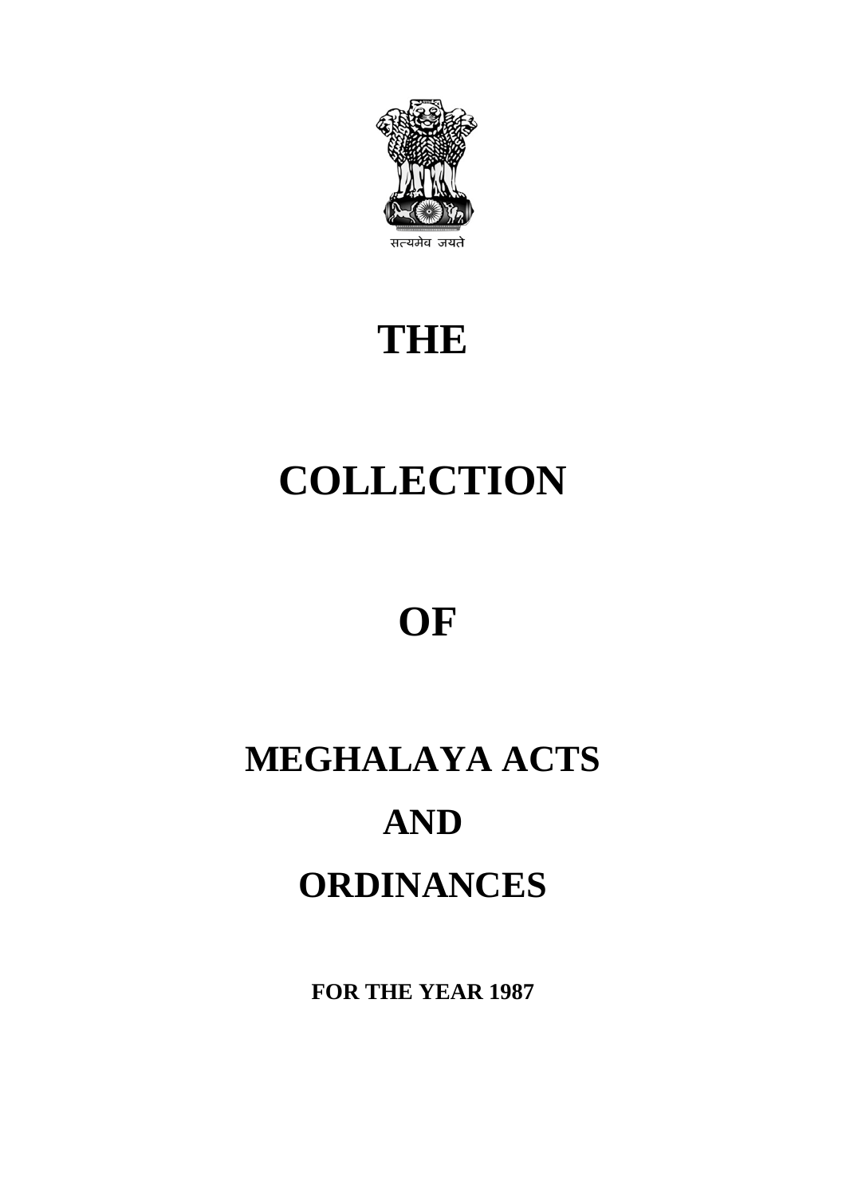सत्यमेव जयते

# THE

# COLLECTION

# OF

# MEGHALAYA ACTS

# AND

# ORDINANCES

**FOR THE YEAR 1987**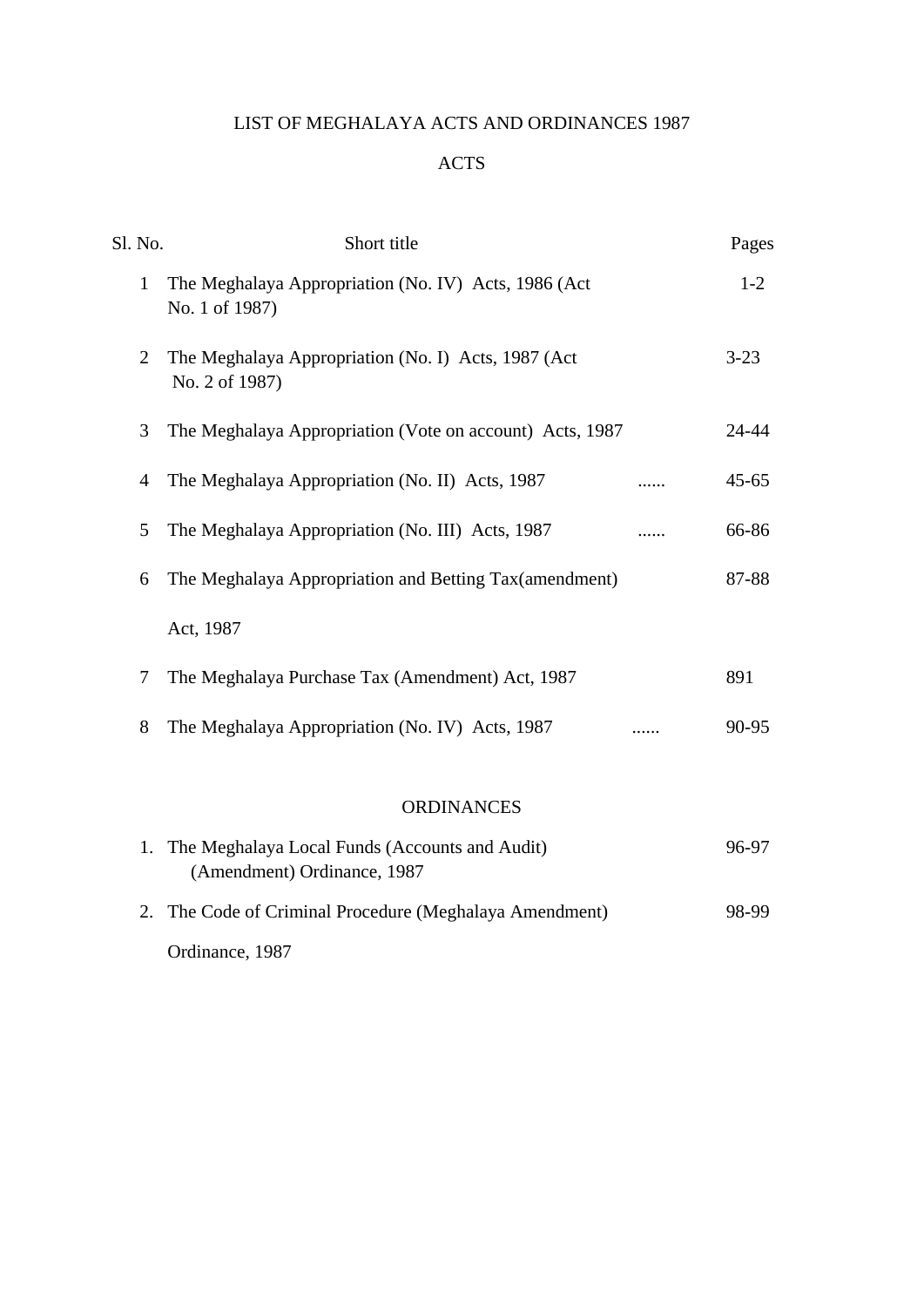# LIST OF MEGHALAYA ACTS AND ORDINANCES 1987

## ACTS

| Sl. No. | Short title | Pages |
|---|---|---|
| 1 | The Meghalaya Appropriation (No. IV) Acts, 1986 (Act No. 1 of 1987) | 1-2 |
| 2 | The Meghalaya Appropriation (No. I) Acts, 1987 (Act No. 2 of 1987) | 3-23 |
| 3 | The Meghalaya Appropriation (Vote on account) Acts, 1987 | 24-44 |
| 4 | The Meghalaya Appropriation (No. II) Acts, 1987 ...... | 45-65 |
| 5 | The Meghalaya Appropriation (No. III) Acts, 1987 ...... | 66-86 |
| 6 | The Meghalaya Appropriation and Betting Tax(amendment) Act, 1987 | 87-88 |
| 7 | The Meghalaya Purchase Tax (Amendment) Act, 1987 | 891 |
| 8 | The Meghalaya Appropriation (No. IV) Acts, 1987 ...... | 90-95 |

## ORDINANCES

| Sl. No. | Short title | Pages |
|---|---|---|
| 1. | The Meghalaya Local Funds (Accounts and Audit) (Amendment) Ordinance, 1987 | 96-97 |
| 2. | The Code of Criminal Procedure (Meghalaya Amendment) Ordinance, 1987 | 98-99 |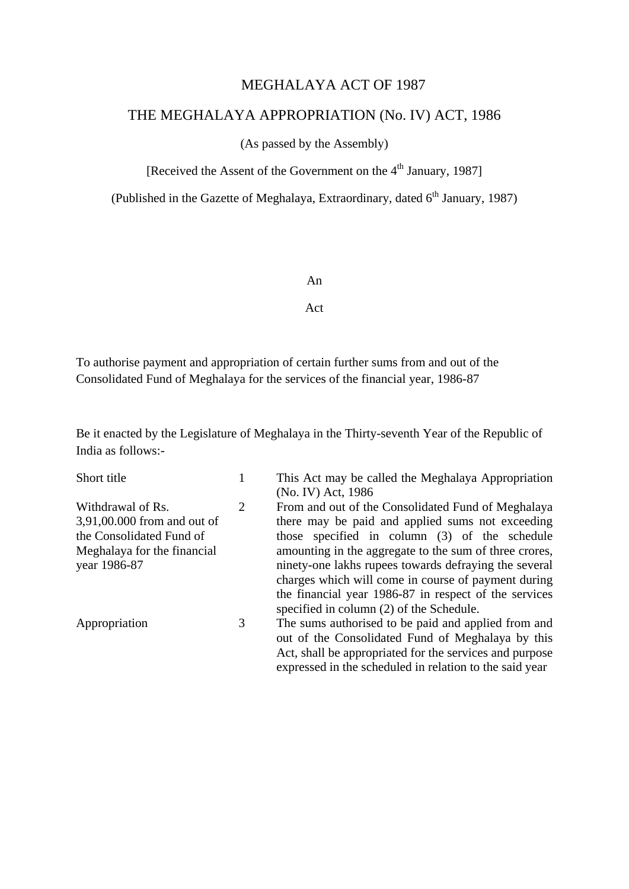# MEGHALAYA ACT OF 1987

## THE MEGHALAYA APPROPRIATION (No. IV) ACT, 1986

(As passed by the Assembly)

[Received the Assent of the Government on the 4th January, 1987]

(Published in the Gazette of Meghalaya, Extraordinary, dated 6th January, 1987)

An

Act

To authorise payment and appropriation of certain further sums from and out of the Consolidated Fund of Meghalaya for the services of the financial year, 1986-87

Be it enacted by the Legislature of Meghalaya in the Thirty-seventh Year of the Republic of India as follows:-

| | | |
|---|---|---|
| Short title | 1 | This Act may be called the Meghalaya Appropriation (No. IV) Act, 1986 |
| Withdrawal of Rs. 3,91,00.000 from and out of the Consolidated Fund of Meghalaya for the financial year 1986-87 | 2 | From and out of the Consolidated Fund of Meghalaya there may be paid and applied sums not exceeding those specified in column (3) of the schedule amounting in the aggregate to the sum of three crores, ninety-one lakhs rupees towards defraying the several charges which will come in course of payment during the financial year 1986-87 in respect of the services specified in column (2) of the Schedule. |
| Appropriation | 3 | The sums authorised to be paid and applied from and out of the Consolidated Fund of Meghalaya by this Act, shall be appropriated for the services and purpose expressed in the scheduled in relation to the said year |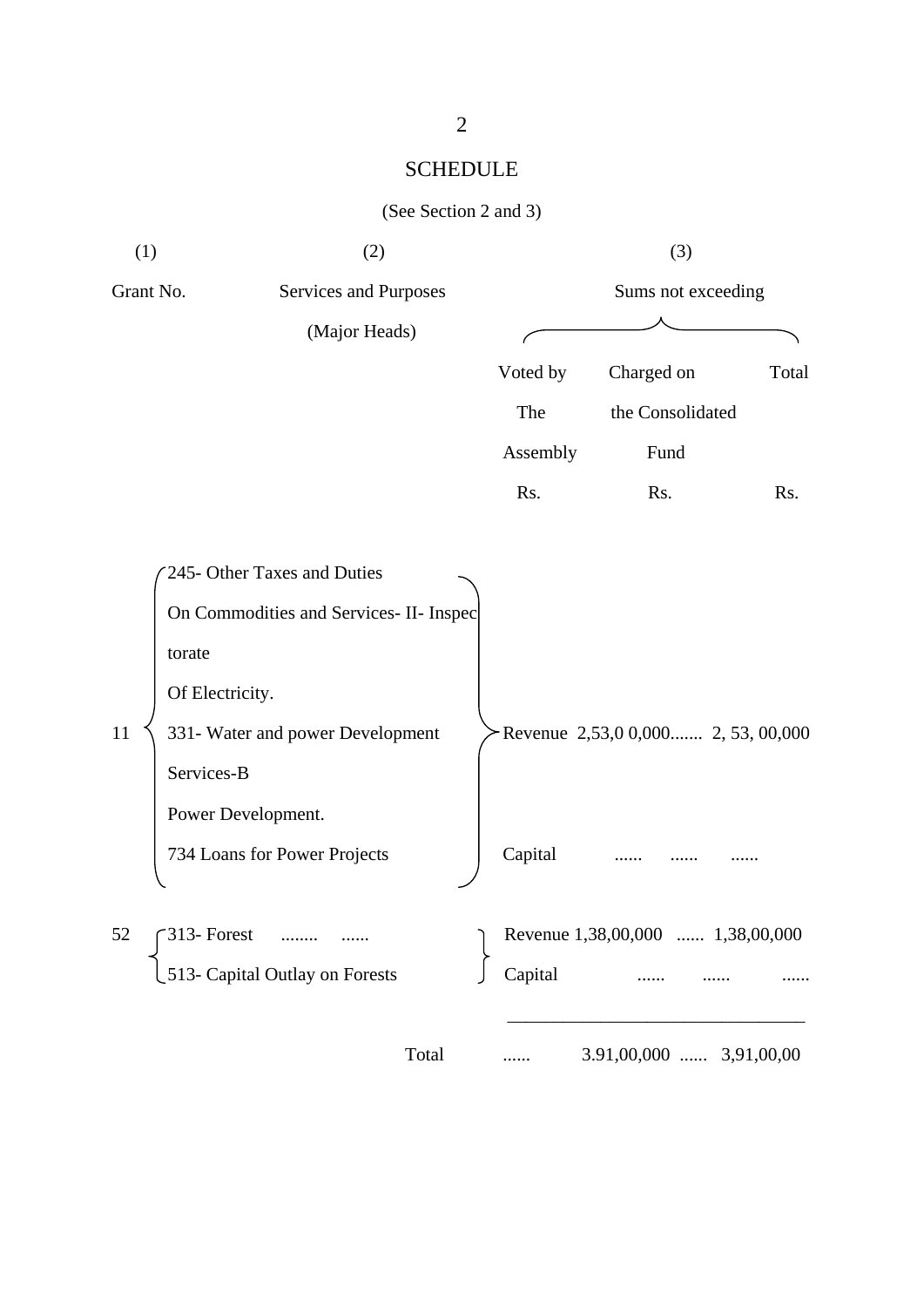## SCHEDULE

(See Section 2 and 3)

| (1) Grant No. | (2) Services and Purposes (Major Heads) | | (3) Sums not exceeding Voted by The Assembly Rs. | Charged on the Consolidated Fund Rs. | Total Rs. |
|---|---|---|---|---|---|
| 11 | 245- Other Taxes and Duties On Commodities and Services- II- Inspectorate Of Electricity. 331- Water and power Development Services-B Power Development. 734 Loans for Power Projects | Revenue | 2,53,0 0,000 | ....... | 2, 53, 00,000 |
| | | Capital | ...... | ...... | ...... |
| 52 | 313- Forest ........ ...... | Revenue | 1,38,00,000 | ...... | 1,38,00,000 |
| | 513- Capital Outlay on Forests | Capital | ...... | ...... | ...... |
| | Total | ...... | 3.91,00,000 | ...... | 3,91,00,00 |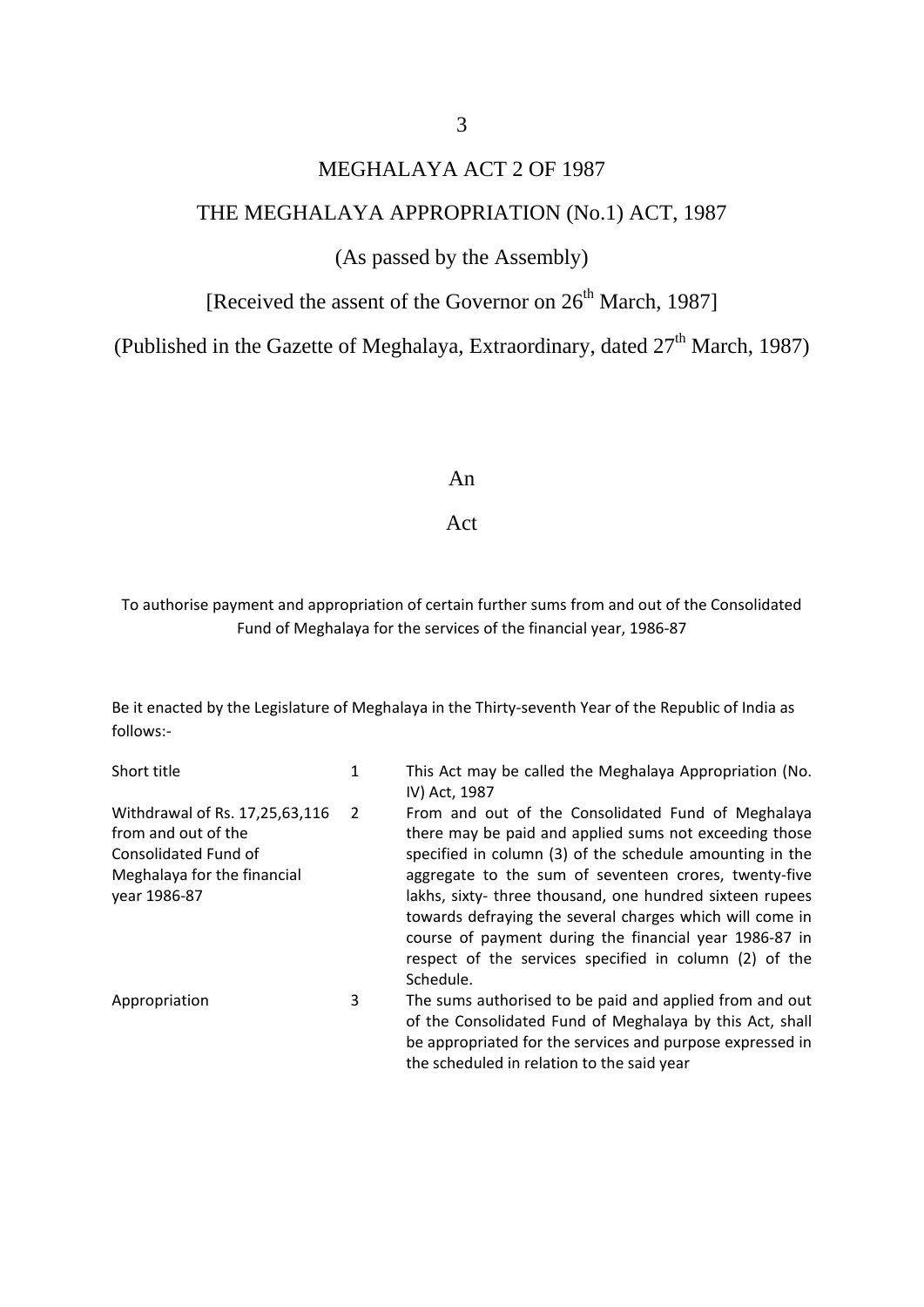# MEGHALAYA ACT 2 OF 1987

## THE MEGHALAYA APPROPRIATION (No.1) ACT, 1987

(As passed by the Assembly)

[Received the assent of the Governor on 26th March, 1987]

(Published in the Gazette of Meghalaya, Extraordinary, dated 27th March, 1987)

An

Act

To authorise payment and appropriation of certain further sums from and out of the Consolidated Fund of Meghalaya for the services of the financial year, 1986-87

Be it enacted by the Legislature of Meghalaya in the Thirty-seventh Year of the Republic of India as follows:-

| | | |
|---|---|---|
| Short title | 1 | This Act may be called the Meghalaya Appropriation (No. IV) Act, 1987 |
| Withdrawal of Rs. 17,25,63,116 from and out of the Consolidated Fund of Meghalaya for the financial year 1986-87 | 2 | From and out of the Consolidated Fund of Meghalaya there may be paid and applied sums not exceeding those specified in column (3) of the schedule amounting in the aggregate to the sum of seventeen crores, twenty-five lakhs, sixty- three thousand, one hundred sixteen rupees towards defraying the several charges which will come in course of payment during the financial year 1986-87 in respect of the services specified in column (2) of the Schedule. |
| Appropriation | 3 | The sums authorised to be paid and applied from and out of the Consolidated Fund of Meghalaya by this Act, shall be appropriated for the services and purpose expressed in the scheduled in relation to the said year |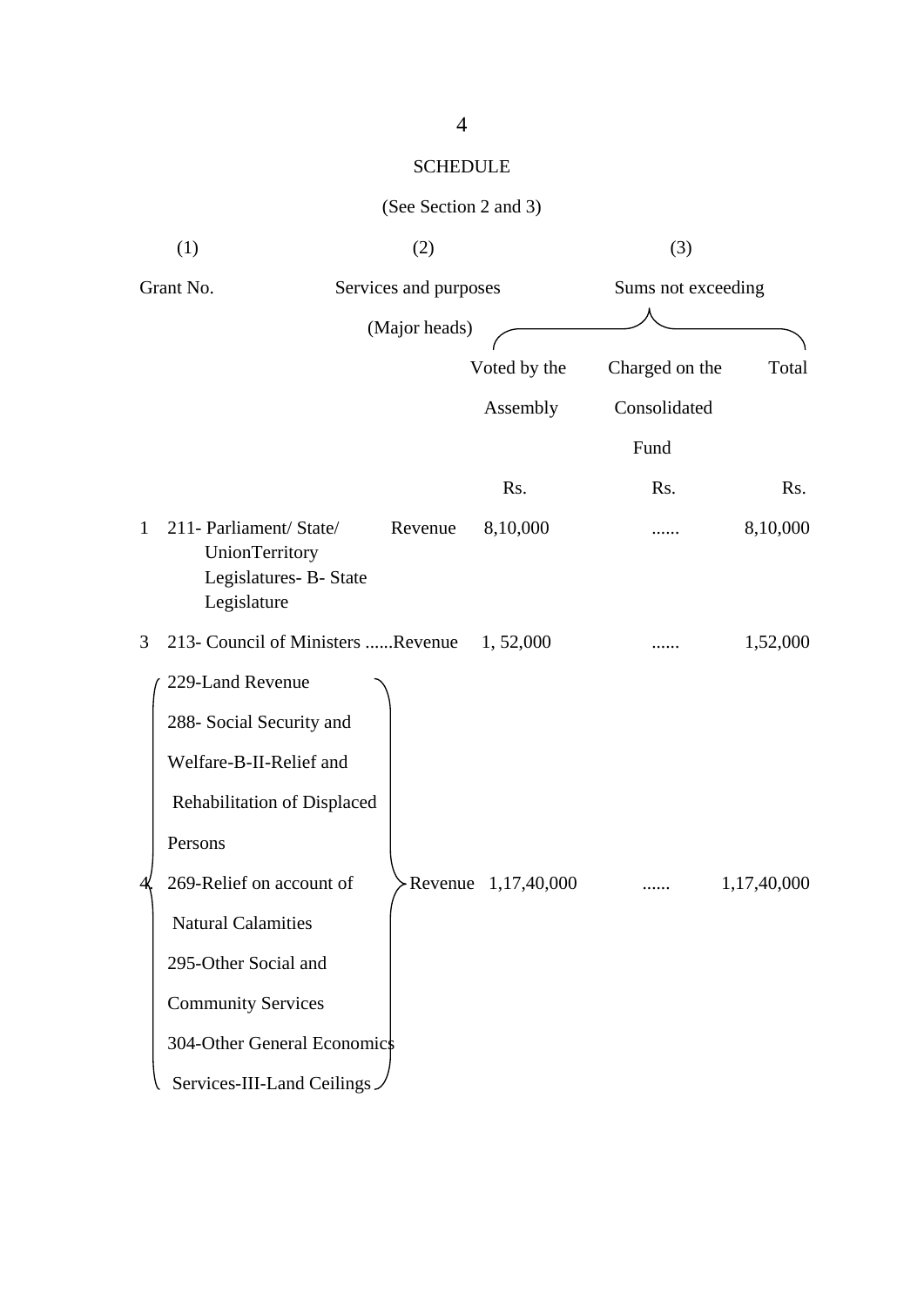# SCHEDULE

(See Section 2 and 3)

| (1) | (2) | | (3) | | |
|---|---|---|---|---|---|
| Grant No. | Services and purposes (Major heads) | | Sums not exceeding | | |
| | | | Voted by the Assembly | Charged on the Consolidated Fund | Total |
| | | | Rs. | Rs. | Rs. |
| 1 | 211- Parliament/ State/ UnionTerritory Legislatures- B- State Legislature | Revenue | 8,10,000 | ...... | 8,10,000 |
| 3 | 213- Council of Ministers ...... | Revenue | 1, 52,000 | ...... | 1,52,000 |
| 4 | 229-Land Revenue<br>288- Social Security and Welfare-B-II-Relief and Rehabilitation of Displaced Persons<br>269-Relief on account of Natural Calamities<br>295-Other Social and Community Services<br>304-Other General Economics Services-III-Land Ceilings | Revenue | 1,17,40,000 | ...... | 1,17,40,000 |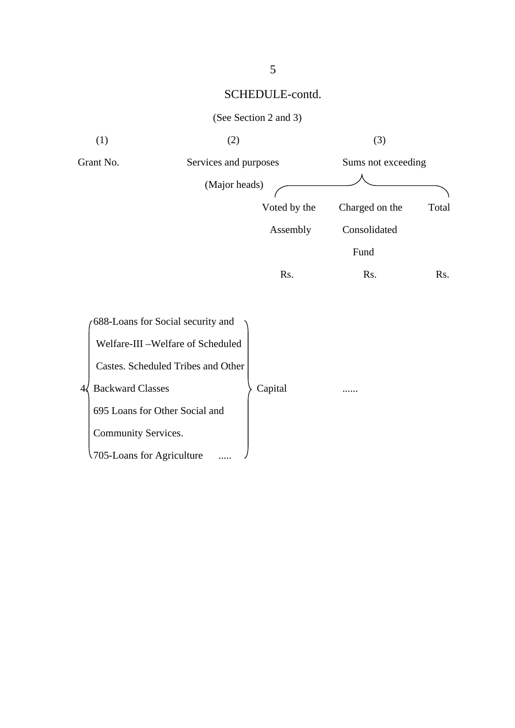## SCHEDULE-contd.

(See Section 2 and 3)

| (1) | (2) | (3) | | |
|---|---|---|---|---|
| Grant No. | Services and purposes (Major heads) | Sums not exceeding | | |
| | | Voted by the Assembly | Charged on the Consolidated Fund | Total |
| | | Rs. | Rs. | Rs. |
| 4 | 688-Loans for Social security and Welfare-III –Welfare of Scheduled Castes. Scheduled Tribes and Other Backward Classes<br>695 Loans for Other Social and Community Services.<br>705-Loans for Agriculture ..... Capital | ...... | | |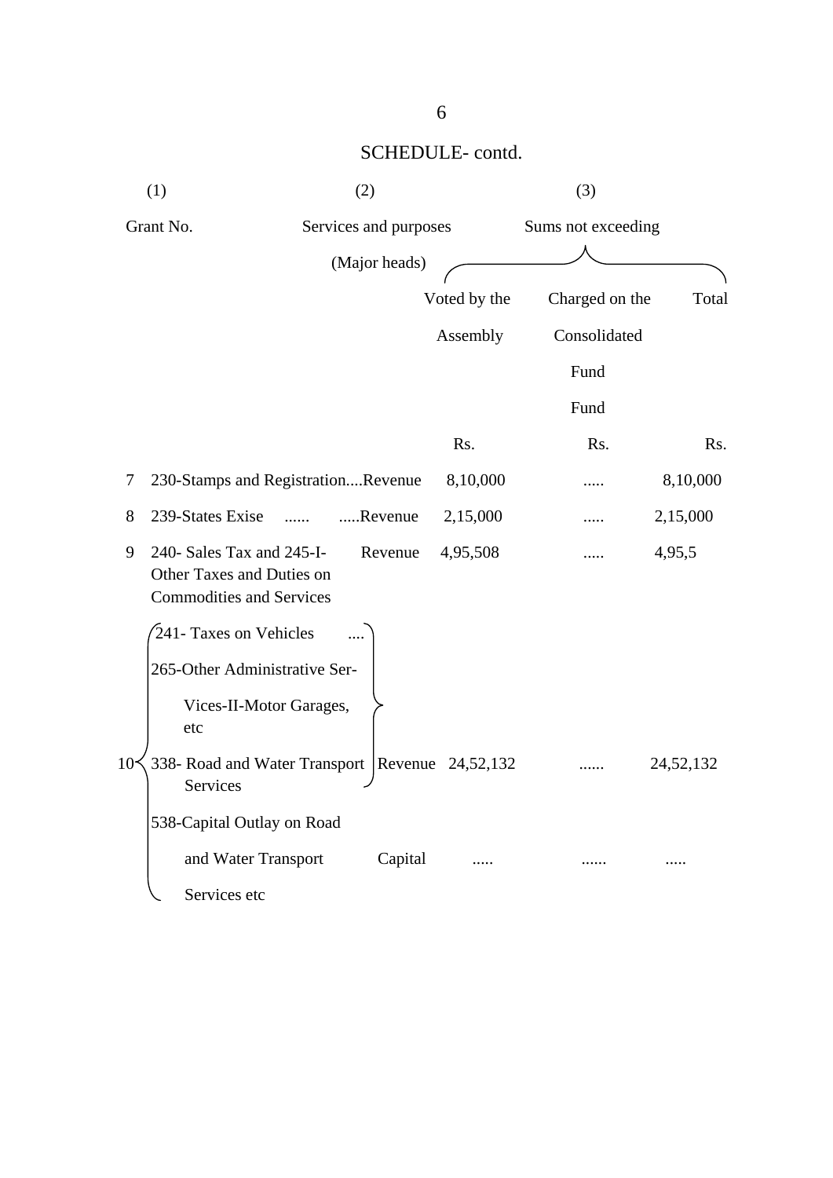## SCHEDULE- contd.

| (1) | (2) | | (3) | | |
|---|---|---|---|---|---|
| Grant No. | Services and purposes (Major heads) | | Sums not exceeding | | |
| | | | Voted by the Assembly | Charged on the Consolidated Fund Fund | Total |
| | | | Rs. | Rs. | Rs. |
| 7 | 230-Stamps and Registration.... | Revenue | 8,10,000 | ..... | 8,10,000 |
| 8 | 239-States Exise ...... ..... | Revenue | 2,15,000 | ..... | 2,15,000 |
| 9 | 240- Sales Tax and 245-I-Other Taxes and Duties on Commodities and Services | Revenue | 4,95,508 | ..... | 4,95,5 |
| 10 | 241- Taxes on Vehicles ....<br>265-Other Administrative Ser-Vices-II-Motor Garages, etc<br>338- Road and Water Transport Services | Revenue | 24,52,132 | ...... | 24,52,132 |
| | 538-Capital Outlay on Road and Water Transport Services etc | Capital | ..... | ...... | ..... |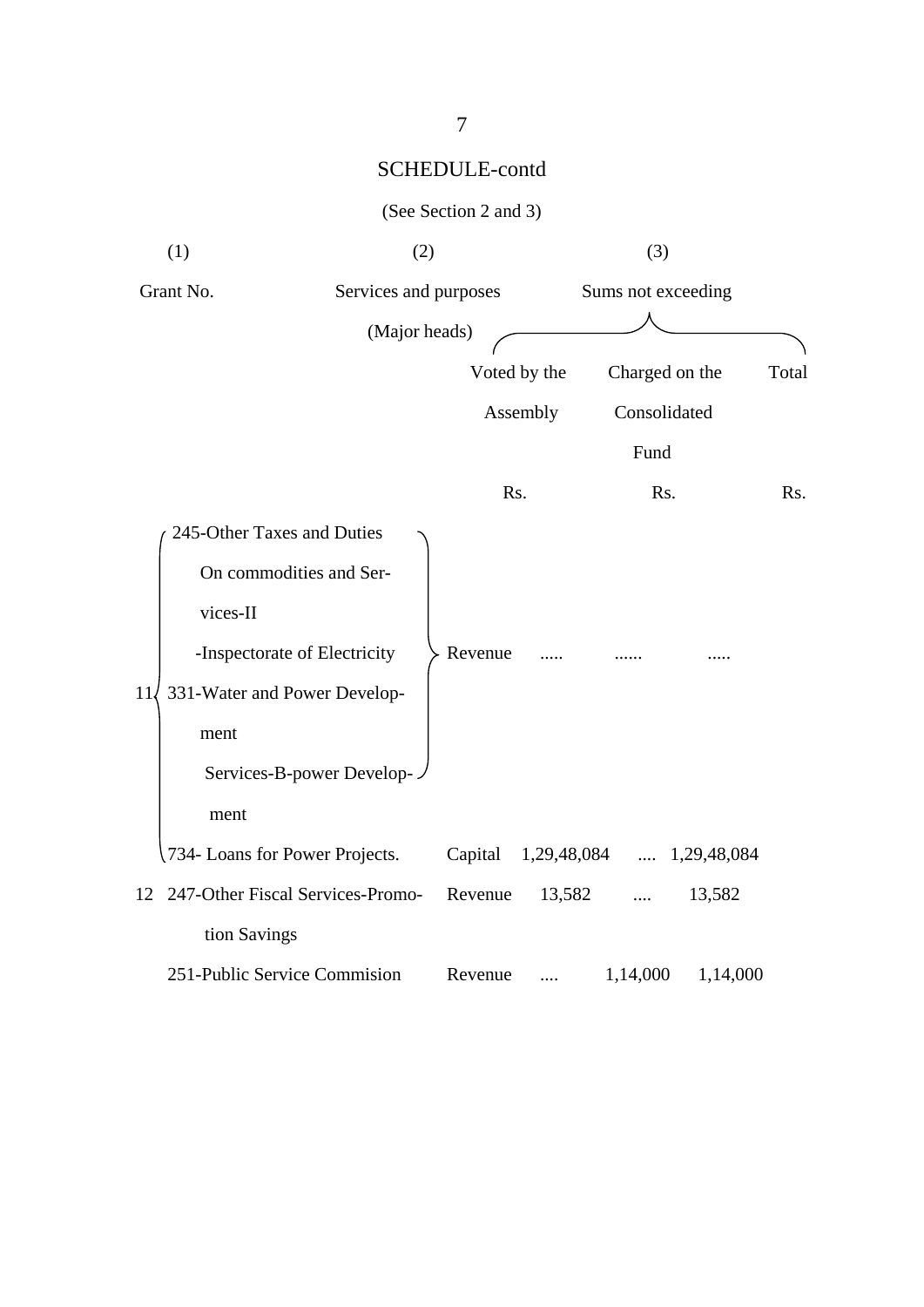# SCHEDULE-contd

(See Section 2 and 3)

| (1) | (2) | | (3) | | |
|---|---|---|---|---|---|
| Grant No. | Services and purposes (Major heads) | | Sums not exceeding | | |
| | | | Voted by the Assembly | Charged on the Consolidated Fund | Total |
| | | | Rs. | Rs. | Rs. |
| 11 | 245-Other Taxes and Duties On commodities and Services-II -Inspectorate of Electricity; 331-Water and Power Development Services-B-power Development | Revenue | ..... | ...... | ..... |
| | 734- Loans for Power Projects. | Capital | 1,29,48,084 | .... | 1,29,48,084 |
| 12 | 247-Other Fiscal Services-Promotion Savings | Revenue | 13,582 | .... | 13,582 |
| | 251-Public Service Commision | Revenue | .... | 1,14,000 | 1,14,000 |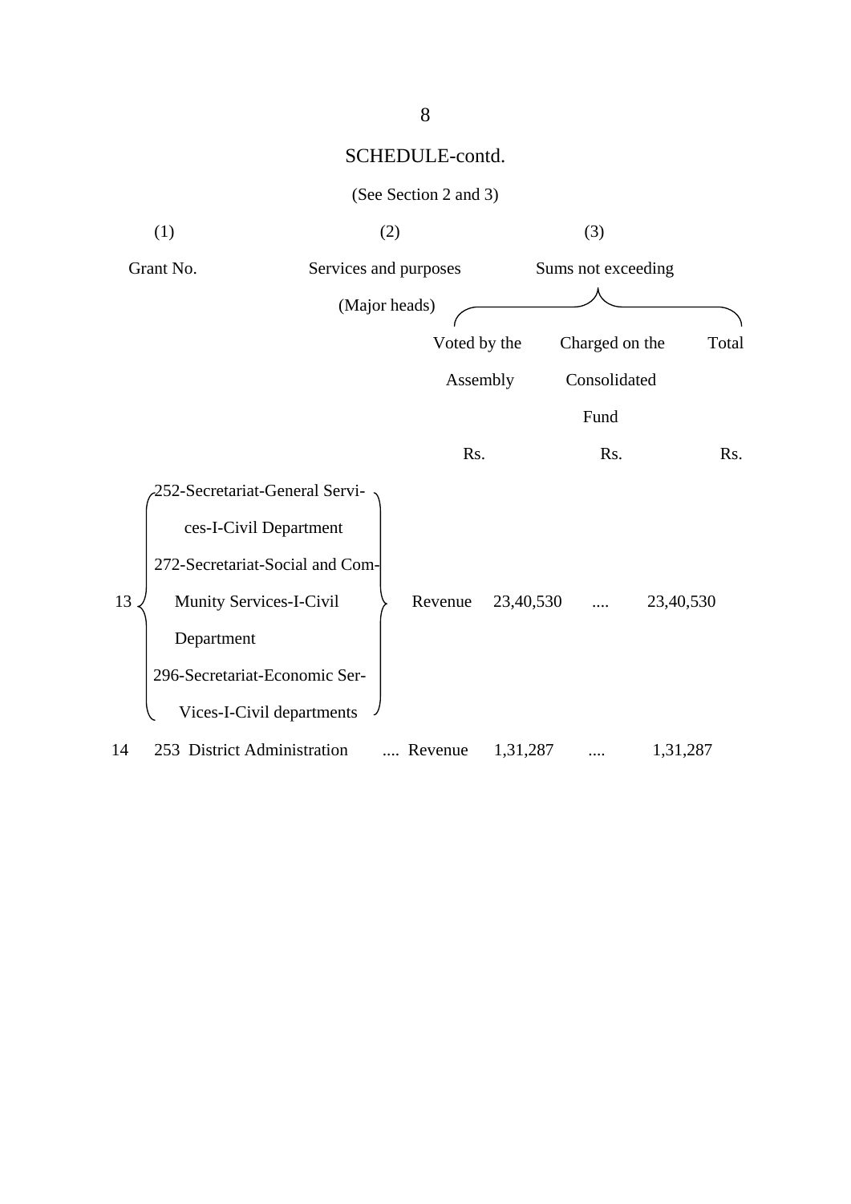## SCHEDULE-contd.

(See Section 2 and 3)

| (1) | (2) | | (3) | | |
|---|---|---|---|---|---|
| Grant No. | Services and purposes (Major heads) | | Sums not exceeding | | |
| | | | Voted by the Assembly | Charged on the Consolidated Fund | Total |
| | | | Rs. | Rs. | Rs. |
| 13 | 252-Secretariat-General Services-I-Civil Department<br>272-Secretariat-Social and Community Services-I-Civil Department<br>296-Secretariat-Economic Services-I-Civil departments | Revenue | 23,40,530 | .... | 23,40,530 |
| 14 | 253 District Administration .... | Revenue | 1,31,287 | .... | 1,31,287 |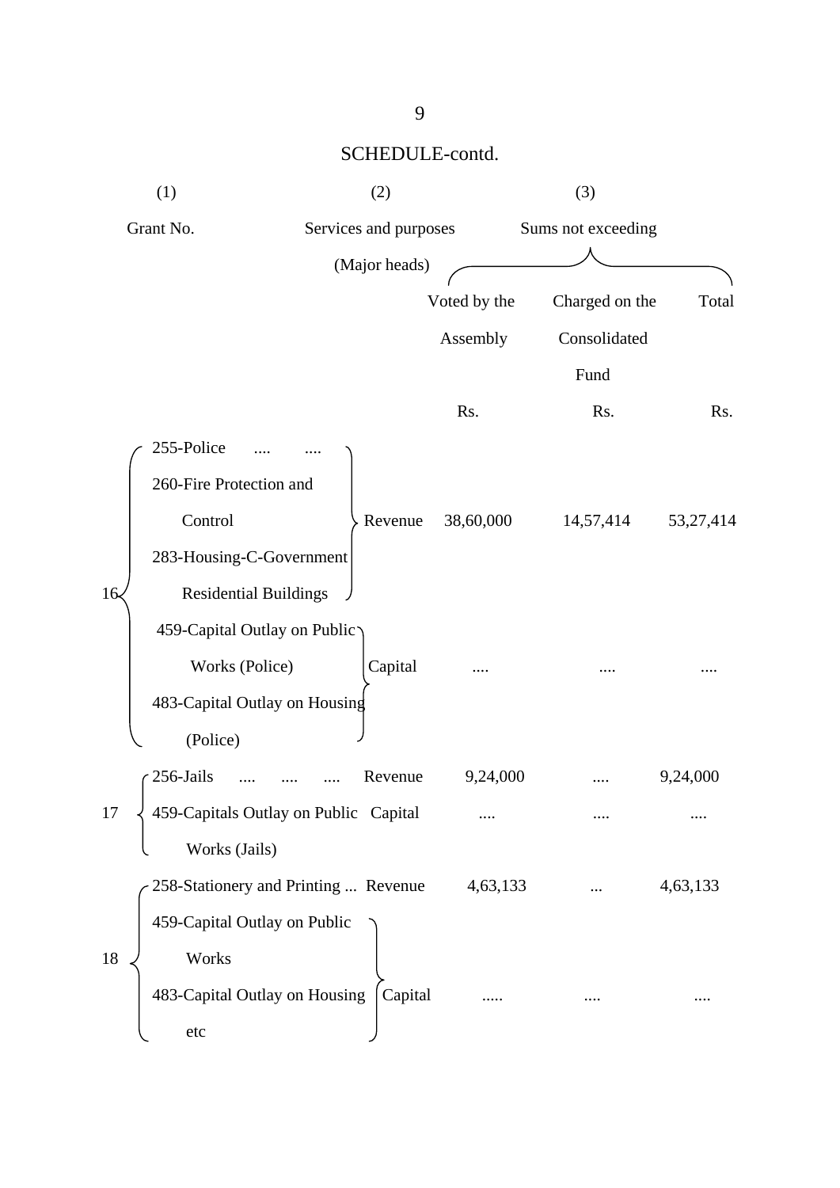SCHEDULE-contd.

| (1) Grant No. | (2) Services and purposes (Major heads) | | (3) Sums not exceeding Voted by the Assembly | Charged on the Consolidated Fund | Total |
|---|---|---|---|---|---|
| | | | Rs. | Rs. | Rs. |
| 16 | 255-Police .... .... <br> 260-Fire Protection and Control <br> 283-Housing-C-Government Residential Buildings | Revenue | 38,60,000 | 14,57,414 | 53,27,414 |
| | 459-Capital Outlay on Public Works (Police) <br> 483-Capital Outlay on Housing (Police) | Capital | .... | .... | .... |
| 17 | 256-Jails .... .... .... | Revenue | 9,24,000 | .... | 9,24,000 |
| | 459-Capitals Outlay on Public Works (Jails) | Capital | .... | .... | .... |
| 18 | 258-Stationery and Printing ... | Revenue | 4,63,133 | ... | 4,63,133 |
| | 459-Capital Outlay on Public Works <br> 483-Capital Outlay on Housing etc | Capital | ..... | .... | .... |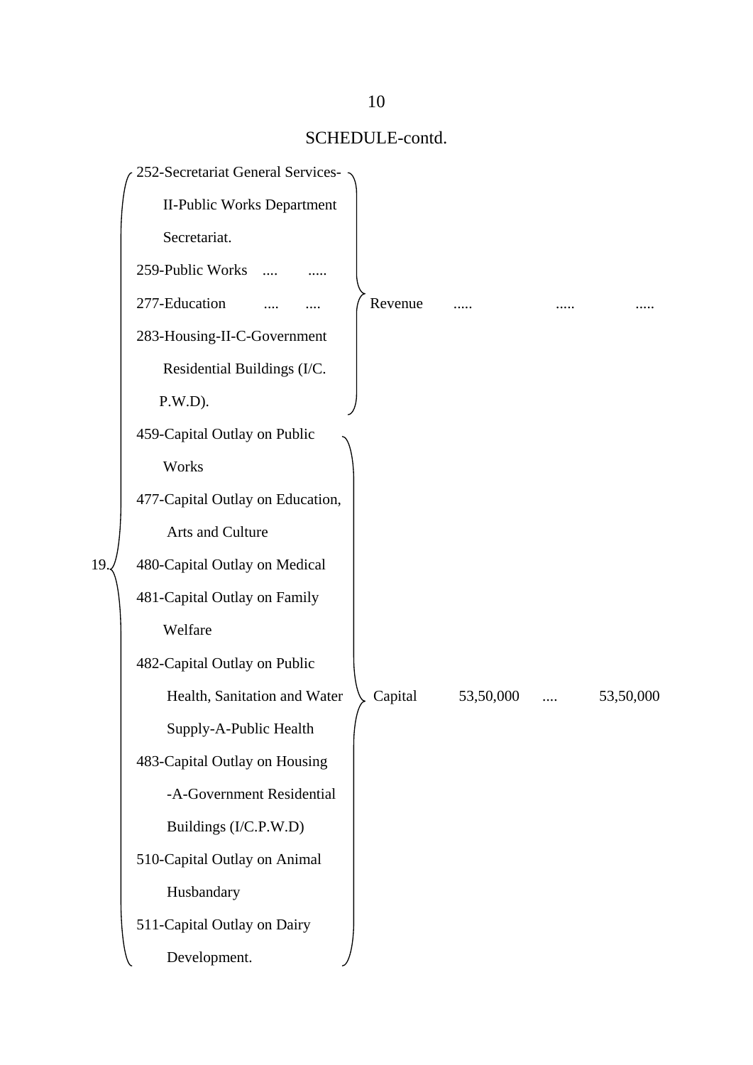SCHEDULE-contd.

| No. | Heads | | | | |
|---|---|---|---|---|---|
| 19. | 252-Secretariat General Services-II-Public Works Department Secretariat.<br>259-Public Works .... .....<br>277-Education .... ....<br>283-Housing-II-C-Government Residential Buildings (I/C. P.W.D). | Revenue | ..... | ..... | ..... |
| | 459-Capital Outlay on Public Works<br>477-Capital Outlay on Education, Arts and Culture<br>480-Capital Outlay on Medical<br>481-Capital Outlay on Family Welfare<br>482-Capital Outlay on Public Health, Sanitation and Water Supply-A-Public Health<br>483-Capital Outlay on Housing -A-Government Residential Buildings (I/C.P.W.D)<br>510-Capital Outlay on Animal Husbandary<br>511-Capital Outlay on Dairy Development. | Capital | 53,50,000 | .... | 53,50,000 |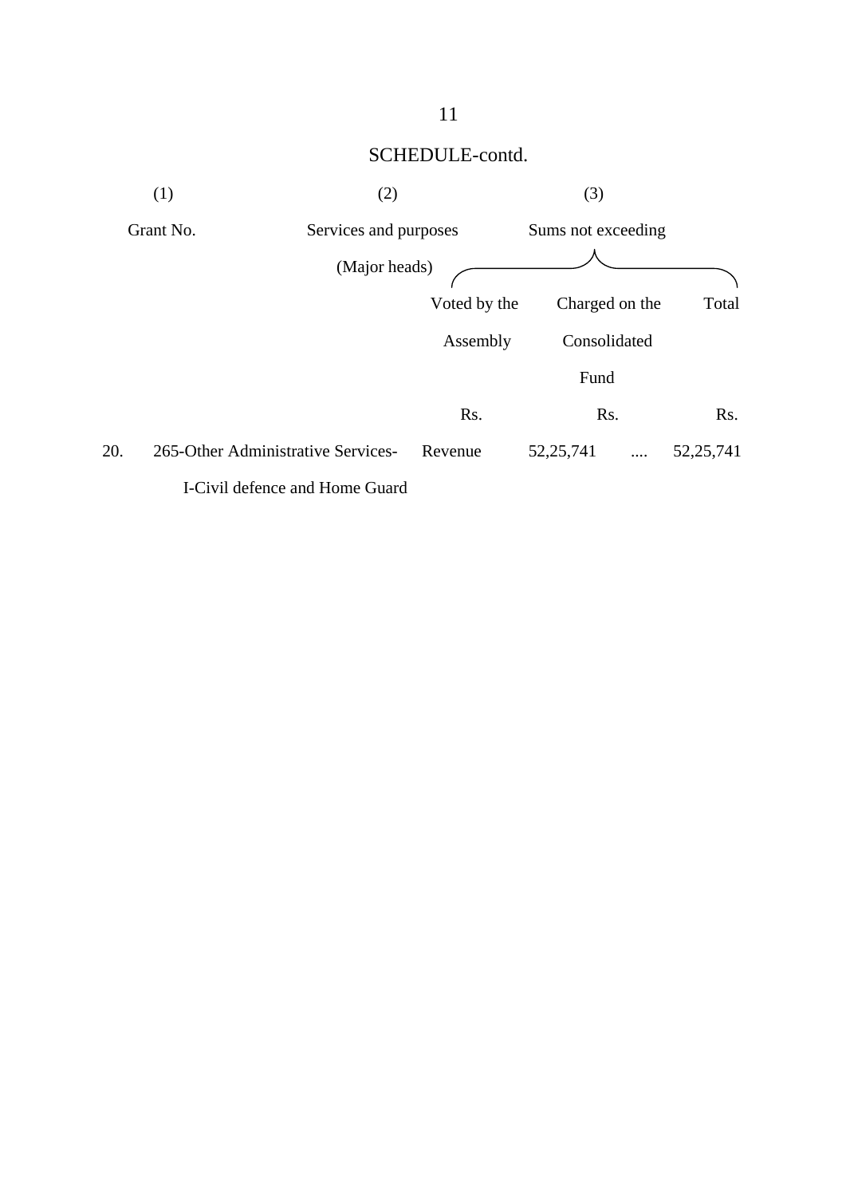SCHEDULE-contd.

| (1) | (2) | | (3) | | |
|---|---|---|---|---|---|
| Grant No. | Services and purposes (Major heads) | | Sums not exceeding | | |
| | | | Voted by the Assembly | Charged on the Consolidated Fund | Total |
| | | | Rs. | Rs. | Rs. |
| 20. | 265-Other Administrative Services-I-Civil defence and Home Guard | Revenue | 52,25,741 | .... | 52,25,741 |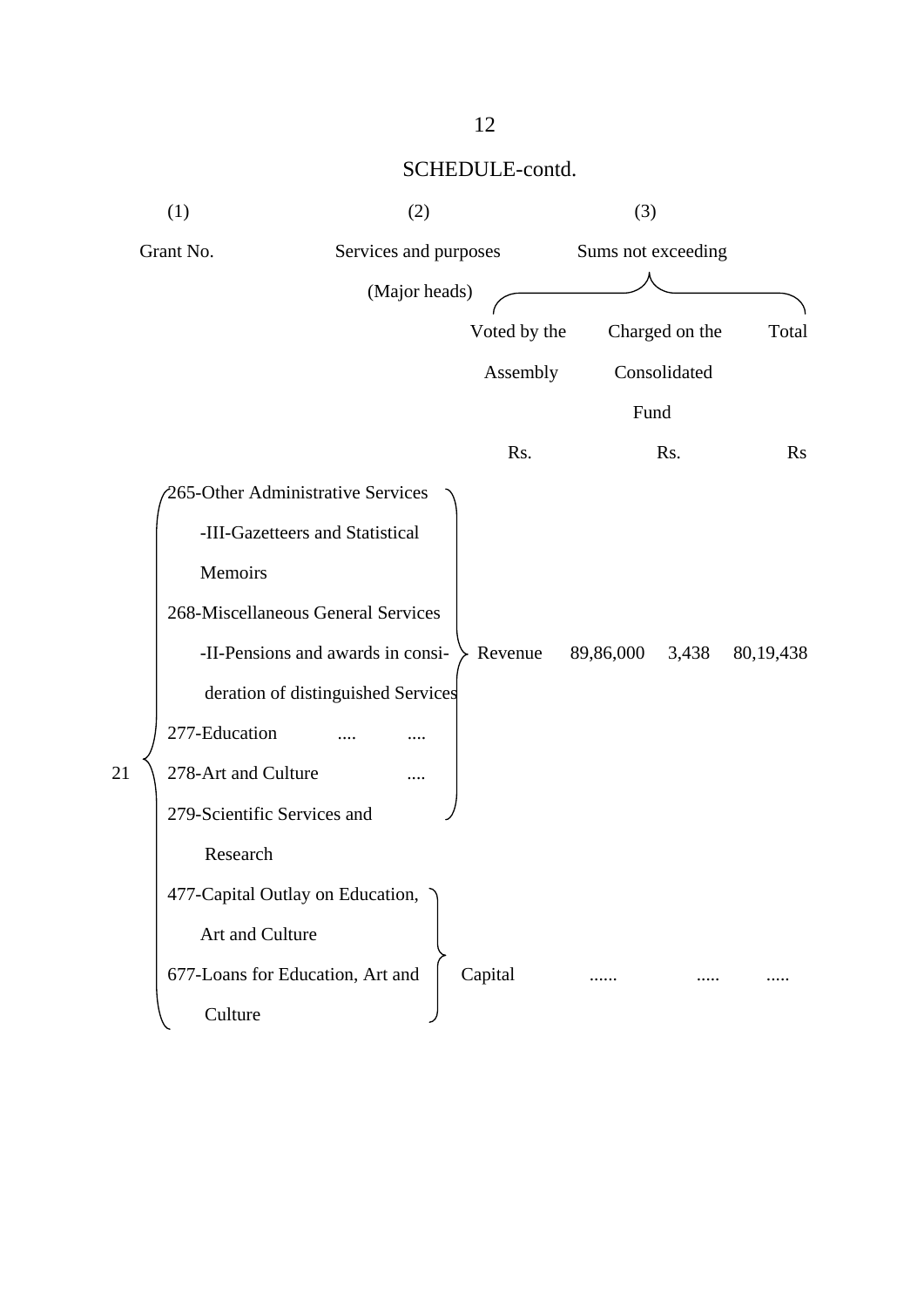SCHEDULE-contd.

| (1) | (2) | | (3) | | |
|---|---|---|---|---|---|
| Grant No. | Services and purposes (Major heads) | | Sums not exceeding | | |
| | | | Voted by the Assembly | Charged on the Consolidated Fund | Total |
| | | | Rs. | Rs. | Rs |
| 21 | 265-Other Administrative Services -III-Gazetteers and Statistical Memoirs<br>268-Miscellaneous General Services -II-Pensions and awards in consi-deration of distinguished Services<br>277-Education .... ....<br>278-Art and Culture ....<br>279-Scientific Services and Research | Revenue | 89,86,000 | 3,438 | 80,19,438 |
| | 477-Capital Outlay on Education, Art and Culture<br>677-Loans for Education, Art and Culture | Capital | ...... | ..... | ..... |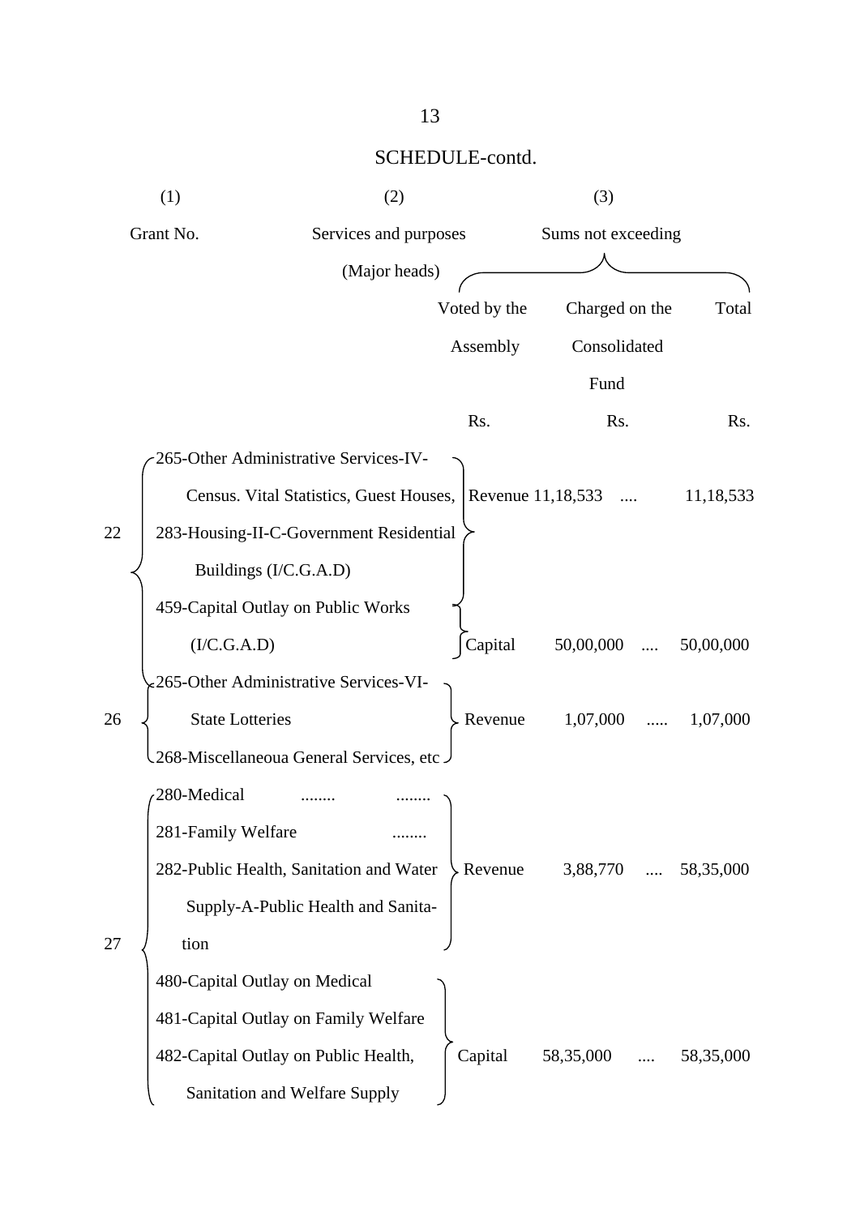## SCHEDULE-contd.

| (1) | (2) | | (3) | | |
|---|---|---|---|---|---|
| Grant No. | Services and purposes (Major heads) | | Sums not exceeding | | |
| | | | Voted by the Assembly | Charged on the Consolidated Fund | Total |
| | | | Rs. | Rs. | Rs. |
| 22 | 265-Other Administrative Services-IV-Census. Vital Statistics, Guest Houses, 283-Housing-II-C-Government Residential Buildings (I/C.G.A.D) | Revenue | 11,18,533 | .... | 11,18,533 |
| | 459-Capital Outlay on Public Works (I/C.G.A.D) | Capital | 50,00,000 | .... | 50,00,000 |
| 26 | 265-Other Administrative Services-VI-State Lotteries 268-Miscellaneoua General Services, etc | Revenue | 1,07,000 | ..... | 1,07,000 |
| 27 | 280-Medical ........ ........ 281-Family Welfare ........ 282-Public Health, Sanitation and Water Supply-A-Public Health and Sanitation | Revenue | 3,88,770 | .... | 58,35,000 |
| | 480-Capital Outlay on Medical 481-Capital Outlay on Family Welfare 482-Capital Outlay on Public Health, Sanitation and Welfare Supply | Capital | 58,35,000 | .... | 58,35,000 |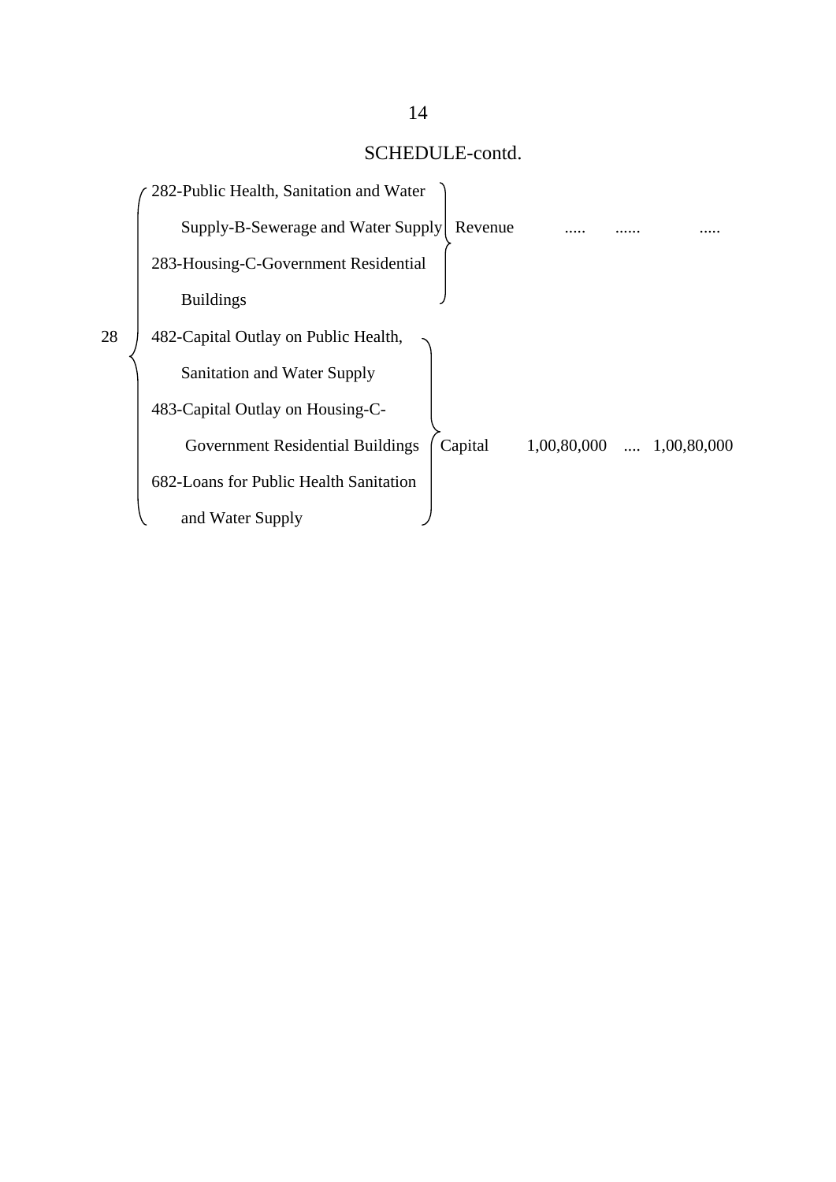SCHEDULE-contd.

| | | | | | |
|---|---|---|---|---|---|
| 28 | 282-Public Health, Sanitation and Water Supply-B-Sewerage and Water Supply<br>283-Housing-C-Government Residential Buildings | Revenue | ..... | ...... | ..... |
| | 482-Capital Outlay on Public Health, Sanitation and Water Supply<br>483-Capital Outlay on Housing-C-Government Residential Buildings<br>682-Loans for Public Health Sanitation and Water Supply | Capital | 1,00,80,000 | .... | 1,00,80,000 |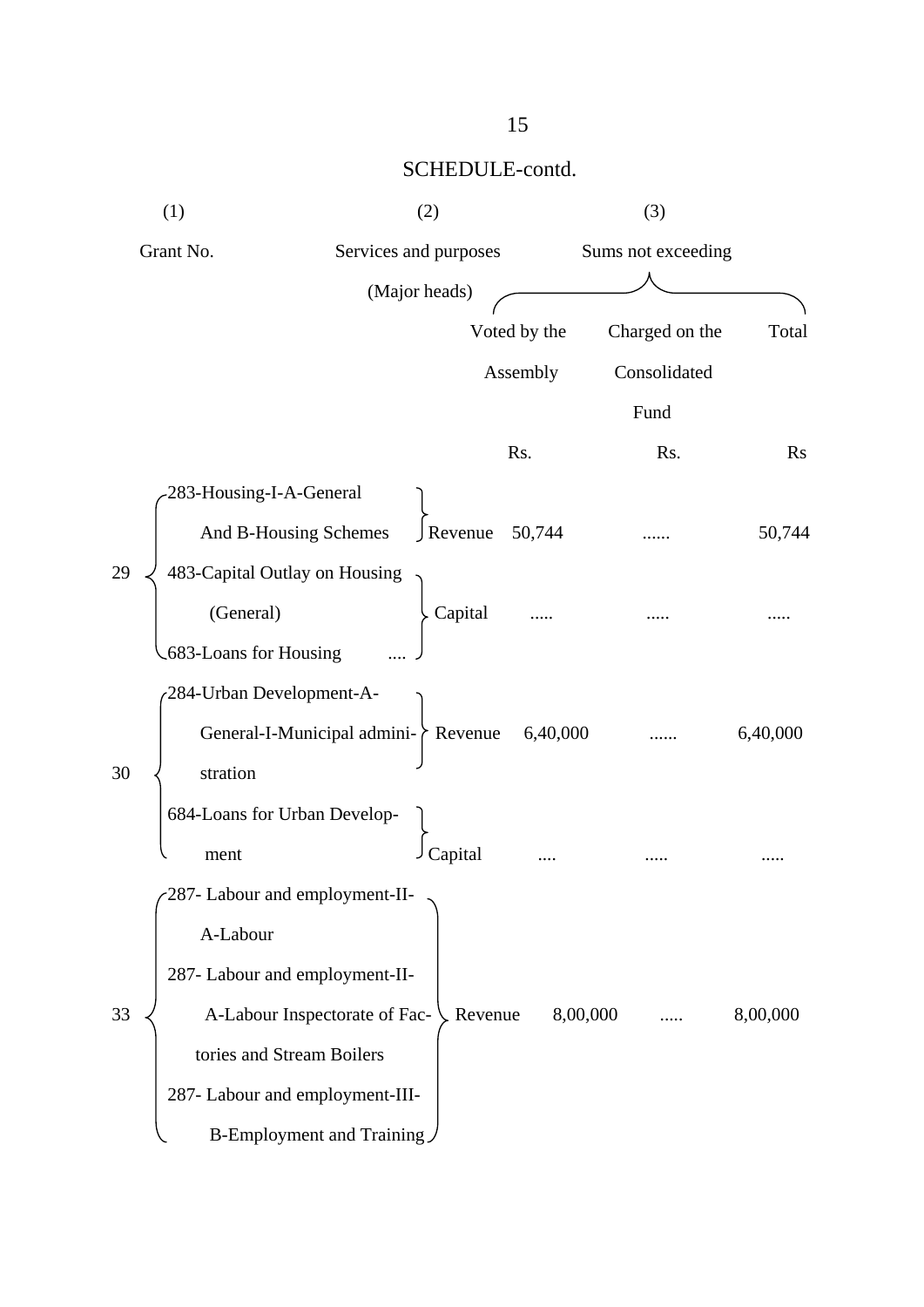SCHEDULE-contd.

| (1) | (2) | | (3) | | |
|---|---|---|---|---|---|
| Grant No. | Services and purposes (Major heads) | | Sums not exceeding | | |
| | | | Voted by the Assembly | Charged on the Consolidated Fund | Total |
| | | | Rs. | Rs. | Rs |
| 29 | 283-Housing-I-A-General And B-Housing Schemes | Revenue | 50,744 | ...... | 50,744 |
| | 483-Capital Outlay on Housing (General)<br>683-Loans for Housing .... | Capital | ..... | ..... | ..... |
| 30 | 284-Urban Development-A-General-I-Municipal administration | Revenue | 6,40,000 | ...... | 6,40,000 |
| | 684-Loans for Urban Development | Capital | .... | ..... | ..... |
| 33 | 287- Labour and employment-II-A-Labour<br>287- Labour and employment-II-A-Labour Inspectorate of Factories and Stream Boilers<br>287- Labour and employment-III-B-Employment and Training | Revenue | 8,00,000 | ..... | 8,00,000 |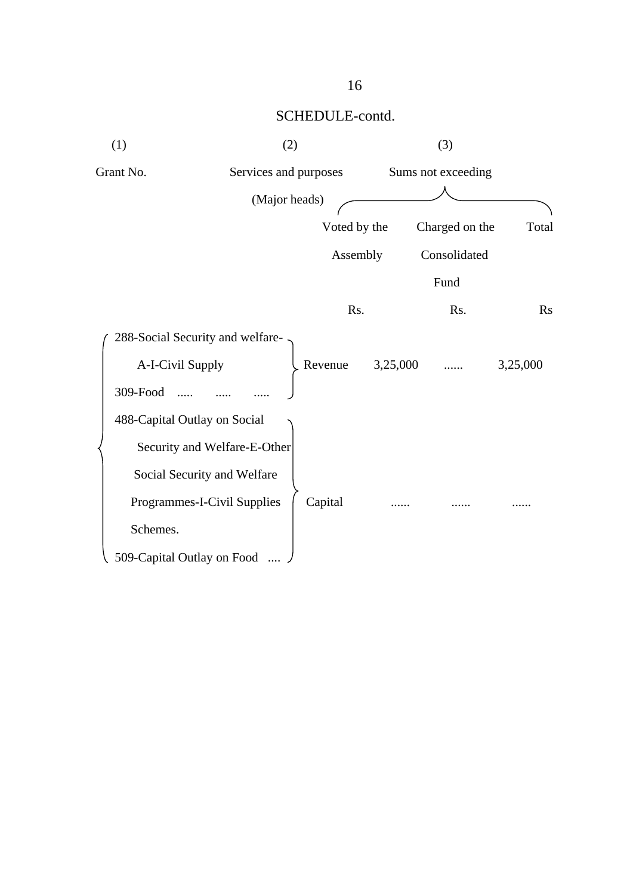SCHEDULE-contd.

| (1) | (2) | | (3) | | |
|---|---|---|---|---|---|
| Grant No. | Services and purposes (Major heads) | | Sums not exceeding | | |
| | | | Voted by the Assembly | Charged on the Consolidated Fund | Total |
| | | | Rs. | Rs. | Rs |
| | 288-Social Security and welfare-A-I-Civil Supply<br>309-Food ..... ..... ..... | Revenue | 3,25,000 | ...... | 3,25,000 |
| | 488-Capital Outlay on Social Security and Welfare-E-Other Social Security and Welfare Programmes-I-Civil Supplies Schemes.<br>509-Capital Outlay on Food .... | Capital | ...... | ...... | ...... |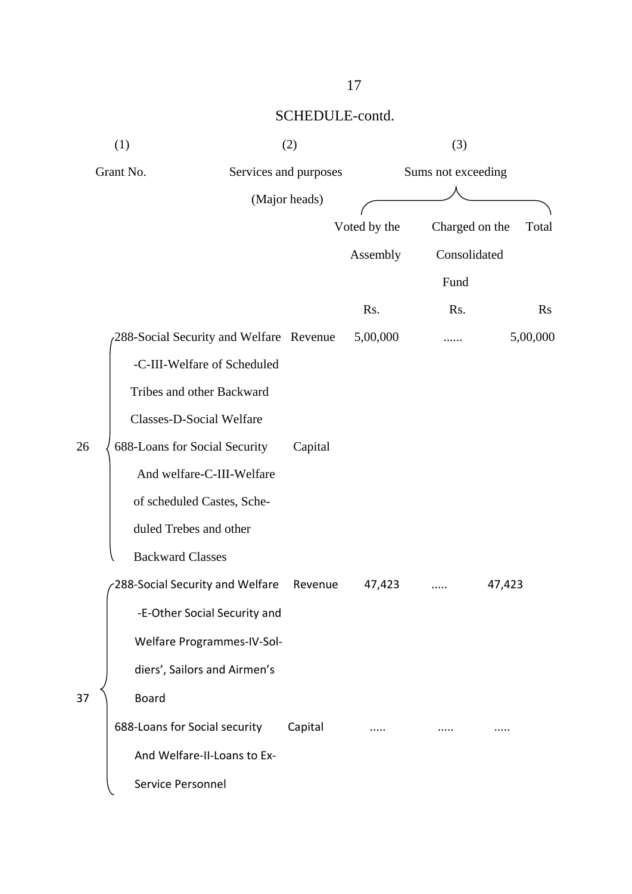## SCHEDULE-contd.

| (1) | (2) | | (3) | | |
|---|---|---|---|---|---|
| Grant No. | Services and purposes (Major heads) | | Sums not exceeding | | |
| | | | Voted by the Assembly | Charged on the Consolidated Fund | Total |
| | | | Rs. | Rs. | Rs |
| 26 | 288-Social Security and Welfare -C-III-Welfare of Scheduled Tribes and other Backward Classes-D-Social Welfare | Revenue | 5,00,000 | ...... | 5,00,000 |
| | 688-Loans for Social Security And welfare-C-III-Welfare of scheduled Castes, Scheduled Trebes and other Backward Classes | Capital | | | |
| 37 | 288-Social Security and Welfare -E-Other Social Security and Welfare Programmes-IV-Soldiers', Sailors and Airmen's Board | Revenue | 47,423 | ..... | 47,423 |
| | 688-Loans for Social security And Welfare-II-Loans to Ex-Service Personnel | Capital | ..... | ..... | ..... |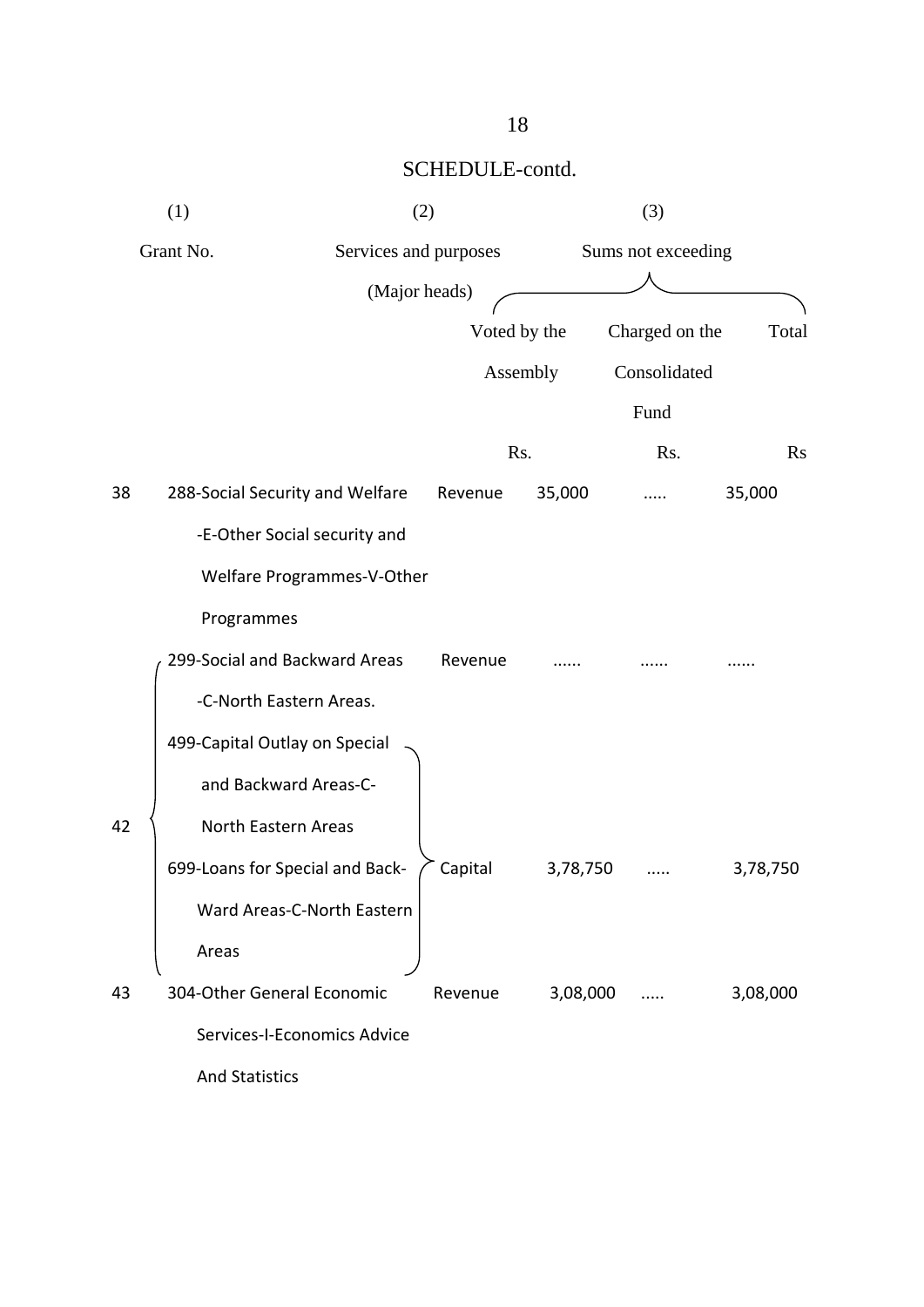SCHEDULE-contd.

| (1) Grant No. | (2) Services and purposes (Major heads) | | (3) Sums not exceeding | | |
|---|---|---|---|---|---|
| | | | Voted by the Assembly | Charged on the Consolidated Fund | Total |
| | | | Rs. | Rs. | Rs |
| 38 | 288-Social Security and Welfare -E-Other Social security and Welfare Programmes-V-Other Programmes | Revenue | 35,000 | ..... | 35,000 |
| 42 | 299-Social and Backward Areas -C-North Eastern Areas. | Revenue | ...... | ...... | ...... |
| | 499-Capital Outlay on Special and Backward Areas-C-North Eastern Areas; 699-Loans for Special and Back-Ward Areas-C-North Eastern Areas | Capital | 3,78,750 | ..... | 3,78,750 |
| 43 | 304-Other General Economic Services-I-Economics Advice And Statistics | Revenue | 3,08,000 | ..... | 3,08,000 |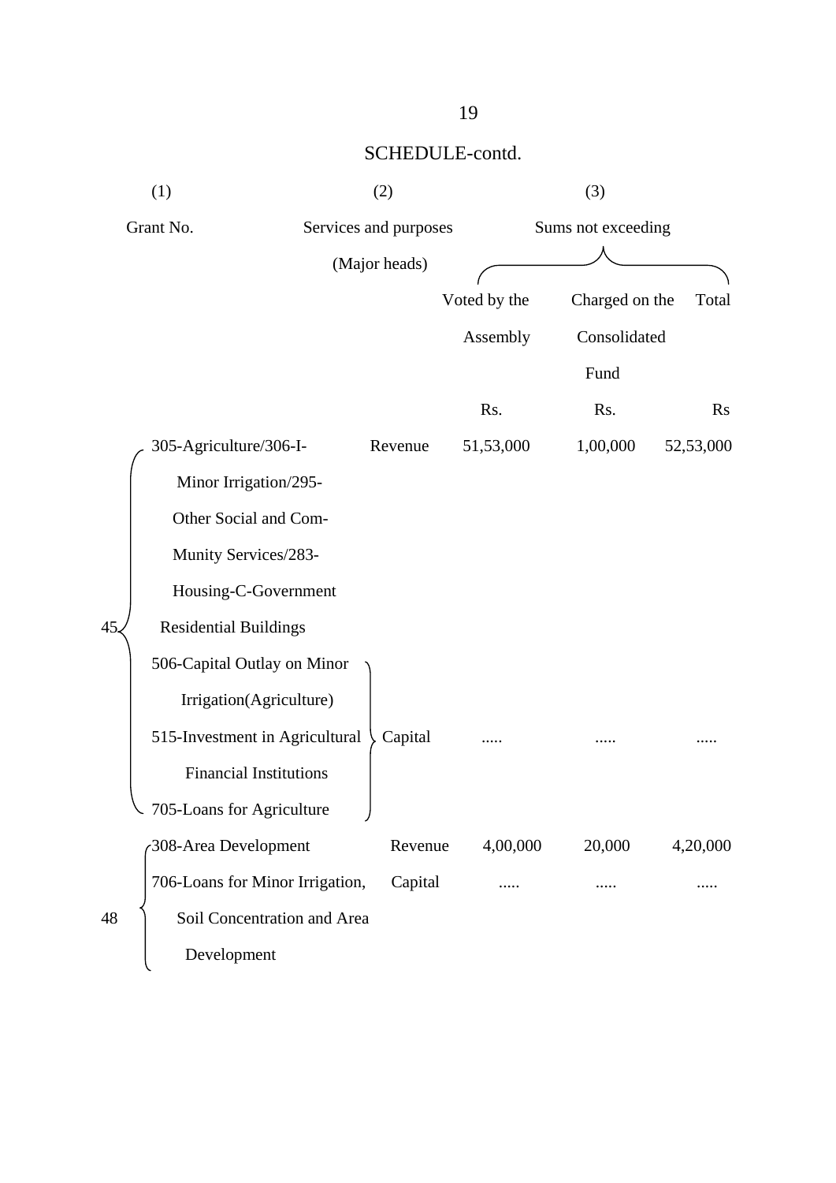## SCHEDULE-contd.

| (1) | (2) | | (3) | | |
|---|---|---|---|---|---|
| Grant No. | Services and purposes (Major heads) | | Sums not exceeding | | |
| | | | Voted by the Assembly | Charged on the Consolidated Fund | Total |
| | | | Rs. | Rs. | Rs |
| 45 | 305-Agriculture/306-I-Minor Irrigation/295-Other Social and Com-Munity Services/283-Housing-C-Government Residential Buildings | Revenue | 51,53,000 | 1,00,000 | 52,53,000 |
| | 506-Capital Outlay on Minor Irrigation(Agriculture) 515-Investment in Agricultural Financial Institutions 705-Loans for Agriculture | Capital | ..... | ..... | ..... |
| 48 | 308-Area Development | Revenue | 4,00,000 | 20,000 | 4,20,000 |
| | 706-Loans for Minor Irrigation, Soil Concentration and Area Development | Capital | ..... | ..... | ..... |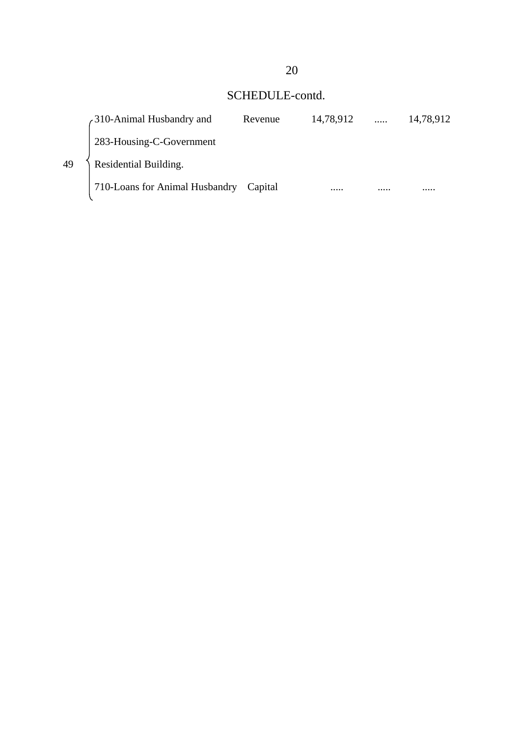SCHEDULE-contd.

| | | | | | |
|---|---|---|---|---|---|
| 49 | 310-Animal Husbandry and 283-Housing-C-Government Residential Building. | Revenue | 14,78,912 | ..... | 14,78,912 |
| | 710-Loans for Animal Husbandry | Capital | ..... | ..... | ..... |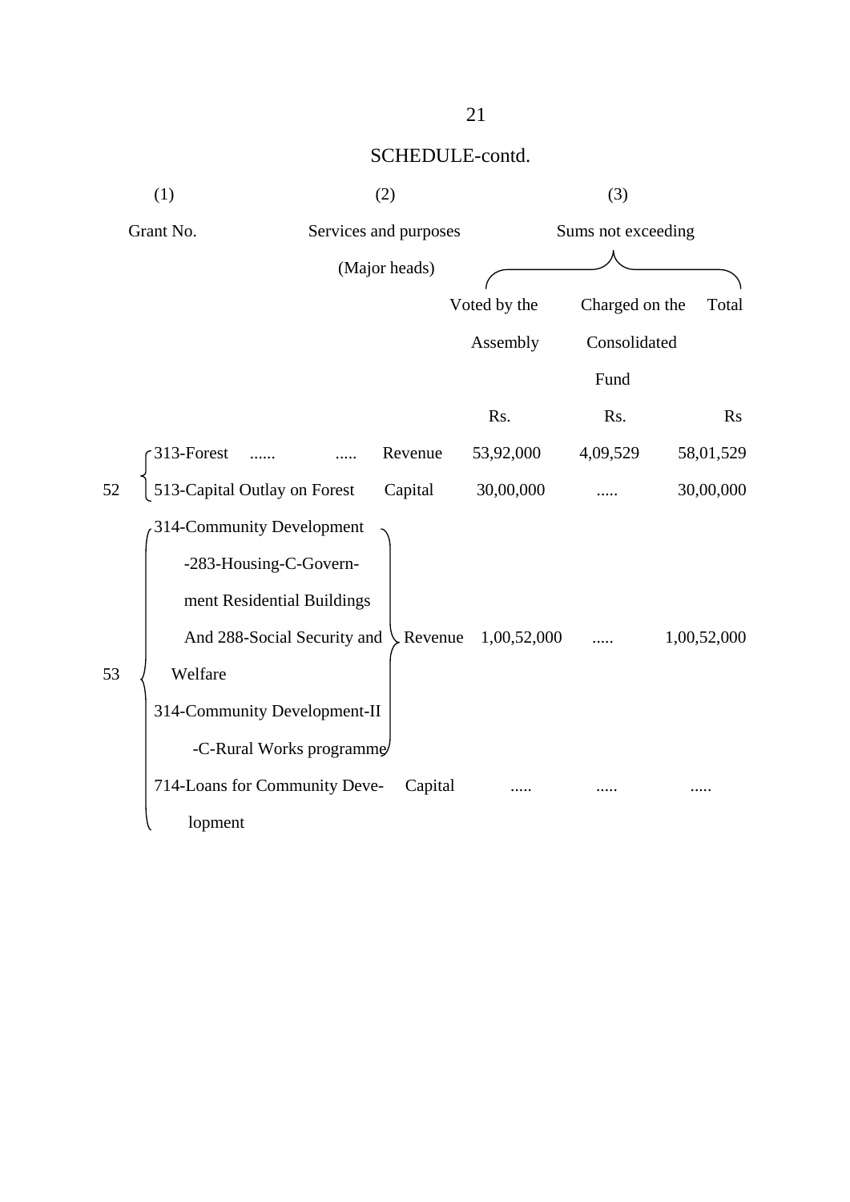SCHEDULE-contd.

| (1) | (2) | | (3) | | |
|---|---|---|---|---|---|
| Grant No. | Services and purposes (Major heads) | | Sums not exceeding | | |
| | | | Voted by the Assembly | Charged on the Consolidated Fund | Total |
| | | | Rs. | Rs. | Rs |
| 52 | 313-Forest ...... ..... | Revenue | 53,92,000 | 4,09,529 | 58,01,529 |
| | 513-Capital Outlay on Forest | Capital | 30,00,000 | ..... | 30,00,000 |
| 53 | 314-Community Development -283-Housing-C-Government Residential Buildings And 288-Social Security and Welfare 314-Community Development-II -C-Rural Works programme | Revenue | 1,00,52,000 | ..... | 1,00,52,000 |
| | 714-Loans for Community Development | Capital | ..... | ..... | ..... |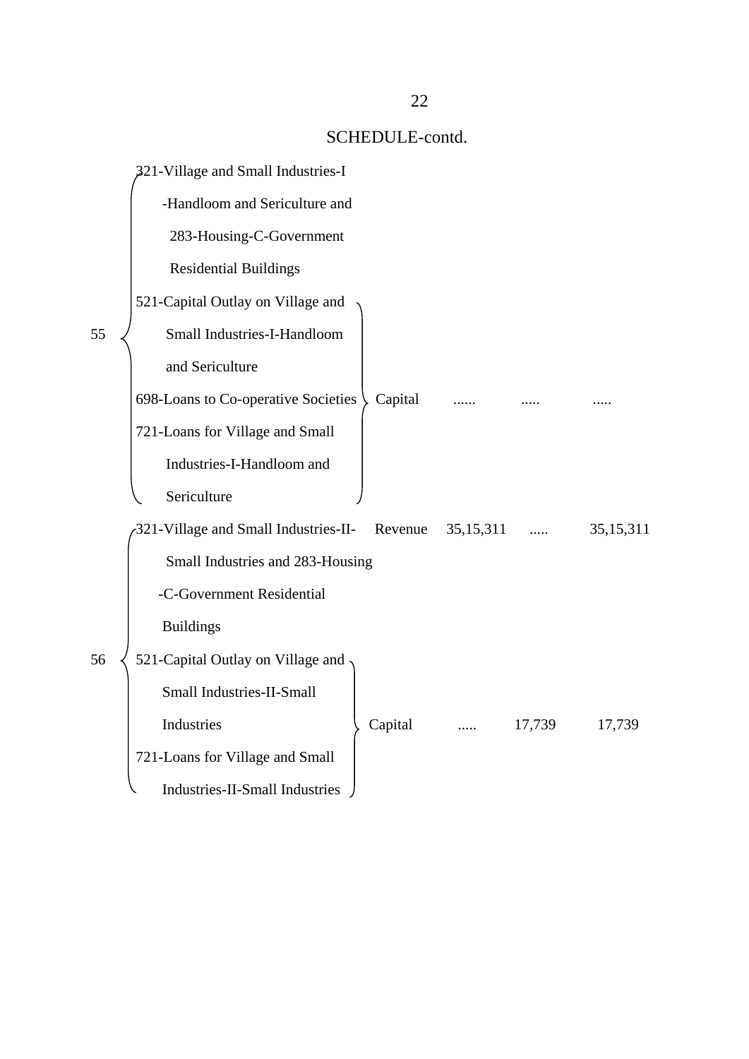SCHEDULE-contd.

| No. | Heads | | Revenue/Capital | | | |
|---|---|---|---|---|---|---|
| 55 | 321-Village and Small Industries-I -Handloom and Sericulture and 283-Housing-C-Government Residential Buildings | | | | | |
| | 521-Capital Outlay on Village and Small Industries-I-Handloom and Sericulture; 698-Loans to Co-operative Societies; 721-Loans for Village and Small Industries-I-Handloom and Sericulture | | Capital | ...... | ..... | ..... |
| 56 | 321-Village and Small Industries-II-Small Industries and 283-Housing -C-Government Residential Buildings | | Revenue | 35,15,311 | ..... | 35,15,311 |
| | 521-Capital Outlay on Village and Small Industries-II-Small Industries; 721-Loans for Village and Small Industries-II-Small Industries | | Capital | ..... | 17,739 | 17,739 |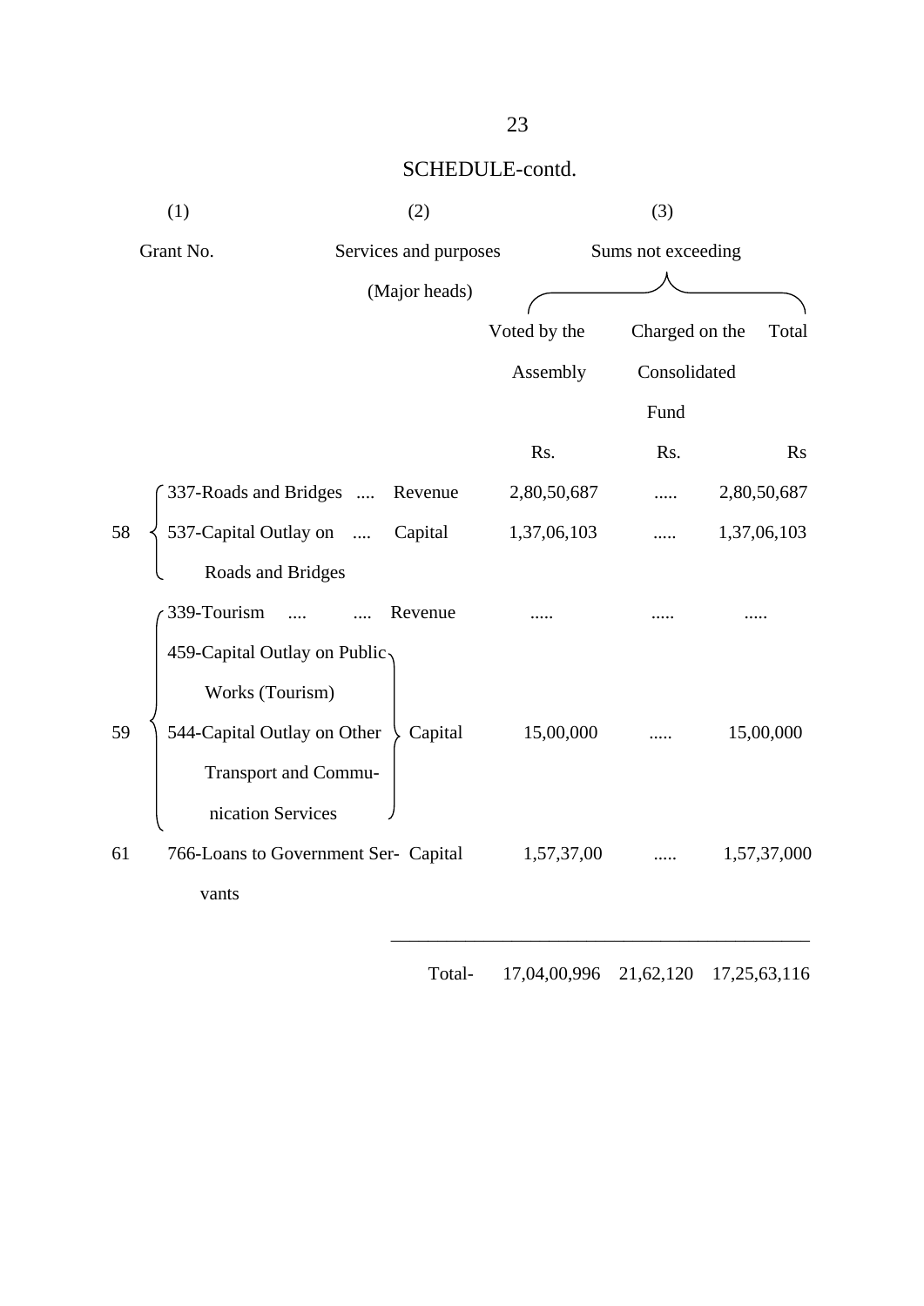## SCHEDULE-contd.

| (1) | (2) | | (3) | | |
|---|---|---|---|---|---|
| Grant No. | Services and purposes (Major heads) | | Sums not exceeding | | |
| | | | Voted by the Assembly | Charged on the Consolidated Fund | Total |
| | | | Rs. | Rs. | Rs |
| 58 | 337-Roads and Bridges .... | Revenue | 2,80,50,687 | ..... | 2,80,50,687 |
| | 537-Capital Outlay on .... Roads and Bridges | Capital | 1,37,06,103 | ..... | 1,37,06,103 |
| 59 | 339-Tourism .... .... | Revenue | ..... | ..... | ..... |
| | 459-Capital Outlay on Public Works (Tourism) 544-Capital Outlay on Other Transport and Communication Services | Capital | 15,00,000 | ..... | 15,00,000 |
| 61 | 766-Loans to Government Servants | Capital | 1,57,37,00 | ..... | 1,57,37,000 |
| | | Total- | 17,04,00,996 | 21,62,120 | 17,25,63,116 |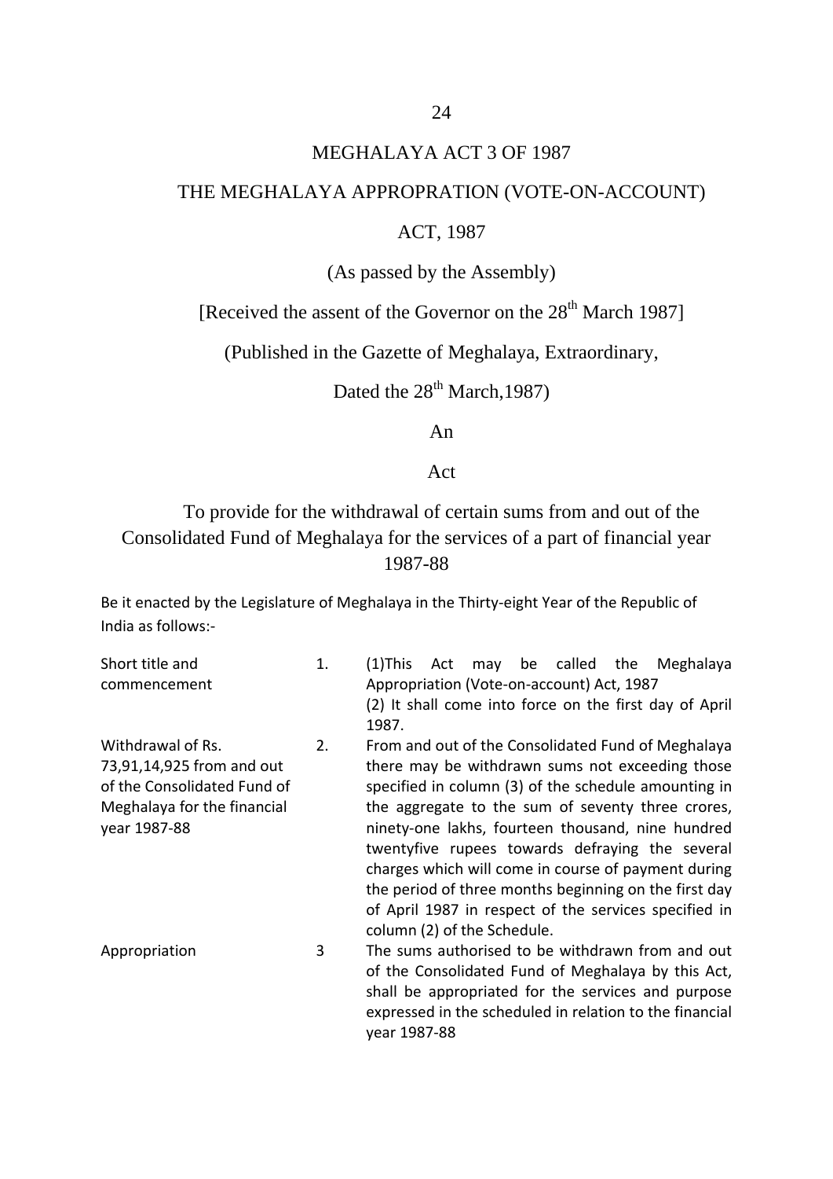# MEGHALAYA ACT 3 OF 1987

## THE MEGHALAYA APPROPRATION (VOTE-ON-ACCOUNT) ACT, 1987

(As passed by the Assembly)

[Received the assent of the Governor on the 28th March 1987]

(Published in the Gazette of Meghalaya, Extraordinary,

Dated the 28th March,1987)

An

Act

To provide for the withdrawal of certain sums from and out of the Consolidated Fund of Meghalaya for the services of a part of financial year 1987-88

Be it enacted by the Legislature of Meghalaya in the Thirty-eight Year of the Republic of India as follows:-

| | | |
|---|---|---|
| Short title and commencement | 1. | (1)This Act may be called the Meghalaya Appropriation (Vote-on-account) Act, 1987<br>(2) It shall come into force on the first day of April 1987. |
| Withdrawal of Rs. 73,91,14,925 from and out of the Consolidated Fund of Meghalaya for the financial year 1987-88 | 2. | From and out of the Consolidated Fund of Meghalaya there may be withdrawn sums not exceeding those specified in column (3) of the schedule amounting in the aggregate to the sum of seventy three crores, ninety-one lakhs, fourteen thousand, nine hundred twentyfive rupees towards defraying the several charges which will come in course of payment during the period of three months beginning on the first day of April 1987 in respect of the services specified in column (2) of the Schedule. |
| Appropriation | 3 | The sums authorised to be withdrawn from and out of the Consolidated Fund of Meghalaya by this Act, shall be appropriated for the services and purpose expressed in the scheduled in relation to the financial year 1987-88 |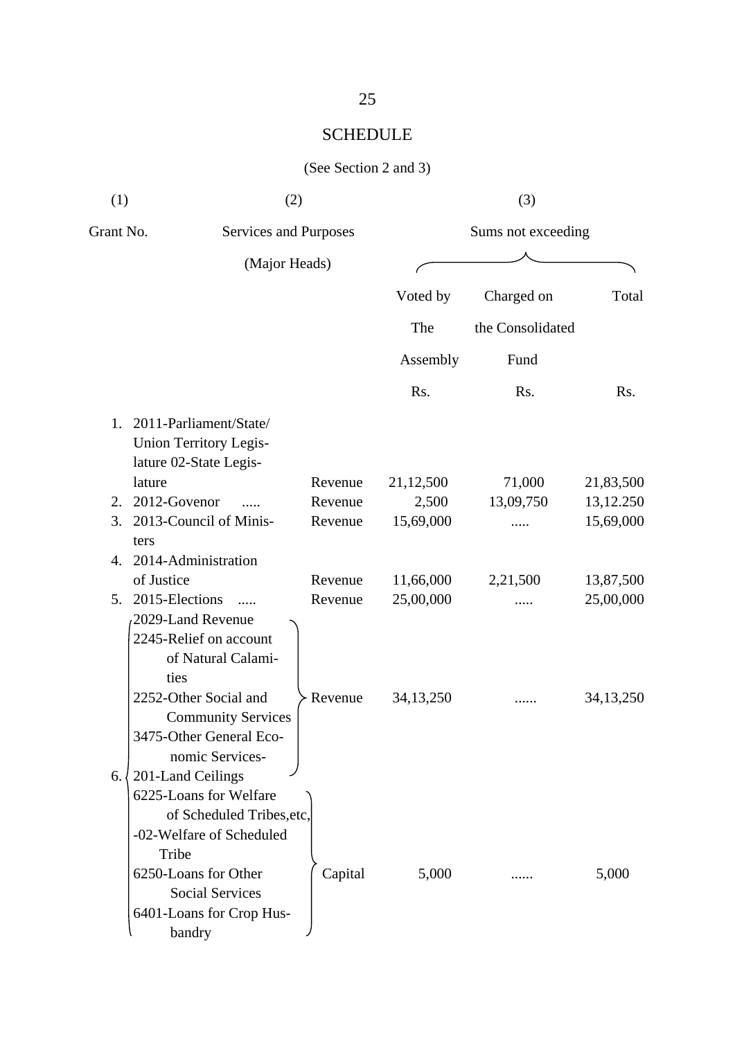# SCHEDULE

(See Section 2 and 3)

| (1) Grant No. | (2) Services and Purposes (Major Heads) | | (3) Sums not exceeding | | |
|---|---|---|---|---|---|
| | | | Voted by The Assembly Rs. | Charged on the Consolidated Fund Rs. | Total Rs. |
| 1. | 2011-Parliament/State/ Union Territory Legislature 02-State Legislature | Revenue | 21,12,500 | 71,000 | 21,83,500 |
| 2. | 2012-Govenor ..... | Revenue | 2,500 | 13,09,750 | 13,12.250 |
| 3. | 2013-Council of Ministers | Revenue | 15,69,000 | ..... | 15,69,000 |
| 4. | 2014-Administration of Justice | Revenue | 11,66,000 | 2,21,500 | 13,87,500 |
| 5. | 2015-Elections ..... | Revenue | 25,00,000 | ..... | 25,00,000 |
| 6. | 2029-Land Revenue<br>2245-Relief on account of Natural Calamities<br>2252-Other Social and Community Services<br>3475-Other General Economic Services-201-Land Ceilings | Revenue | 34,13,250 | ...... | 34,13,250 |
| | 6225-Loans for Welfare of Scheduled Tribes,etc, -02-Welfare of Scheduled Tribe<br>6250-Loans for Other Social Services<br>6401-Loans for Crop Husbandry | Capital | 5,000 | ...... | 5,000 |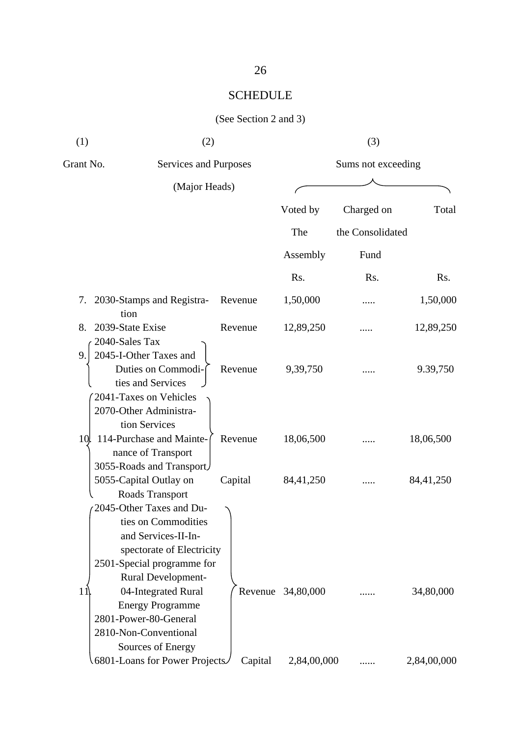## SCHEDULE

(See Section 2 and 3)

| (1) | (2) | | (3) | | |
|---|---|---|---|---|---|
| Grant No. | Services and Purposes (Major Heads) | | Sums not exceeding | | |
| | | | Voted by The Assembly | Charged on the Consolidated Fund | Total |
| | | | Rs. | Rs. | Rs. |
| 7. | 2030-Stamps and Registration | Revenue | 1,50,000 | ..... | 1,50,000 |
| 8. | 2039-State Exise | Revenue | 12,89,250 | ..... | 12,89,250 |
| 9. | 2040-Sales Tax<br>2045-I-Other Taxes and Duties on Commodities and Services | Revenue | 9,39,750 | ..... | 9.39,750 |
| 10. | 2041-Taxes on Vehicles<br>2070-Other Administration Services<br>114-Purchase and Maintenance of Transport<br>3055-Roads and Transport | Revenue | 18,06,500 | ..... | 18,06,500 |
| | 5055-Capital Outlay on Roads Transport | Capital | 84,41,250 | ..... | 84,41,250 |
| 11. | 2045-Other Taxes and Duties on Commodities and Services-II-Inspectorate of Electricity<br>2501-Special programme for Rural Development-04-Integrated Rural Energy Programme<br>2801-Power-80-General<br>2810-Non-Conventional Sources of Energy | Revenue | 34,80,000 | ...... | 34,80,000 |
| | 6801-Loans for Power Projects | Capital | 2,84,00,000 | ...... | 2,84,00,000 |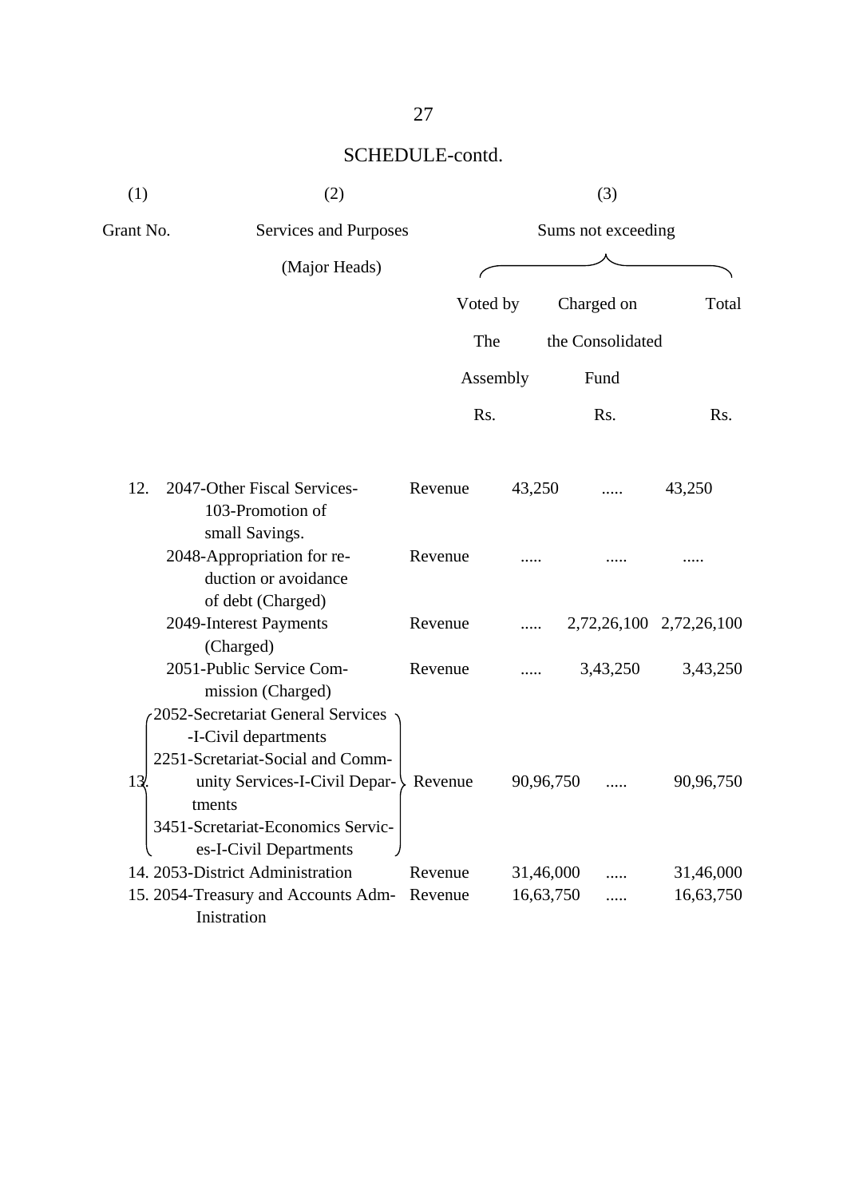## SCHEDULE-contd.

| (1) | (2) | | (3) | | |
|---|---|---|---|---|---|
| Grant No. | Services and Purposes (Major Heads) | | Sums not exceeding | | |
| | | | Voted by The Assembly | Charged on the Consolidated Fund | Total |
| | | | Rs. | Rs. | Rs. |
| 12. | 2047-Other Fiscal Services-103-Promotion of small Savings. | Revenue | 43,250 | ..... | 43,250 |
| | 2048-Appropriation for reduction or avoidance of debt (Charged) | Revenue | ..... | ..... | ..... |
| | 2049-Interest Payments (Charged) | Revenue | ..... | 2,72,26,100 | 2,72,26,100 |
| | 2051-Public Service Commission (Charged) | Revenue | ..... | 3,43,250 | 3,43,250 |
| 13. | 2052-Secretariat General Services-I-Civil departments<br>2251-Scretariat-Social and Community Services-I-Civil Departments<br>3451-Scretariat-Economics Services-I-Civil Departments | Revenue | 90,96,750 | ..... | 90,96,750 |
| 14. | 2053-District Administration | Revenue | 31,46,000 | ..... | 31,46,000 |
| 15. | 2054-Treasury and Accounts Adm-Inistration | Revenue | 16,63,750 | ..... | 16,63,750 |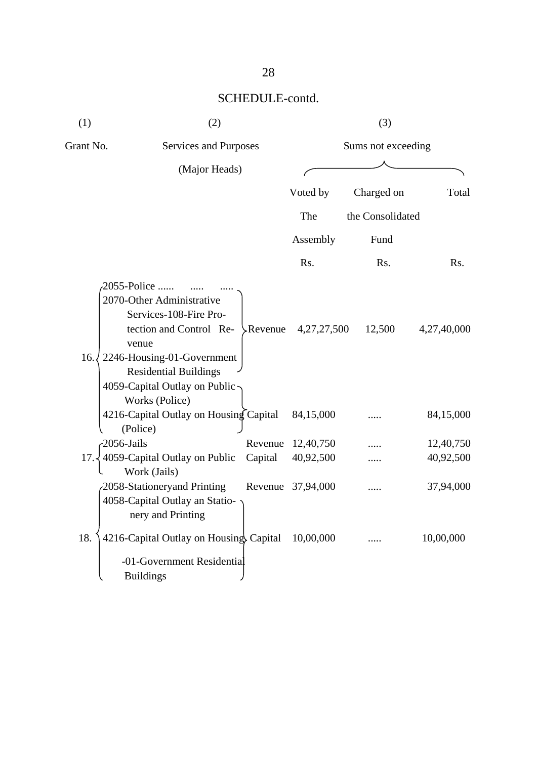SCHEDULE-contd.

| (1) | (2) | | (3) | | |
|---|---|---|---|---|---|
| Grant No. | Services and Purposes (Major Heads) | | Sums not exceeding | | |
| | | | Voted by The Assembly | Charged on the Consolidated Fund | Total |
| | | | Rs. | Rs. | Rs. |
| 16. | 2055-Police ...... ..... ..... 2070-Other Administrative Services-108-Fire Protection and Control Revenue 2246-Housing-01-Government Residential Buildings | Revenue | 4,27,27,500 | 12,500 | 4,27,40,000 |
| | 4059-Capital Outlay on Public Works (Police) 4216-Capital Outlay on Housing (Police) | Capital | 84,15,000 | ..... | 84,15,000 |
| 17. | 2056-Jails | Revenue | 12,40,750 | ..... | 12,40,750 |
| | 4059-Capital Outlay on Public Work (Jails) | Capital | 40,92,500 | ..... | 40,92,500 |
| 18. | 2058-Stationeryand Printing | Revenue | 37,94,000 | ..... | 37,94,000 |
| | 4058-Capital Outlay an Stationery and Printing 4216-Capital Outlay on Housing -01-Government Residential Buildings | Capital | 10,00,000 | ..... | 10,00,000 |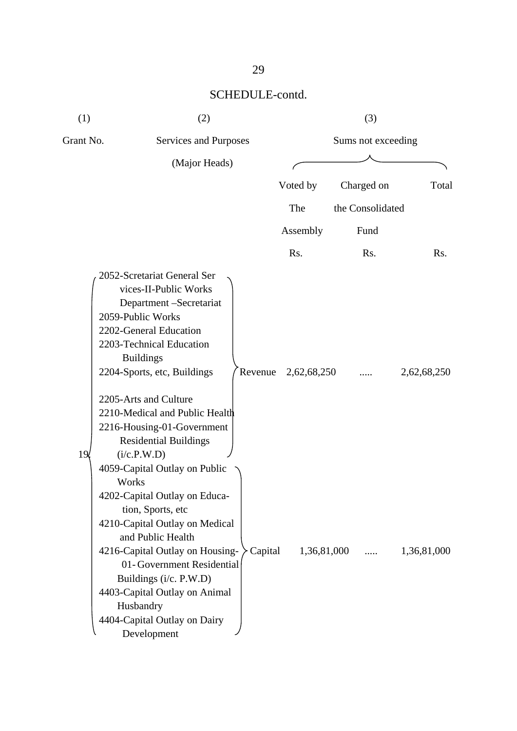## SCHEDULE-contd.

| (1) | (2) | | (3) | | |
|---|---|---|---|---|---|
| Grant No. | Services and Purposes (Major Heads) | | Sums not exceeding | | |
| | | | Voted by The Assembly | Charged on the Consolidated Fund | Total |
| | | | Rs. | Rs. | Rs. |
| 19 | 2052-Scretariat General Services-II-Public Works Department –Secretariat<br>2059-Public Works<br>2202-General Education<br>2203-Technical Education Buildings<br>2204-Sports, etc, Buildings<br>2205-Arts and Culture<br>2210-Medical and Public Health<br>2216-Housing-01-Government Residential Buildings (i/c.P.W.D) | Revenue | 2,62,68,250 | ..... | 2,62,68,250 |
| | 4059-Capital Outlay on Public Works<br>4202-Capital Outlay on Education, Sports, etc<br>4210-Capital Outlay on Medical and Public Health<br>4216-Capital Outlay on Housing-01- Government Residential Buildings (i/c. P.W.D)<br>4403-Capital Outlay on Animal Husbandry<br>4404-Capital Outlay on Dairy Development | Capital | 1,36,81,000 | ..... | 1,36,81,000 |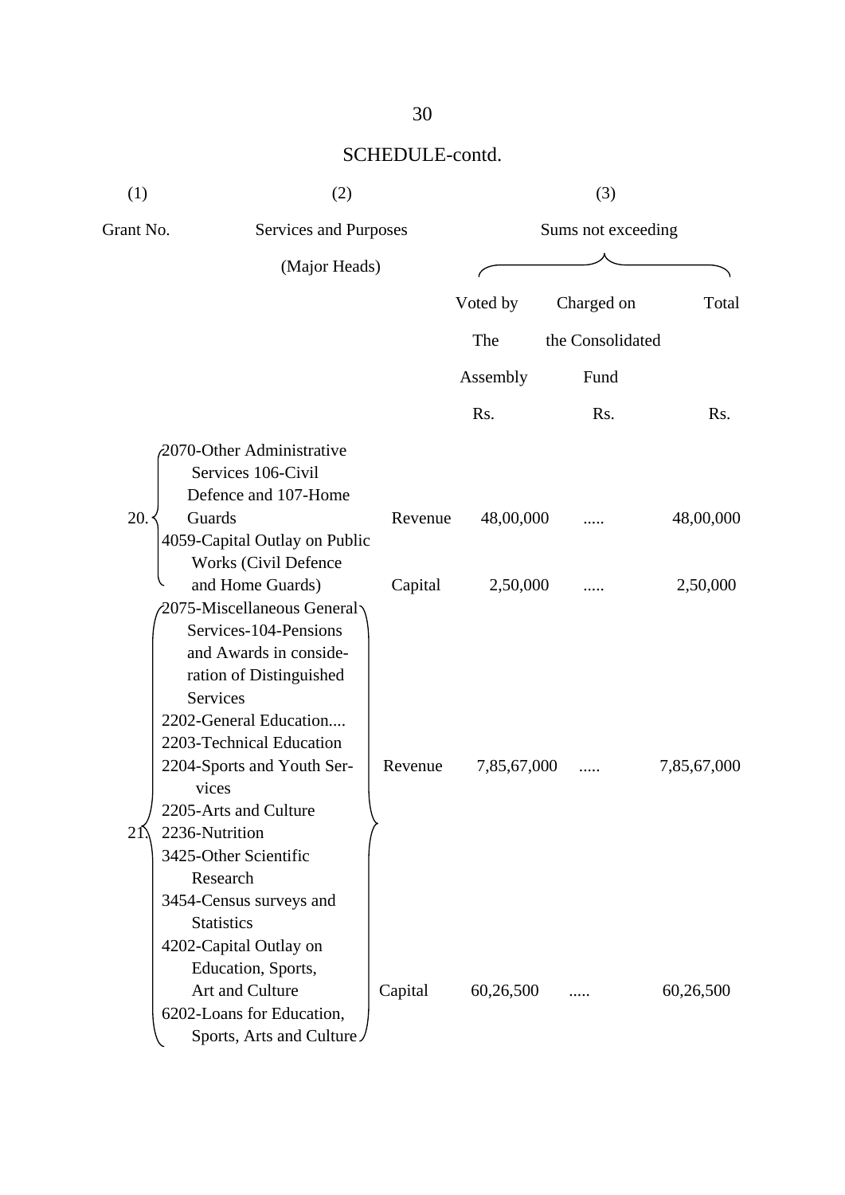## SCHEDULE-contd.

| (1) | (2) | | (3) | | |
|---|---|---|---|---|---|
| Grant No. | Services and Purposes (Major Heads) | | Sums not exceeding | | |
| | | | Voted by The Assembly | Charged on the Consolidated Fund | Total |
| | | | Rs. | Rs. | Rs. |
| 20. | 2070-Other Administrative Services 106-Civil Defence and 107-Home Guards | Revenue | 48,00,000 | ..... | 48,00,000 |
| | 4059-Capital Outlay on Public Works (Civil Defence and Home Guards) | Capital | 2,50,000 | ..... | 2,50,000 |
| 21. | 2075-Miscellaneous General Services-104-Pensions and Awards in consideration of Distinguished Services<br>2202-General Education....<br>2203-Technical Education<br>2204-Sports and Youth Services<br>2205-Arts and Culture<br>2236-Nutrition<br>3425-Other Scientific Research<br>3454-Census surveys and Statistics | Revenue | 7,85,67,000 | ..... | 7,85,67,000 |
| | 4202-Capital Outlay on Education, Sports, Art and Culture<br>6202-Loans for Education, Sports, Arts and Culture | Capital | 60,26,500 | ..... | 60,26,500 |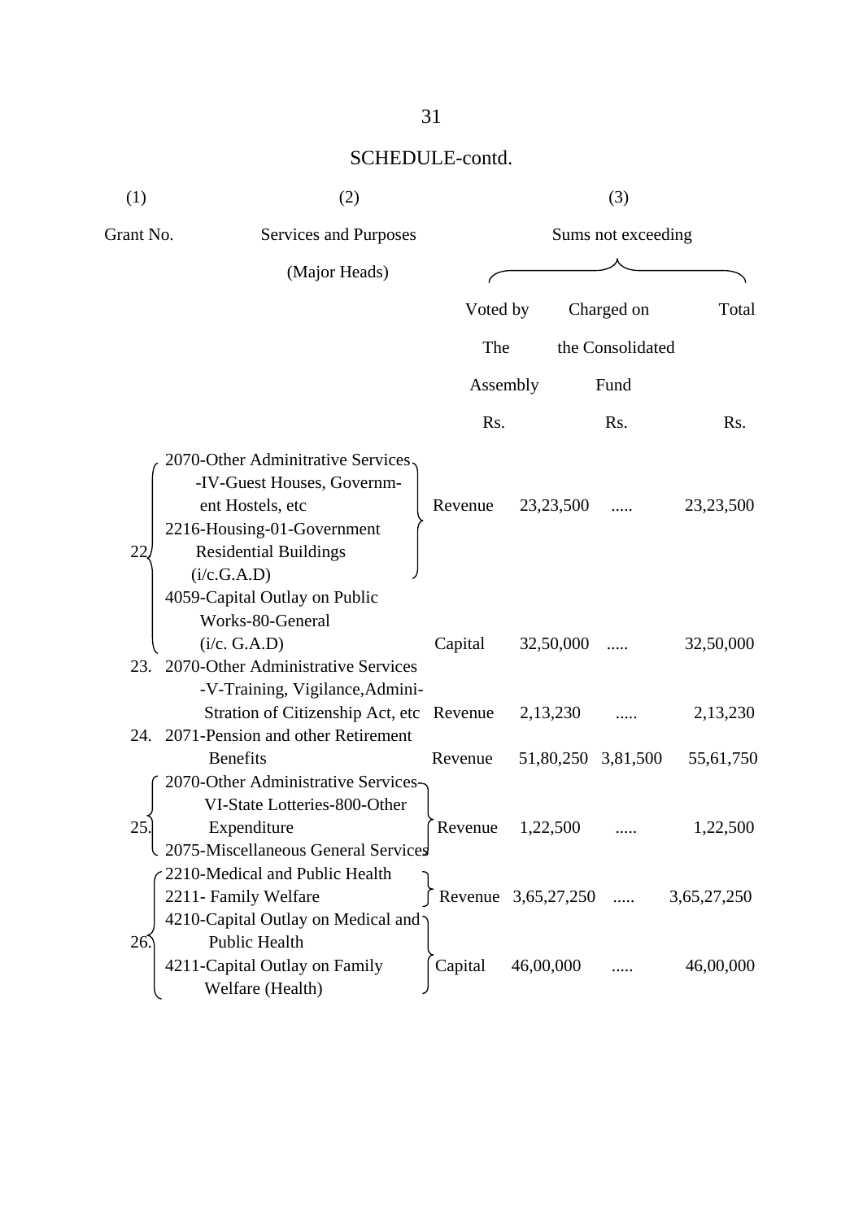## SCHEDULE-contd.

| (1) | (2) | | (3) | | |
|---|---|---|---|---|---|
| Grant No. | Services and Purposes (Major Heads) | | Sums not exceeding | | |
| | | | Voted by The Assembly | Charged on the Consolidated Fund | Total |
| | | | Rs. | Rs. | Rs. |
| 22 | 2070-Other Adminitrative Services -IV-Guest Houses, Government Hostels, etc 2216-Housing-01-Government Residential Buildings (i/c.G.A.D) | Revenue | 23,23,500 | ..... | 23,23,500 |
| | 4059-Capital Outlay on Public Works-80-General (i/c. G.A.D) | Capital | 32,50,000 | ..... | 32,50,000 |
| 23. | 2070-Other Administrative Services -V-Training, Vigilance,Administration of Citizenship Act, etc | Revenue | 2,13,230 | ..... | 2,13,230 |
| 24. | 2071-Pension and other Retirement Benefits | Revenue | 51,80,250 | 3,81,500 | 55,61,750 |
| 25. | 2070-Other Administrative Services-VI-State Lotteries-800-Other Expenditure 2075-Miscellaneous General Services | Revenue | 1,22,500 | ..... | 1,22,500 |
| 26. | 2210-Medical and Public Health 2211- Family Welfare | Revenue | 3,65,27,250 | ..... | 3,65,27,250 |
| | 4210-Capital Outlay on Medical and Public Health 4211-Capital Outlay on Family Welfare (Health) | Capital | 46,00,000 | ..... | 46,00,000 |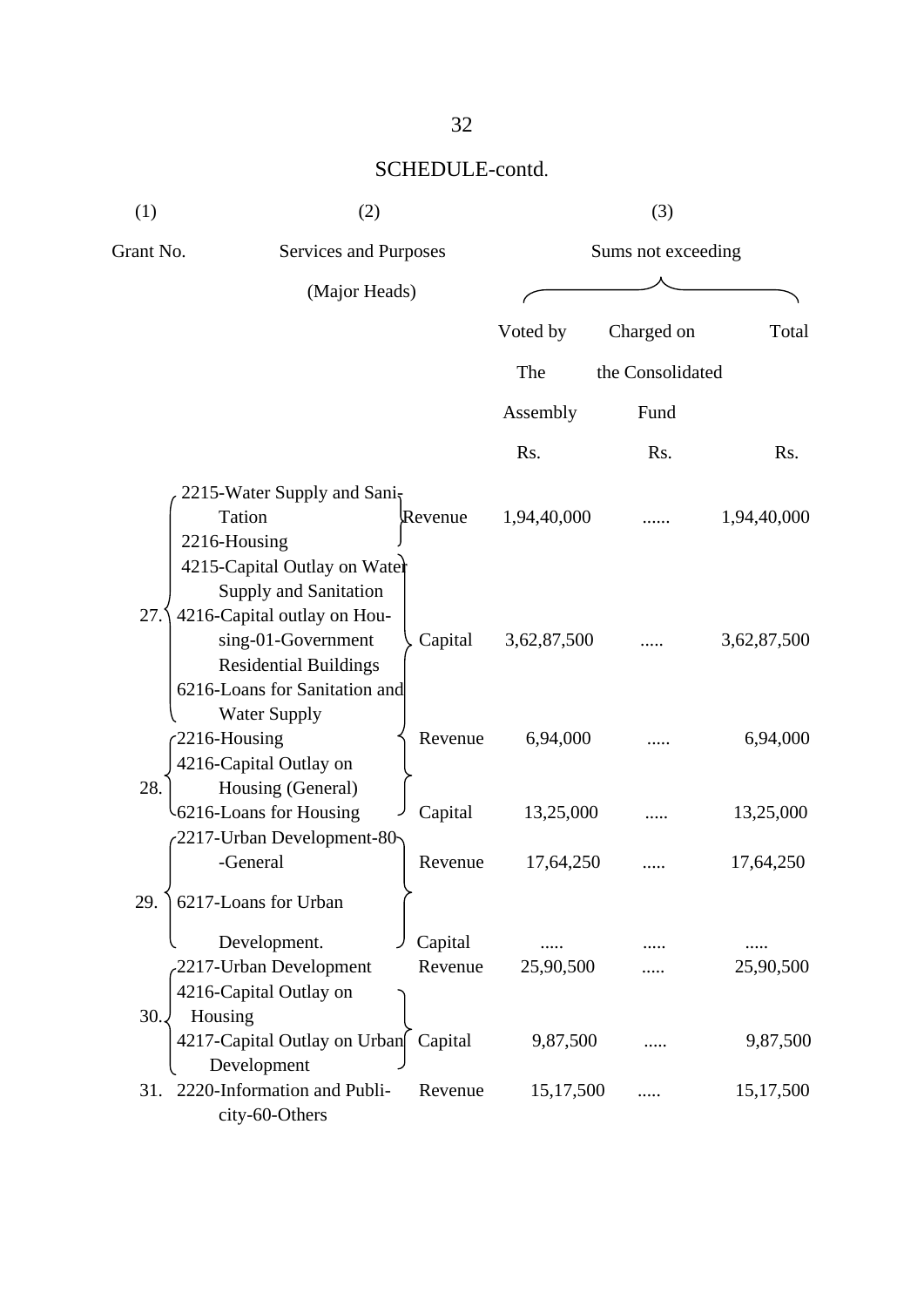## SCHEDULE-contd.

| (1) | (2) | | (3) | | |
|---|---|---|---|---|---|
| Grant No. | Services and Purposes (Major Heads) | | Sums not exceeding | | |
| | | | Voted by The Assembly | Charged on the Consolidated Fund | Total |
| | | | Rs. | Rs. | Rs. |
| 27. | 2215-Water Supply and Sanitation<br>2216-Housing | Revenue | 1,94,40,000 | ...... | 1,94,40,000 |
| | 4215-Capital Outlay on Water Supply and Sanitation<br>4216-Capital outlay on Housing-01-Government Residential Buildings<br>6216-Loans for Sanitation and Water Supply | Capital | 3,62,87,500 | ..... | 3,62,87,500 |
| 28. | 2216-Housing | Revenue | 6,94,000 | ..... | 6,94,000 |
| | 4216-Capital Outlay on Housing (General)<br>6216-Loans for Housing | Capital | 13,25,000 | ..... | 13,25,000 |
| 29. | 2217-Urban Development-80-General | Revenue | 17,64,250 | ..... | 17,64,250 |
| | 6217-Loans for Urban Development. | Capital | ..... | ..... | ..... |
| 30. | 2217-Urban Development | Revenue | 25,90,500 | ..... | 25,90,500 |
| | 4216-Capital Outlay on Housing<br>4217-Capital Outlay on Urban Development | Capital | 9,87,500 | ..... | 9,87,500 |
| 31. | 2220-Information and Publicity-60-Others | Revenue | 15,17,500 | ..... | 15,17,500 |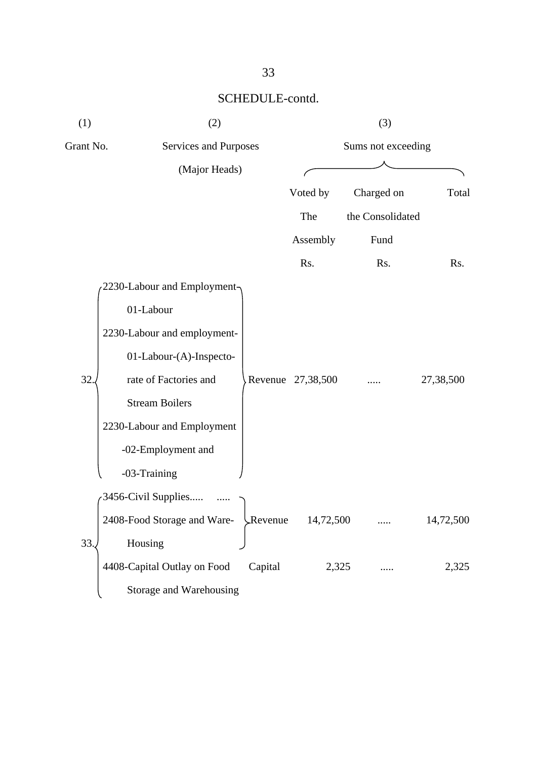SCHEDULE-contd.

| (1) | (2) | | (3) | | |
|---|---|---|---|---|---|
| Grant No. | Services and Purposes (Major Heads) | | Sums not exceeding | | |
| | | | Voted by The Assembly | Charged on the Consolidated Fund | Total |
| | | | Rs. | Rs. | Rs. |
| 32. | 2230-Labour and Employment-01-Labour<br>2230-Labour and employment-01-Labour-(A)-Inspectorate of Factories and Stream Boilers<br>2230-Labour and Employment-02-Employment and -03-Training | Revenue | 27,38,500 | ..... | 27,38,500 |
| 33. | 3456-Civil Supplies..... .....<br>2408-Food Storage and Ware-Housing | Revenue | 14,72,500 | ..... | 14,72,500 |
| | 4408-Capital Outlay on Food Storage and Warehousing | Capital | 2,325 | ..... | 2,325 |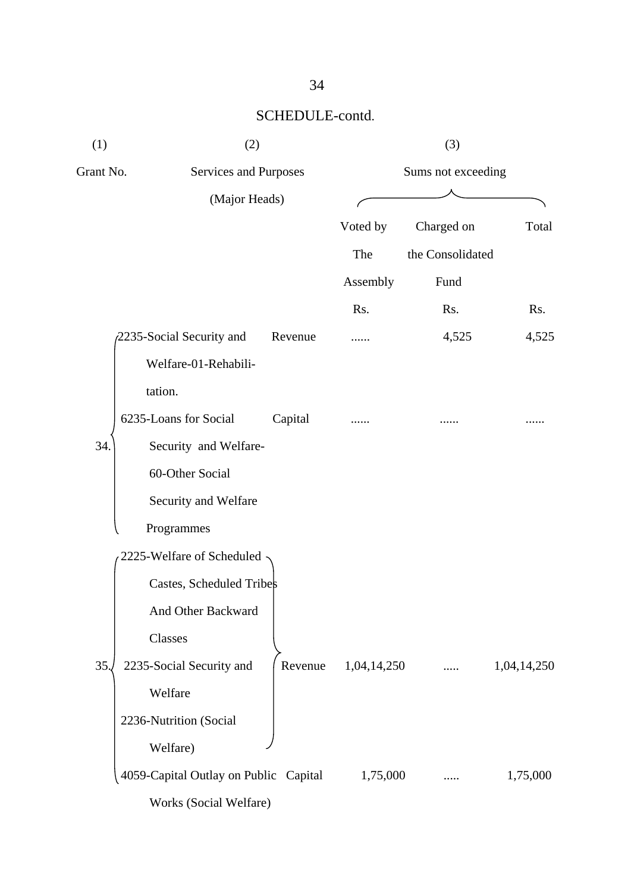SCHEDULE-contd.

| (1) | (2) | | (3) | | |
|---|---|---|---|---|---|
| Grant No. | Services and Purposes (Major Heads) | | Sums not exceeding | | |
| | | | Voted by The Assembly | Charged on the Consolidated Fund | Total |
| | | | Rs. | Rs. | Rs. |
| 34. | 2235-Social Security and Welfare-01-Rehabilitation. | Revenue | ...... | 4,525 | 4,525 |
| | 6235-Loans for Social Security and Welfare-60-Other Social Security and Welfare Programmes | Capital | ...... | ...... | ...... |
| 35. | 2225-Welfare of Scheduled Castes, Scheduled Tribes And Other Backward Classes<br>2235-Social Security and Welfare<br>2236-Nutrition (Social Welfare) | Revenue | 1,04,14,250 | ..... | 1,04,14,250 |
| | 4059-Capital Outlay on Public Works (Social Welfare) | Capital | 1,75,000 | ..... | 1,75,000 |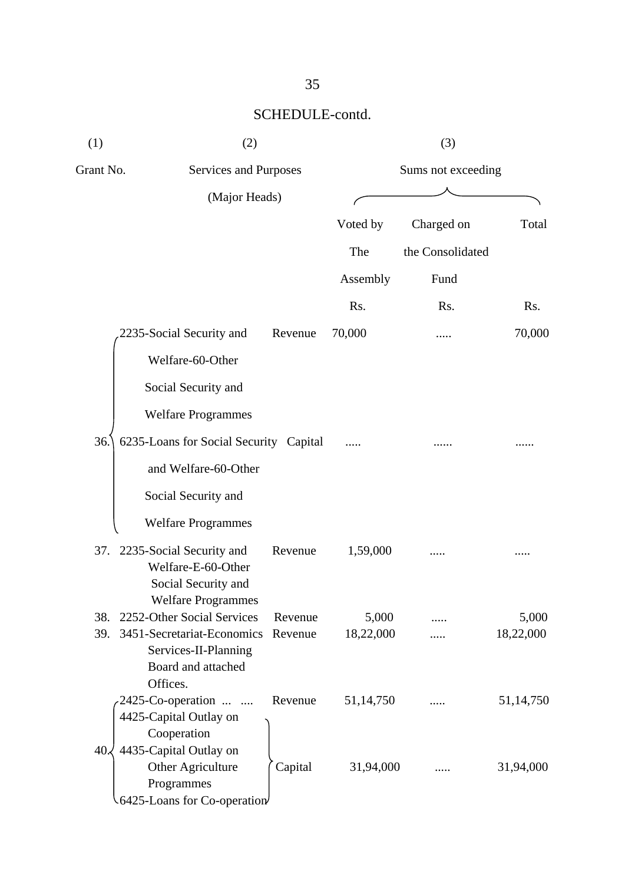## SCHEDULE-contd.

| (1) | (2) | | (3) | | |
|---|---|---|---|---|---|
| Grant No. | Services and Purposes (Major Heads) | | Sums not exceeding | | |
| | | | Voted by The Assembly | Charged on the Consolidated Fund | Total |
| | | | Rs. | Rs. | Rs. |
| 36. | 2235-Social Security and Welfare-60-Other Social Security and Welfare Programmes | Revenue | 70,000 | ..... | 70,000 |
| | 6235-Loans for Social Security and Welfare-60-Other Social Security and Welfare Programmes | Capital | ..... | ...... | ...... |
| 37. | 2235-Social Security and Welfare-E-60-Other Social Security and Welfare Programmes | Revenue | 1,59,000 | ..... | ..... |
| 38. | 2252-Other Social Services | Revenue | 5,000 | ..... | 5,000 |
| 39. | 3451-Secretariat-Economics Services-II-Planning Board and attached Offices. | Revenue | 18,22,000 | ..... | 18,22,000 |
| 40. | 2425-Co-operation ... .... | Revenue | 51,14,750 | ..... | 51,14,750 |
| | 4425-Capital Outlay on Cooperation<br>4435-Capital Outlay on Other Agriculture Programmes<br>6425-Loans for Co-operation | Capital | 31,94,000 | ..... | 31,94,000 |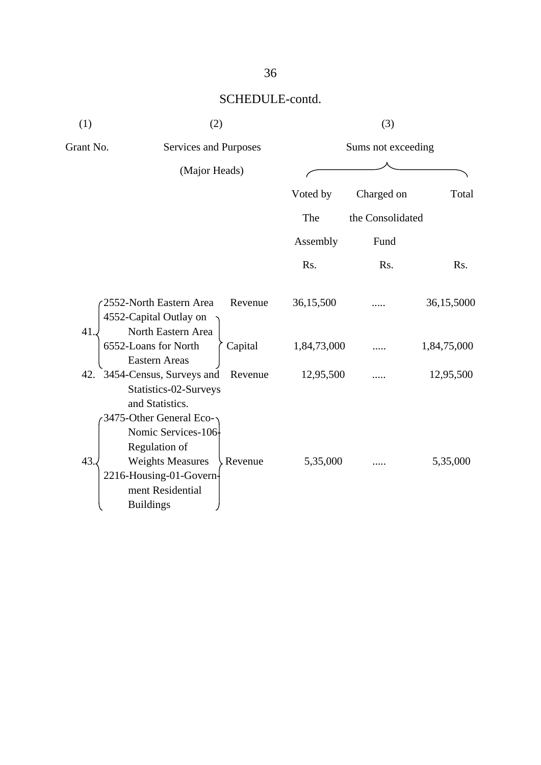## SCHEDULE-contd.

| (1) | (2) | | (3) | | |
|---|---|---|---|---|---|
| Grant No. | Services and Purposes (Major Heads) | | Sums not exceeding | | |
| | | | Voted by The Assembly | Charged on the Consolidated Fund | Total |
| | | | Rs. | Rs. | Rs. |
| 41. | 2552-North Eastern Area | Revenue | 36,15,500 | ..... | 36,15,5000 |
| | 4552-Capital Outlay on North Eastern Area<br>6552-Loans for North Eastern Areas | Capital | 1,84,73,000 | ..... | 1,84,75,000 |
| 42. | 3454-Census, Surveys and Statistics-02-Surveys and Statistics. | Revenue | 12,95,500 | ..... | 12,95,500 |
| 43. | 3475-Other General Eco-Nomic Services-106-Regulation of Weights Measures<br>2216-Housing-01-Govern-ment Residential Buildings | Revenue | 5,35,000 | ..... | 5,35,000 |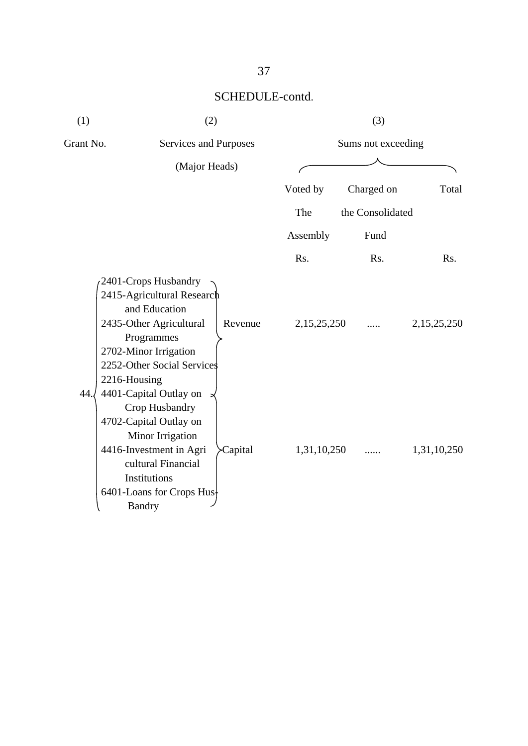SCHEDULE-contd.

| (1) | (2) | | (3) | | |
|---|---|---|---|---|---|
| Grant No. | Services and Purposes (Major Heads) | | Sums not exceeding | | |
| | | | Voted by The Assembly | Charged on the Consolidated Fund | Total |
| | | | Rs. | Rs. | Rs. |
| 44. | 2401-Crops Husbandry<br>2415-Agricultural Research and Education<br>2435-Other Agricultural Programmes<br>2702-Minor Irrigation<br>2252-Other Social Services<br>2216-Housing | Revenue | 2,15,25,250 | ..... | 2,15,25,250 |
| | 4401-Capital Outlay on Crop Husbandry<br>4702-Capital Outlay on Minor Irrigation<br>4416-Investment in Agri cultural Financial Institutions<br>6401-Loans for Crops Hus-Bandry | Capital | 1,31,10,250 | ...... | 1,31,10,250 |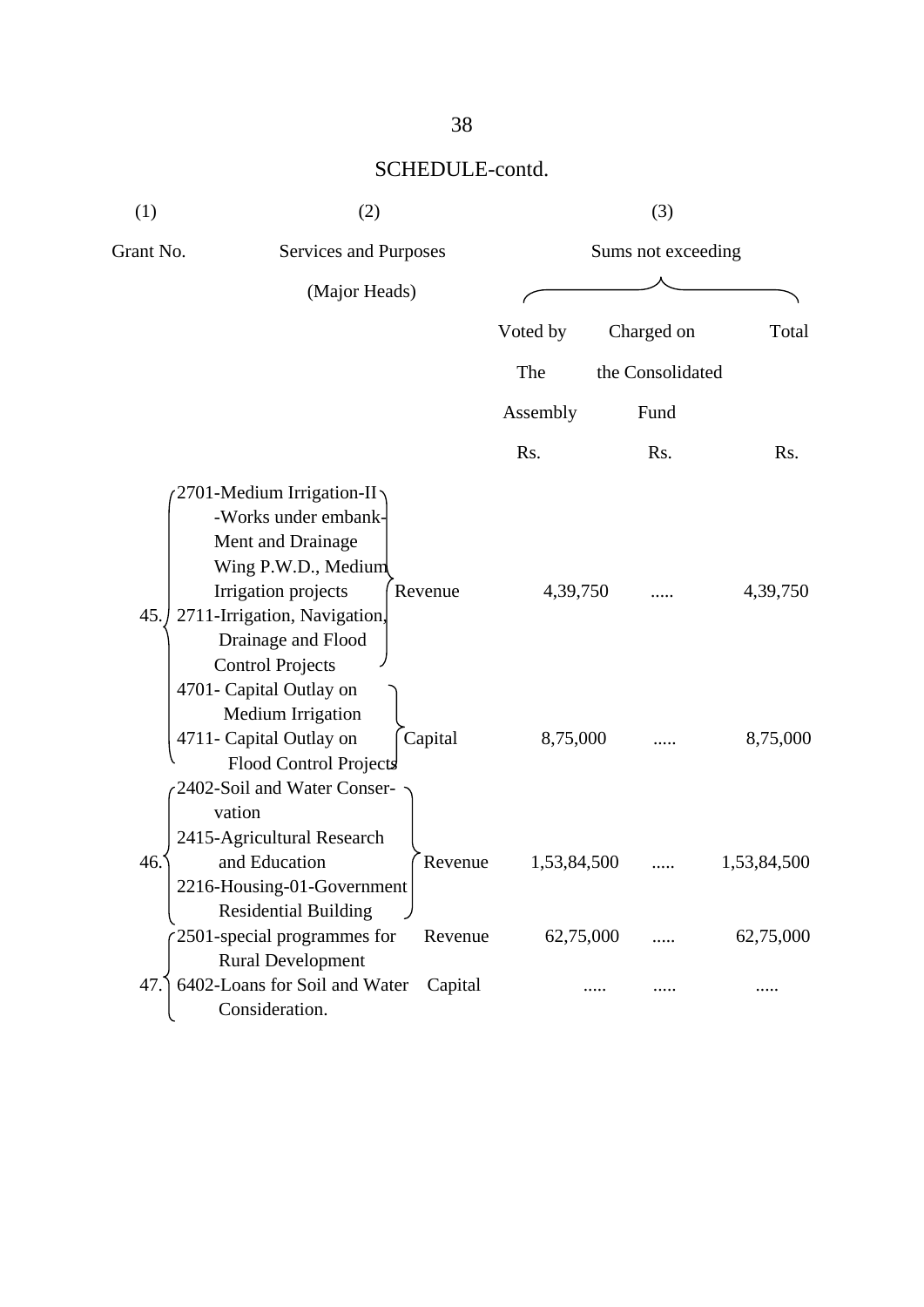## SCHEDULE-contd.

| (1) | (2) | | (3) | | |
|---|---|---|---|---|---|
| Grant No. | Services and Purposes (Major Heads) | | Sums not exceeding | | |
| | | | Voted by The Assembly | Charged on the Consolidated Fund | Total |
| | | | Rs. | Rs. | Rs. |
| 45. | 2701-Medium Irrigation-II -Works under embank-Ment and Drainage Wing P.W.D., Medium Irrigation projects 2711-Irrigation, Navigation, Drainage and Flood Control Projects | Revenue | 4,39,750 | ..... | 4,39,750 |
| | 4701- Capital Outlay on Medium Irrigation 4711- Capital Outlay on Flood Control Projects | Capital | 8,75,000 | ..... | 8,75,000 |
| 46. | 2402-Soil and Water Conser-vation 2415-Agricultural Research and Education 2216-Housing-01-Government Residential Building | Revenue | 1,53,84,500 | ..... | 1,53,84,500 |
| 47. | 2501-special programmes for Rural Development | Revenue | 62,75,000 | ..... | 62,75,000 |
| | 6402-Loans for Soil and Water Consideration. | Capital | ..... | ..... | ..... |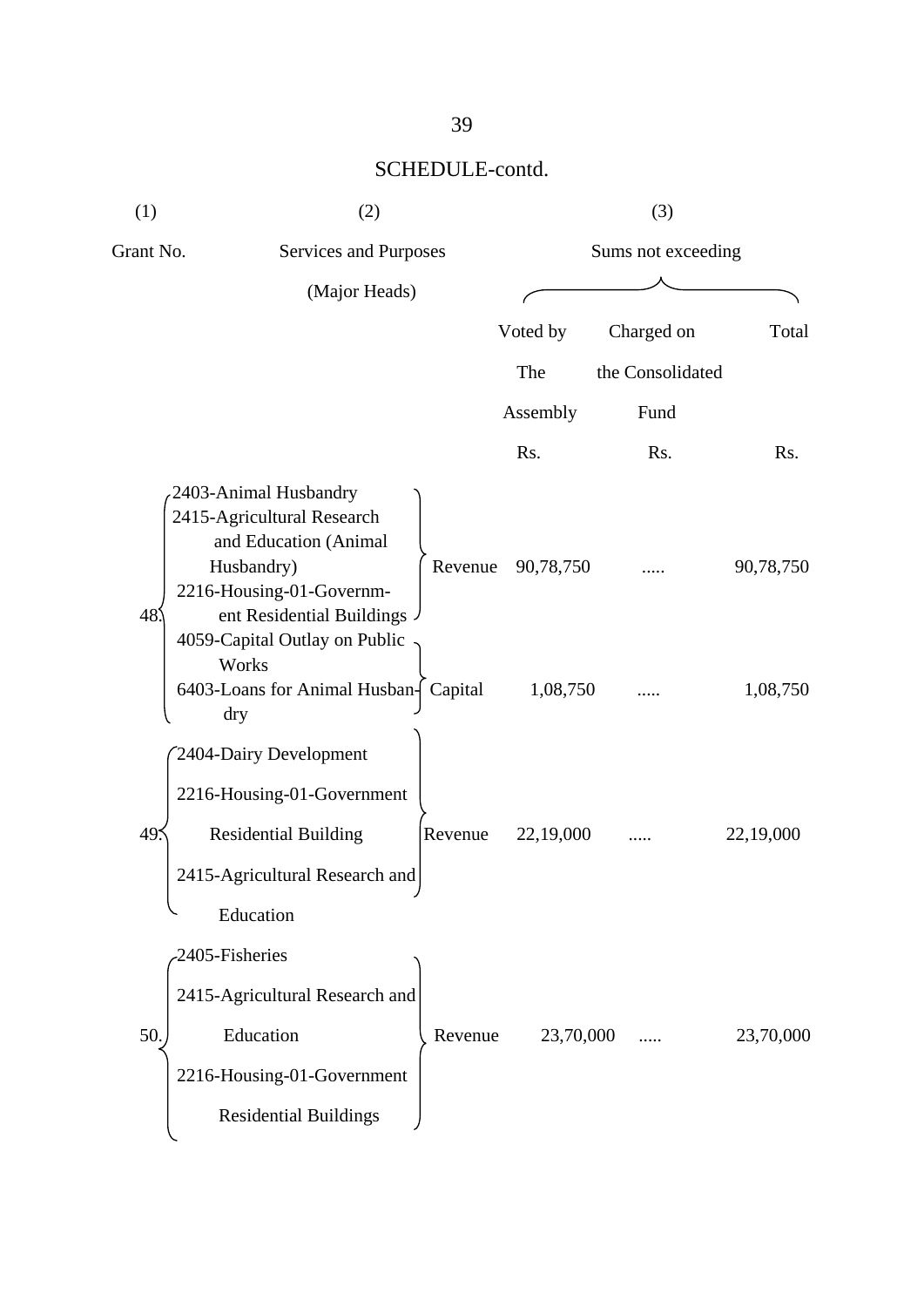SCHEDULE-contd.

| (1) | (2) | | (3) | | |
|---|---|---|---|---|---|
| Grant No. | Services and Purposes (Major Heads) | | Sums not exceeding | | |
| | | | Voted by The Assembly | Charged on the Consolidated Fund | Total |
| | | | Rs. | Rs. | Rs. |
| 48. | 2403-Animal Husbandry<br>2415-Agricultural Research and Education (Animal Husbandry)<br>2216-Housing-01-Government Residential Buildings | Revenue | 90,78,750 | ..... | 90,78,750 |
| | 4059-Capital Outlay on Public Works<br>6403-Loans for Animal Husbandry | Capital | 1,08,750 | ..... | 1,08,750 |
| 49. | 2404-Dairy Development<br>2216-Housing-01-Government Residential Building<br>2415-Agricultural Research and Education | Revenue | 22,19,000 | ..... | 22,19,000 |
| 50. | 2405-Fisheries<br>2415-Agricultural Research and Education<br>2216-Housing-01-Government Residential Buildings | Revenue | 23,70,000 | ..... | 23,70,000 |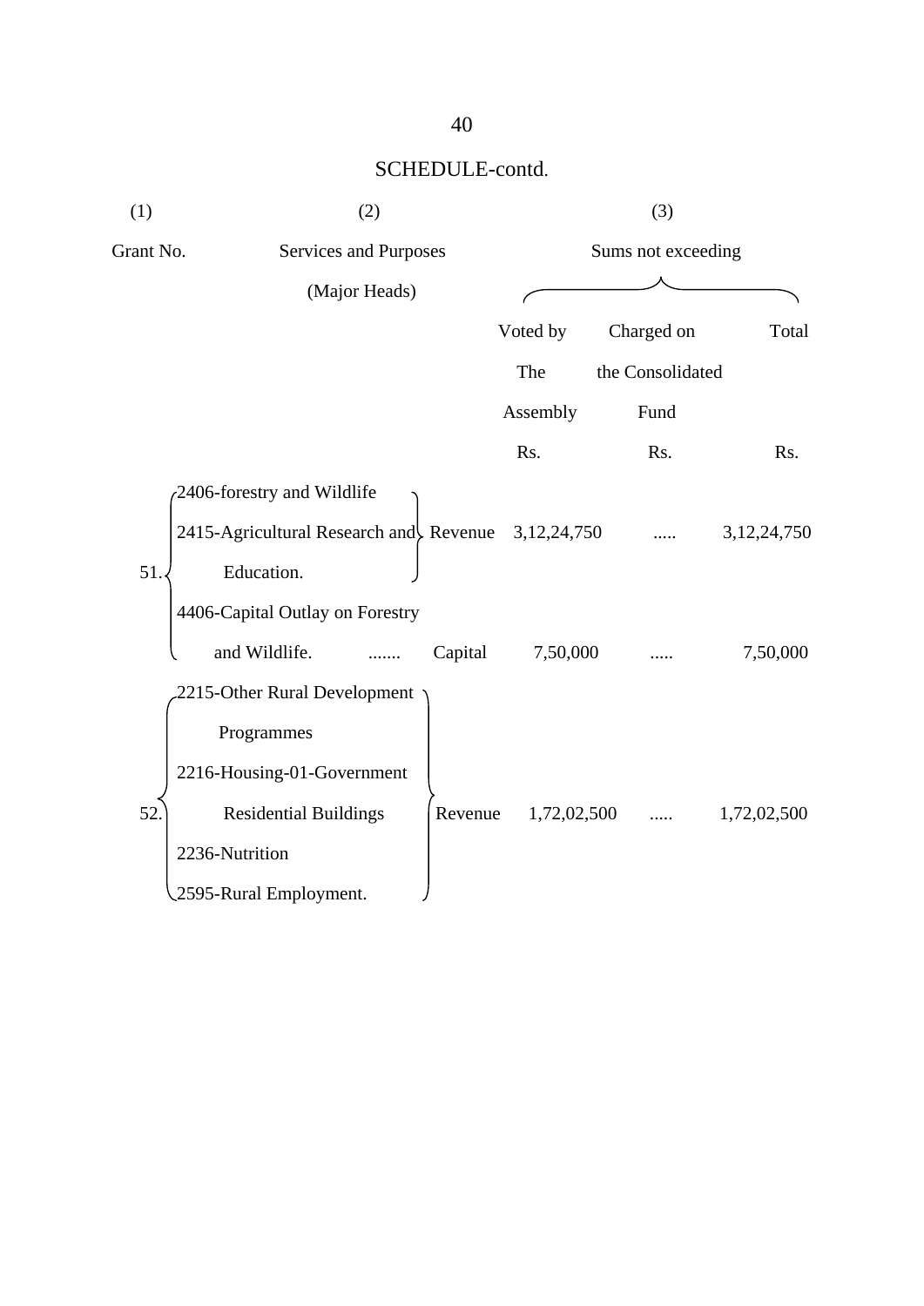SCHEDULE-contd.

| (1) | (2) | | (3) | | |
|---|---|---|---|---|---|
| Grant No. | Services and Purposes (Major Heads) | | Sums not exceeding | | |
| | | | Voted by The Assembly | Charged on the Consolidated Fund | Total |
| | | | Rs. | Rs. | Rs. |
| 51. | 2406-forestry and Wildlife<br>2415-Agricultural Research and Education. | Revenue | 3,12,24,750 | ..... | 3,12,24,750 |
| | 4406-Capital Outlay on Forestry and Wildlife. ....... | Capital | 7,50,000 | ..... | 7,50,000 |
| 52. | 2215-Other Rural Development Programmes<br>2216-Housing-01-Government Residential Buildings<br>2236-Nutrition<br>2595-Rural Employment. | Revenue | 1,72,02,500 | ..... | 1,72,02,500 |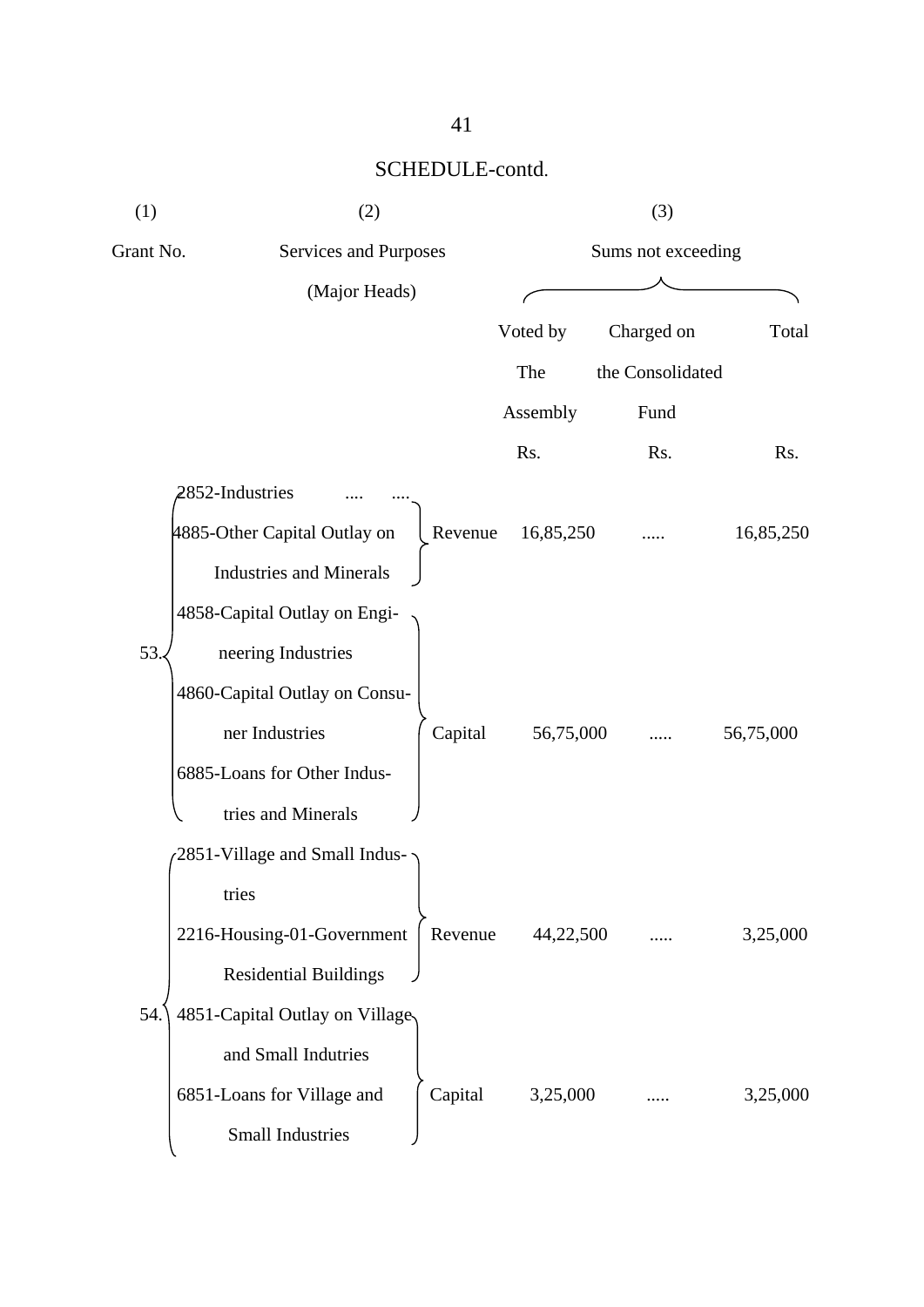SCHEDULE-contd.

| (1) | (2) | | (3) | | |
|---|---|---|---|---|---|
| Grant No. | Services and Purposes (Major Heads) | | Sums not exceeding | | |
| | | | Voted by The Assembly | Charged on the Consolidated Fund | Total |
| | | | Rs. | Rs. | Rs. |
| 53. | 2852-Industries .... .... 4885-Other Capital Outlay on Industries and Minerals | Revenue | 16,85,250 | ..... | 16,85,250 |
| | 4858-Capital Outlay on Engineering Industries 4860-Capital Outlay on Consuner Industries 6885-Loans for Other Industries and Minerals | Capital | 56,75,000 | ..... | 56,75,000 |
| 54. | 2851-Village and Small Industries 2216-Housing-01-Government Residential Buildings | Revenue | 44,22,500 | ..... | 3,25,000 |
| | 4851-Capital Outlay on Village and Small Indutries 6851-Loans for Village and Small Industries | Capital | 3,25,000 | ..... | 3,25,000 |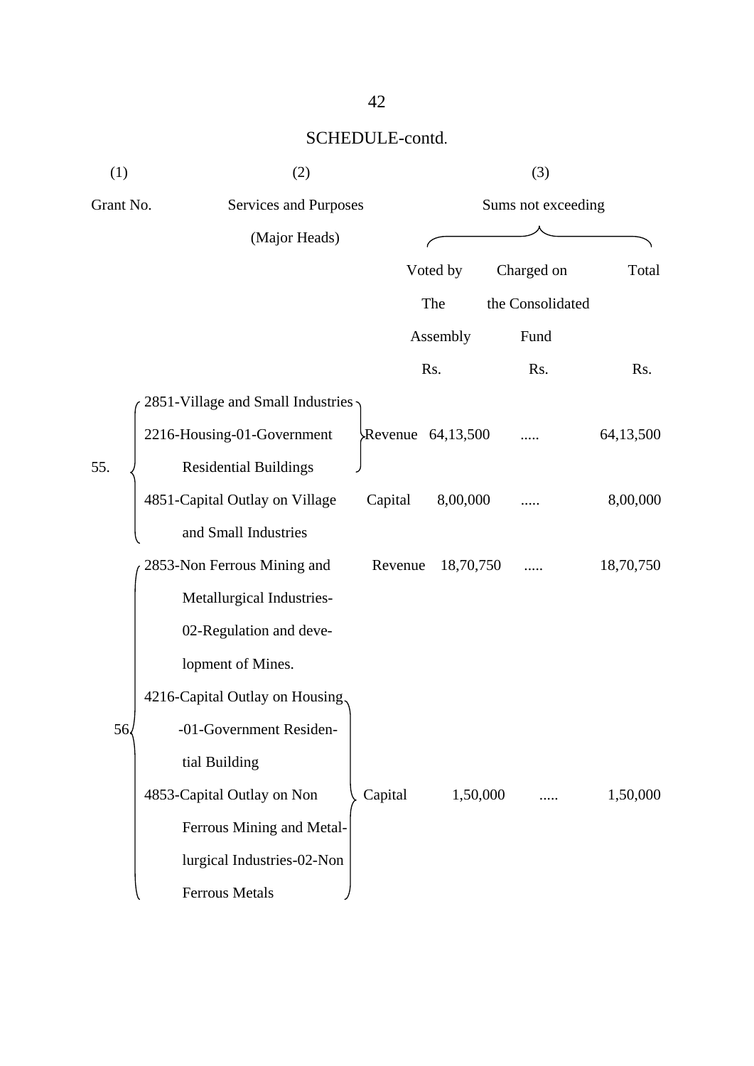SCHEDULE-contd.

| (1) | (2) | | (3) | | |
|---|---|---|---|---|---|
| Grant No. | Services and Purposes (Major Heads) | | Sums not exceeding | | |
| | | | Voted by The Assembly | Charged on the Consolidated Fund | Total |
| | | | Rs. | Rs. | Rs. |
| 55. | 2851-Village and Small Industries 2216-Housing-01-Government Residential Buildings | Revenue | 64,13,500 | ..... | 64,13,500 |
| | 4851-Capital Outlay on Village and Small Industries | Capital | 8,00,000 | ..... | 8,00,000 |
| 56. | 2853-Non Ferrous Mining and Metallurgical Industries-02-Regulation and development of Mines. | Revenue | 18,70,750 | ..... | 18,70,750 |
| | 4216-Capital Outlay on Housing-01-Government Residential Building 4853-Capital Outlay on Non Ferrous Mining and Metallurgical Industries-02-Non Ferrous Metals | Capital | 1,50,000 | ..... | 1,50,000 |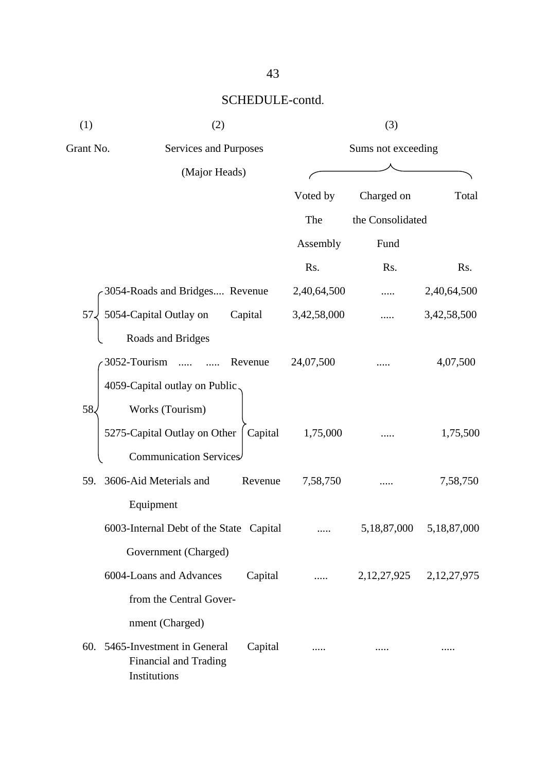## SCHEDULE-contd.

| (1) | (2) | | (3) | | |
|---|---|---|---|---|---|
| Grant No. | Services and Purposes (Major Heads) | | Sums not exceeding | | |
| | | | Voted by The Assembly | Charged on the Consolidated Fund | Total |
| | | | Rs. | Rs. | Rs. |
| 57 | 3054-Roads and Bridges.... | Revenue | 2,40,64,500 | ..... | 2,40,64,500 |
| | 5054-Capital Outlay on Roads and Bridges | Capital | 3,42,58,000 | ..... | 3,42,58,500 |
| 58 | 3052-Tourism ..... ..... | Revenue | 24,07,500 | ..... | 4,07,500 |
| | 4059-Capital outlay on Public Works (Tourism) 5275-Capital Outlay on Other Communication Services | Capital | 1,75,000 | ..... | 1,75,500 |
| 59. | 3606-Aid Meterials and Equipment | Revenue | 7,58,750 | ..... | 7,58,750 |
| | 6003-Internal Debt of the State Government (Charged) | Capital | ..... | 5,18,87,000 | 5,18,87,000 |
| | 6004-Loans and Advances from the Central Gover-nment (Charged) | Capital | ..... | 2,12,27,925 | 2,12,27,975 |
| 60. | 5465-Investment in General Financial and Trading Institutions | Capital | ..... | ..... | ..... |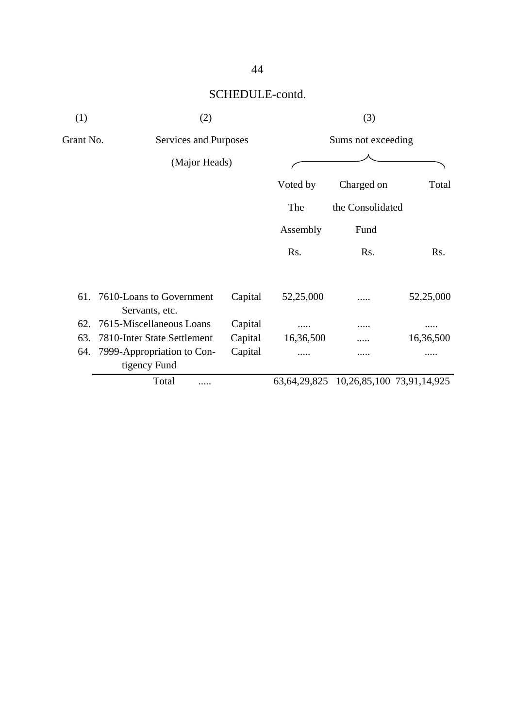## SCHEDULE-contd.

| (1) | (2) | | (3) | | |
|---|---|---|---|---|---|
| Grant No. | Services and Purposes (Major Heads) | | Sums not exceeding | | |
| | | | Voted by The Assembly | Charged on the Consolidated Fund | Total |
| | | | Rs. | Rs. | Rs. |
| 61. | 7610-Loans to Government Servants, etc. | Capital | 52,25,000 | ..... | 52,25,000 |
| 62. | 7615-Miscellaneous Loans | Capital | ..... | ..... | ..... |
| 63. | 7810-Inter State Settlement | Capital | 16,36,500 | ..... | 16,36,500 |
| 64. | 7999-Appropriation to Contigency Fund | Capital | ..... | ..... | ..... |
| | Total ..... | | 63,64,29,825 | 10,26,85,100 | 73,91,14,925 |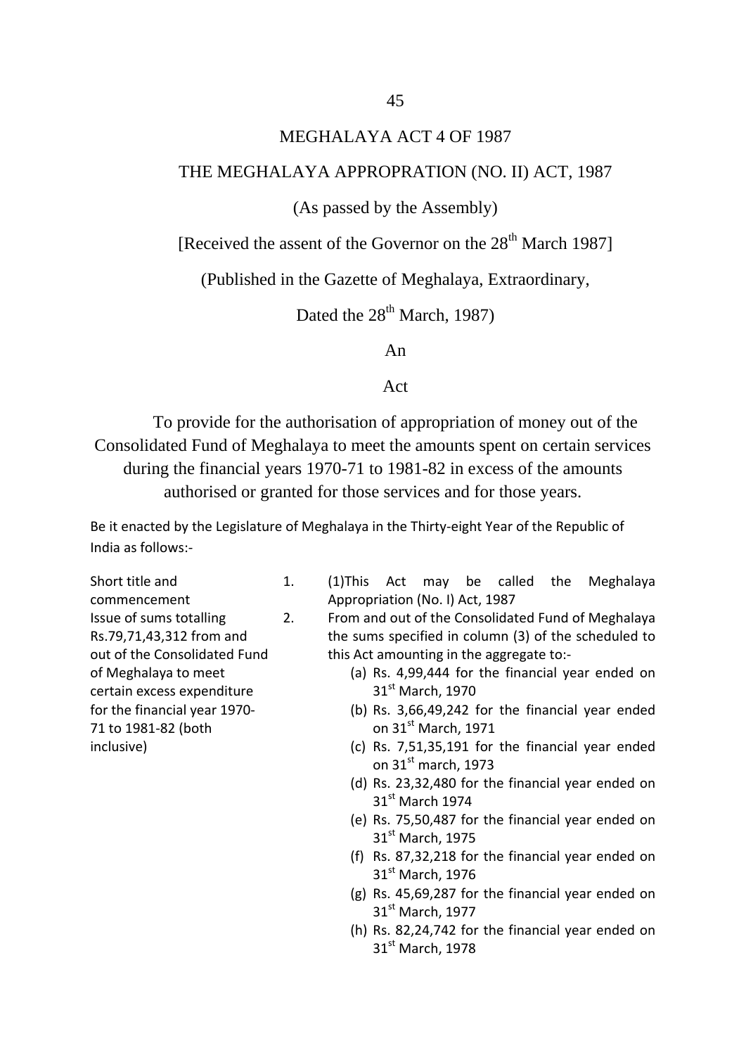# MEGHALAYA ACT 4 OF 1987

## THE MEGHALAYA APPROPRATION (NO. II) ACT, 1987

(As passed by the Assembly)

[Received the assent of the Governor on the 28th March 1987]

(Published in the Gazette of Meghalaya, Extraordinary,

Dated the 28th March, 1987)

An

Act

To provide for the authorisation of appropriation of money out of the Consolidated Fund of Meghalaya to meet the amounts spent on certain services during the financial years 1970-71 to 1981-82 in excess of the amounts authorised or granted for those services and for those years.

Be it enacted by the Legislature of Meghalaya in the Thirty-eight Year of the Republic of India as follows:-

Short title and commencement

1. (1)This Act may be called the Meghalaya Appropriation (No. I) Act, 1987

Issue of sums totalling Rs.79,71,43,312 from and out of the Consolidated Fund of Meghalaya to meet certain excess expenditure for the financial year 1970-71 to 1981-82 (both inclusive)

2. From and out of the Consolidated Fund of Meghalaya the sums specified in column (3) of the scheduled to this Act amounting in the aggregate to:-

   (a) Rs. 4,99,444 for the financial year ended on 31st March, 1970
   (b) Rs. 3,66,49,242 for the financial year ended on 31st March, 1971
   (c) Rs. 7,51,35,191 for the financial year ended on 31st march, 1973
   (d) Rs. 23,32,480 for the financial year ended on 31st March 1974
   (e) Rs. 75,50,487 for the financial year ended on 31st March, 1975
   (f) Rs. 87,32,218 for the financial year ended on 31st March, 1976
   (g) Rs. 45,69,287 for the financial year ended on 31st March, 1977
   (h) Rs. 82,24,742 for the financial year ended on 31st March, 1978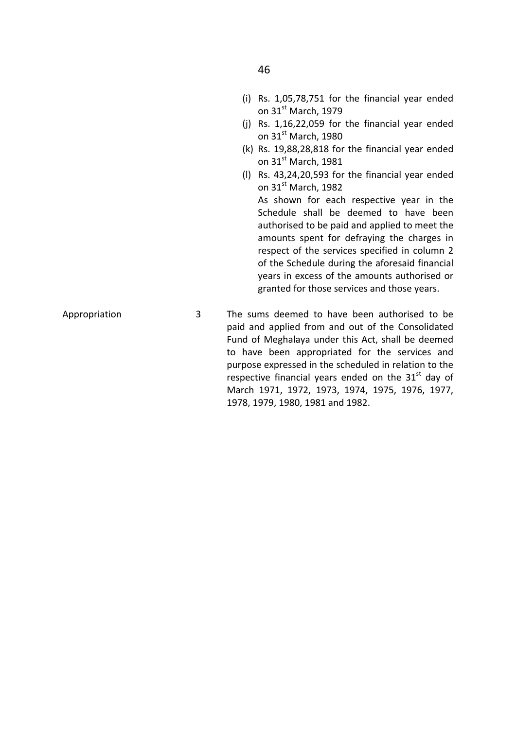(i) Rs. 1,05,78,751 for the financial year ended on 31st March, 1979

(j) Rs. 1,16,22,059 for the financial year ended on 31st March, 1980

(k) Rs. 19,88,28,818 for the financial year ended on 31st March, 1981

(l) Rs. 43,24,20,593 for the financial year ended on 31st March, 1982

As shown for each respective year in the Schedule shall be deemed to have been authorised to be paid and applied to meet the amounts spent for defraying the charges in respect of the services specified in column 2 of the Schedule during the aforesaid financial years in excess of the amounts authorised or granted for those services and those years.

Appropriation 3 The sums deemed to have been authorised to be paid and applied from and out of the Consolidated Fund of Meghalaya under this Act, shall be deemed to have been appropriated for the services and purpose expressed in the scheduled in relation to the respective financial years ended on the 31st day of March 1971, 1972, 1973, 1974, 1975, 1976, 1977, 1978, 1979, 1980, 1981 and 1982.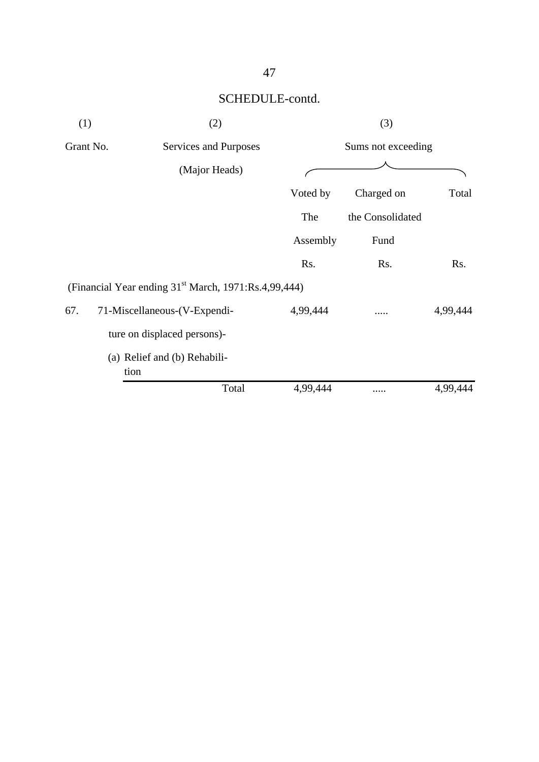SCHEDULE-contd.

| (1) | (2) | (3) | | |
|---|---|---|---|---|
| Grant No. | Services and Purposes (Major Heads) | Sums not exceeding | | |
| | | Voted by The Assembly | Charged on the Consolidated Fund | Total |
| | | Rs. | Rs. | Rs. |
| (Financial Year ending 31st March, 1971:Rs.4,99,444) | | | | |
| 67. | 71-Miscellaneous-(V-Expenditure on displaced persons)- (a) Relief and (b) Rehabilitation | 4,99,444 | ..... | 4,99,444 |
| | Total | 4,99,444 | ..... | 4,99,444 |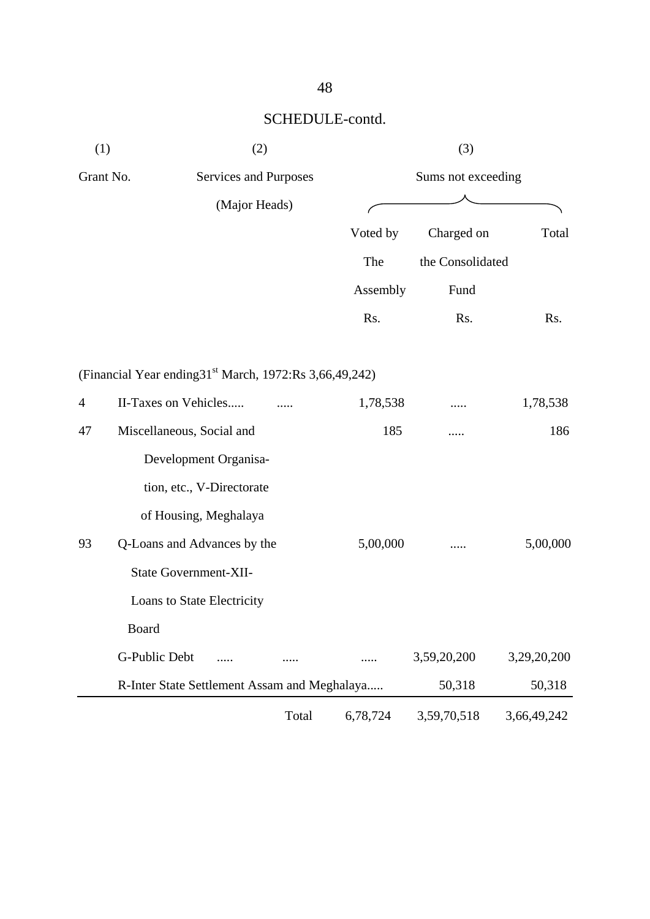SCHEDULE-contd.

| (1) | (2) | (3) | | |
|---|---|---|---|---|
| Grant No. | Services and Purposes (Major Heads) | Sums not exceeding | | |
| | | Voted by The Assembly | Charged on the Consolidated Fund | Total |
| | | Rs. | Rs. | Rs. |
| | (Financial Year ending31[st] March, 1972:Rs 3,66,49,242) | | | |
| 4 | II-Taxes on Vehicles..... ..... | 1,78,538 | ..... | 1,78,538 |
| 47 | Miscellaneous, Social and Development Organisa-tion, etc., V-Directorate of Housing, Meghalaya | 185 | ..... | 186 |
| 93 | Q-Loans and Advances by the State Government-XII-Loans to State Electricity Board | 5,00,000 | ..... | 5,00,000 |
| | G-Public Debt ..... ..... | ..... | 3,59,20,200 | 3,29,20,200 |
| | R-Inter State Settlement Assam and Meghalaya..... | | 50,318 | 50,318 |
| | Total | 6,78,724 | 3,59,70,518 | 3,66,49,242 |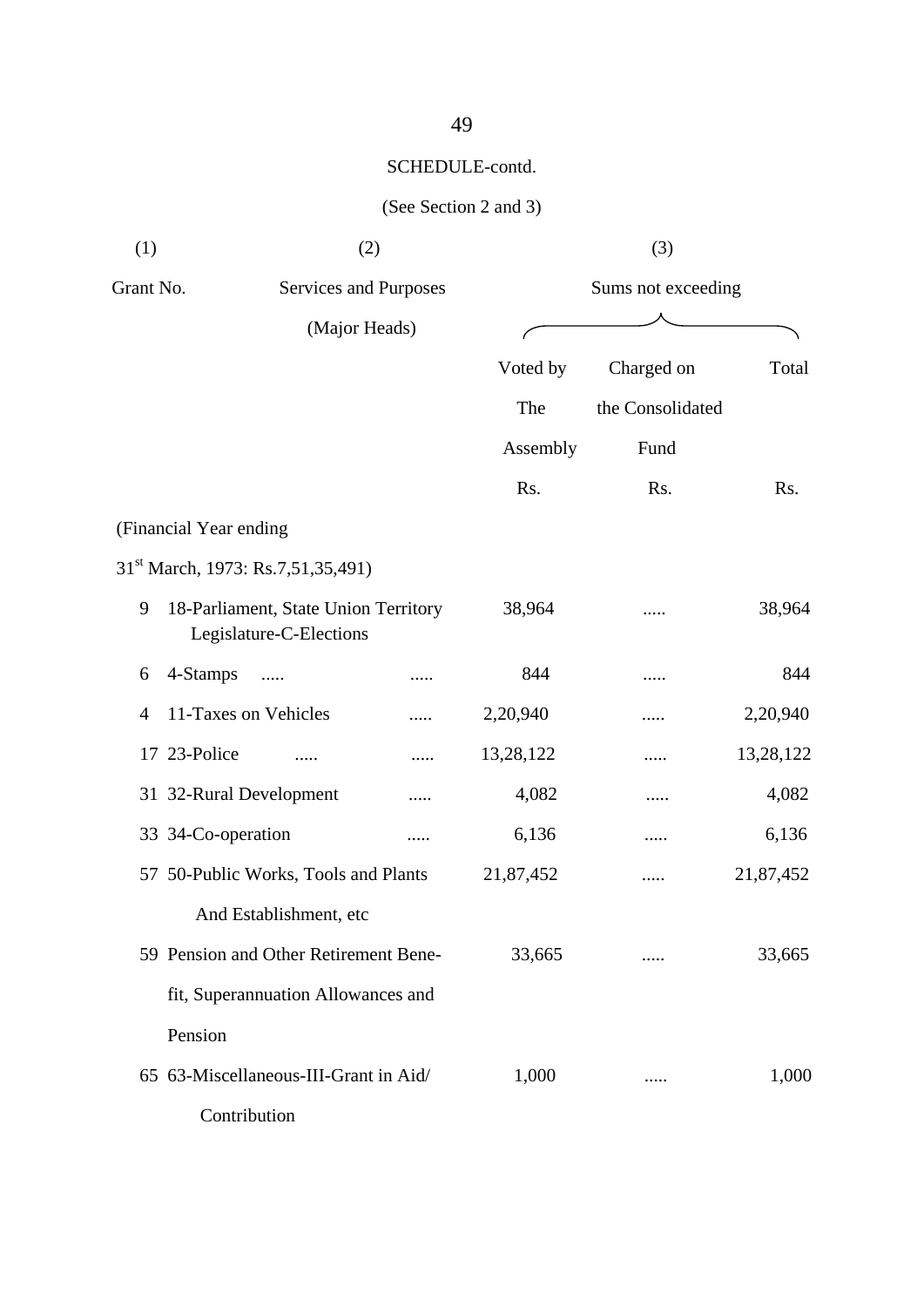SCHEDULE-contd.

(See Section 2 and 3)

| (1) | (2) | (3) | | |
|---|---|---|---|---|
| Grant No. | Services and Purposes (Major Heads) | Sums not exceeding | | |
| | | Voted by The Assembly | Charged on the Consolidated Fund | Total |
| | | Rs. | Rs. | Rs. |
| | (Financial Year ending 31st March, 1973: Rs.7,51,35,491) | | | |
| 9 | 18-Parliament, State Union Territory Legislature-C-Elections | 38,964 | ..... | 38,964 |
| 6 | 4-Stamps ..... ..... | 844 | ..... | 844 |
| 4 | 11-Taxes on Vehicles ..... | 2,20,940 | ..... | 2,20,940 |
| 17 | 23-Police ..... ..... | 13,28,122 | ..... | 13,28,122 |
| 31 | 32-Rural Development ..... | 4,082 | ..... | 4,082 |
| 33 | 34-Co-operation ..... | 6,136 | ..... | 6,136 |
| 57 | 50-Public Works, Tools and Plants And Establishment, etc | 21,87,452 | ..... | 21,87,452 |
| 59 | Pension and Other Retirement Bene-fit, Superannuation Allowances and Pension | 33,665 | ..... | 33,665 |
| 65 | 63-Miscellaneous-III-Grant in Aid/ Contribution | 1,000 | ..... | 1,000 |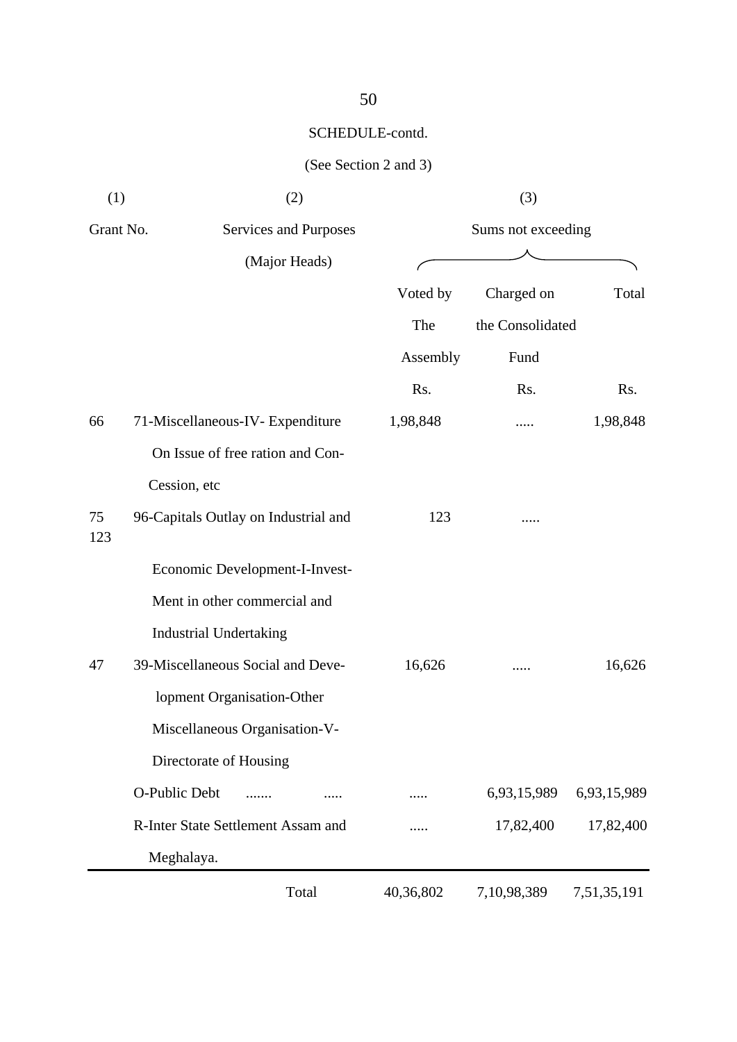SCHEDULE-contd.

(See Section 2 and 3)

| (1) | (2) | (3) | | |
|---|---|---|---|---|
| Grant No. | Services and Purposes (Major Heads) | Sums not exceeding | | |
| | | Voted by The Assembly | Charged on the Consolidated Fund | Total |
| | | Rs. | Rs. | Rs. |
| 66 | 71-Miscellaneous-IV- Expenditure On Issue of free ration and Con-Cession, etc | 1,98,848 | ..... | 1,98,848 |
| 75 123 | 96-Capitals Outlay on Industrial and Economic Development-I-Invest-Ment in other commercial and Industrial Undertaking | 123 | ..... | |
| 47 | 39-Miscellaneous Social and Deve-lopment Organisation-Other Miscellaneous Organisation-V-Directorate of Housing | 16,626 | ..... | 16,626 |
| | O-Public Debt ....... ..... | ..... | 6,93,15,989 | 6,93,15,989 |
| | R-Inter State Settlement Assam and Meghalaya. | ..... | 17,82,400 | 17,82,400 |
| | Total | 40,36,802 | 7,10,98,389 | 7,51,35,191 |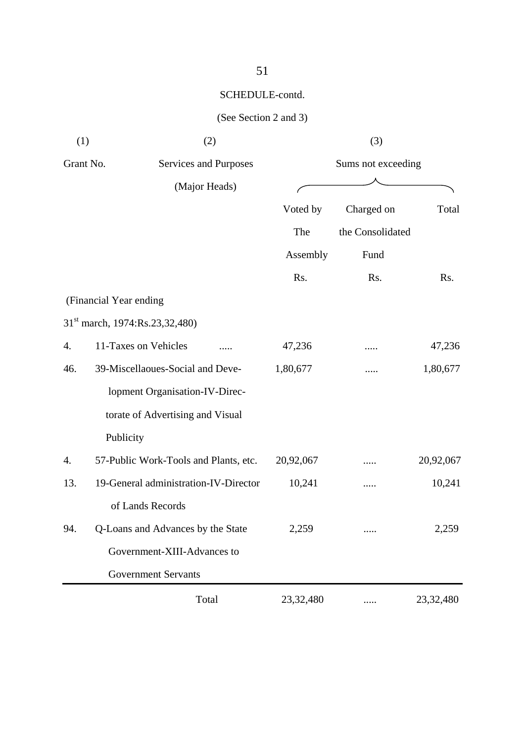SCHEDULE-contd.

(See Section 2 and 3)

| (1) | (2) | (3) | | |
|---|---|---|---|---|
| Grant No. | Services and Purposes (Major Heads) | Sums not exceeding | | |
| | | Voted by The Assembly | Charged on the Consolidated Fund | Total |
| | | Rs. | Rs. | Rs. |
| (Financial Year ending 31st march, 1974:Rs.23,32,480) | | | | |
| 4. | 11-Taxes on Vehicles ..... | 47,236 | ..... | 47,236 |
| 46. | 39-Miscellaoues-Social and Development Organisation-IV-Directorate of Advertising and Visual Publicity | 1,80,677 | ..... | 1,80,677 |
| 4. | 57-Public Work-Tools and Plants, etc. | 20,92,067 | ..... | 20,92,067 |
| 13. | 19-General administration-IV-Director of Lands Records | 10,241 | ..... | 10,241 |
| 94. | Q-Loans and Advances by the State Government-XIII-Advances to Government Servants | 2,259 | ..... | 2,259 |
| | Total | 23,32,480 | ..... | 23,32,480 |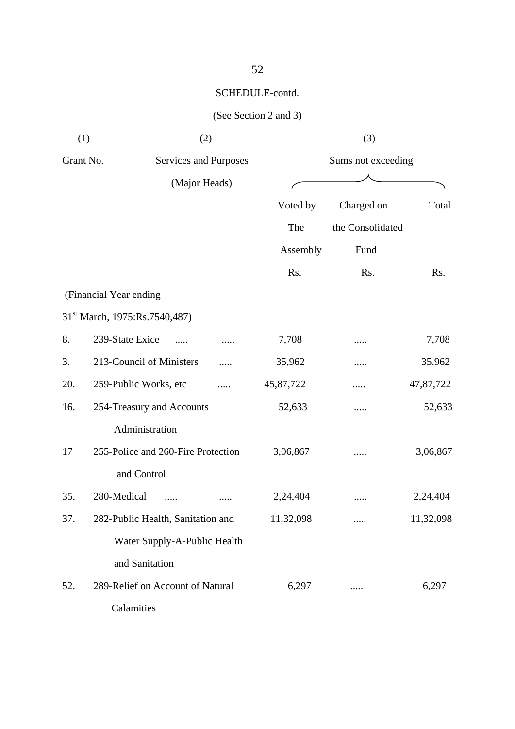SCHEDULE-contd.

(See Section 2 and 3)

| (1) | (2) | (3) | | |
|---|---|---|---|---|
| Grant No. | Services and Purposes (Major Heads) | Sums not exceeding | | |
| | | Voted by The Assembly | Charged on the Consolidated Fund | Total |
| | | Rs. | Rs. | Rs. |
| (Financial Year ending 31st March, 1975:Rs.7540,487) | | | | |
| 8. | 239-State Exice ..... ..... | 7,708 | ..... | 7,708 |
| 3. | 213-Council of Ministers ..... | 35,962 | ..... | 35.962 |
| 20. | 259-Public Works, etc ..... | 45,87,722 | ..... | 47,87,722 |
| 16. | 254-Treasury and Accounts Administration | 52,633 | ..... | 52,633 |
| 17 | 255-Police and 260-Fire Protection and Control | 3,06,867 | ..... | 3,06,867 |
| 35. | 280-Medical ..... ..... | 2,24,404 | ..... | 2,24,404 |
| 37. | 282-Public Health, Sanitation and Water Supply-A-Public Health and Sanitation | 11,32,098 | ..... | 11,32,098 |
| 52. | 289-Relief on Account of Natural Calamities | 6,297 | ..... | 6,297 |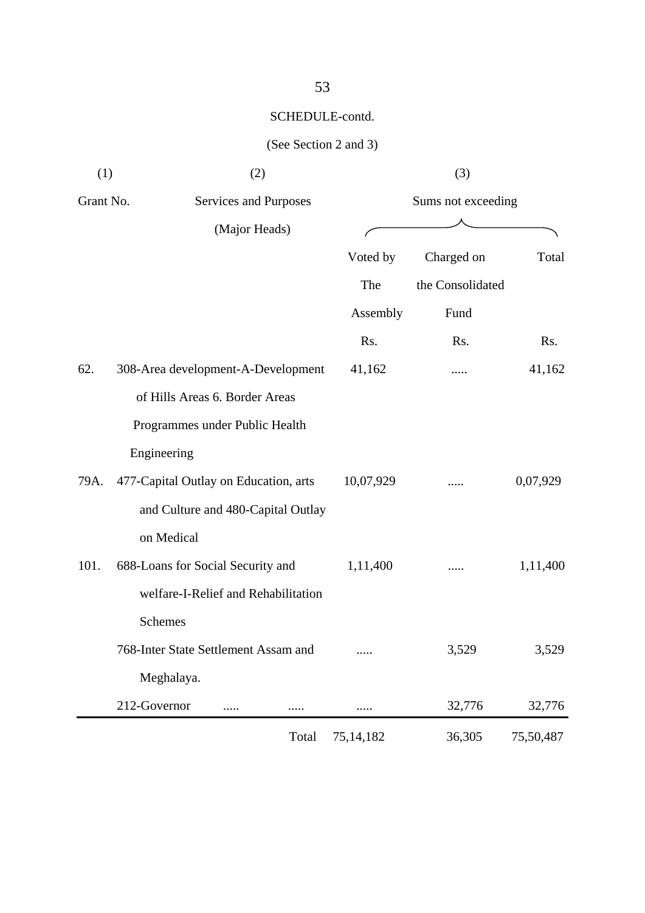SCHEDULE-contd.

(See Section 2 and 3)

| (1) | (2) | (3) | | |
|---|---|---|---|---|
| Grant No. | Services and Purposes (Major Heads) | Sums not exceeding | | |
| | | Voted by The Assembly | Charged on the Consolidated Fund | Total |
| | | Rs. | Rs. | Rs. |
| 62. | 308-Area development-A-Development of Hills Areas 6. Border Areas Programmes under Public Health Engineering | 41,162 | ..... | 41,162 |
| 79A. | 477-Capital Outlay on Education, arts and Culture and 480-Capital Outlay on Medical | 10,07,929 | ..... | 0,07,929 |
| 101. | 688-Loans for Social Security and welfare-I-Relief and Rehabilitation Schemes | 1,11,400 | ..... | 1,11,400 |
| | 768-Inter State Settlement Assam and Meghalaya. | ..... | 3,529 | 3,529 |
| | 212-Governor ..... ..... | ..... | 32,776 | 32,776 |
| | Total | 75,14,182 | 36,305 | 75,50,487 |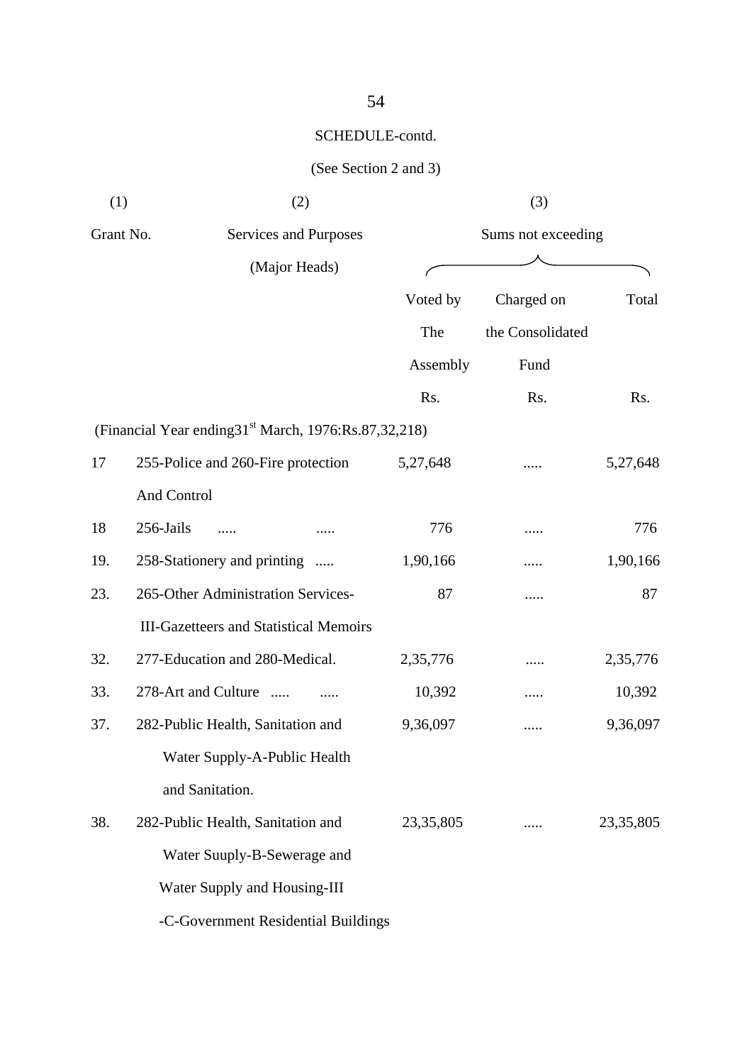SCHEDULE-contd.

(See Section 2 and 3)

| (1) | (2) | (3) | | |
|---|---|---|---|---|
| Grant No. | Services and Purposes (Major Heads) | Sums not exceeding | | |
| | | Voted by The Assembly | Charged on the Consolidated Fund | Total |
| | | Rs. | Rs. | Rs. |
| | (Financial Year ending31st March, 1976:Rs.87,32,218) | | | |
| 17 | 255-Police and 260-Fire protection And Control | 5,27,648 | ..... | 5,27,648 |
| 18 | 256-Jails ..... ..... | 776 | ..... | 776 |
| 19. | 258-Stationery and printing ..... | 1,90,166 | ..... | 1,90,166 |
| 23. | 265-Other Administration Services-III-Gazetteers and Statistical Memoirs | 87 | ..... | 87 |
| 32. | 277-Education and 280-Medical. | 2,35,776 | ..... | 2,35,776 |
| 33. | 278-Art and Culture ..... ..... | 10,392 | ..... | 10,392 |
| 37. | 282-Public Health, Sanitation and Water Supply-A-Public Health and Sanitation. | 9,36,097 | ..... | 9,36,097 |
| 38. | 282-Public Health, Sanitation and Water Suuply-B-Sewerage and Water Supply and Housing-III -C-Government Residential Buildings | 23,35,805 | ..... | 23,35,805 |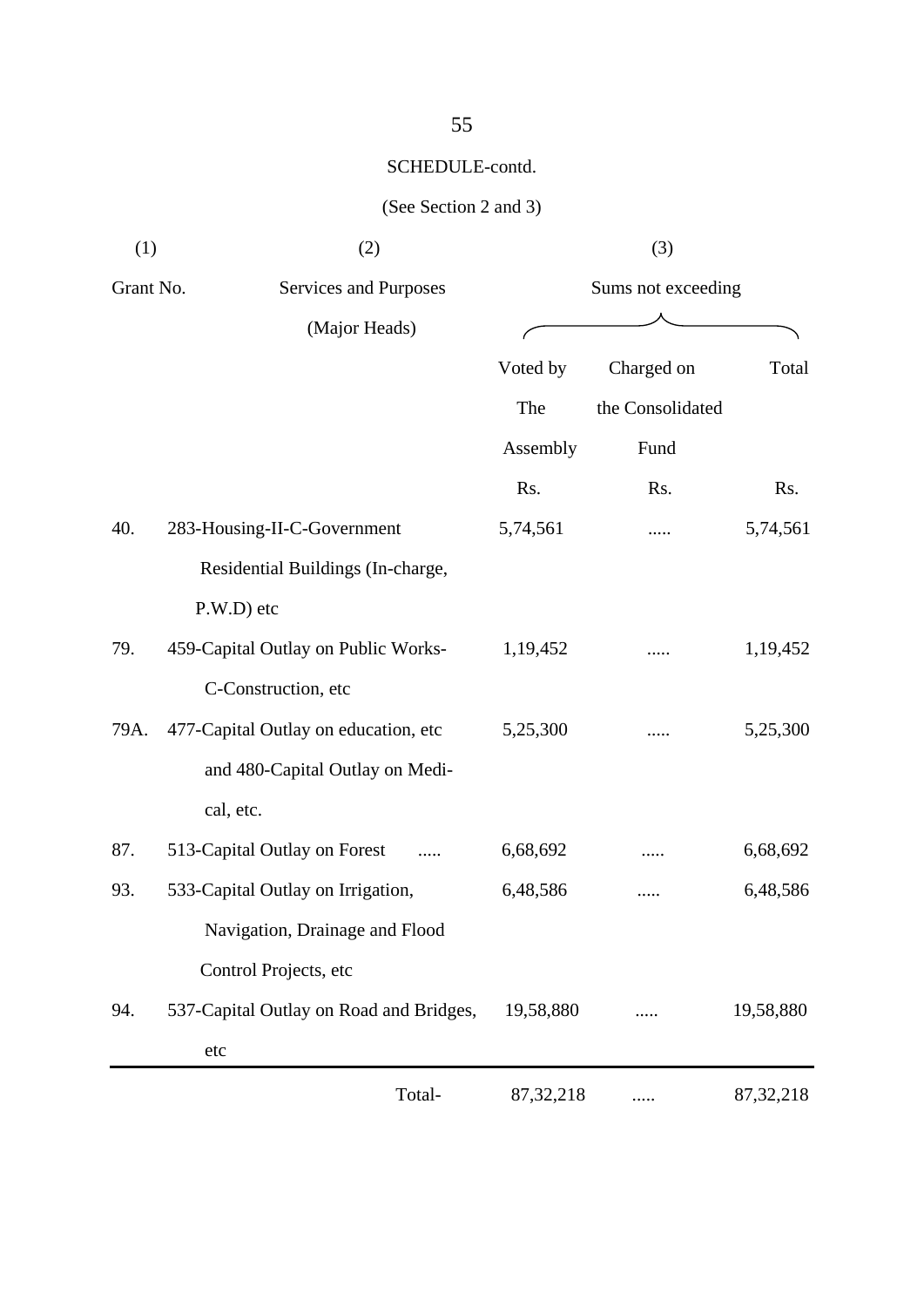SCHEDULE-contd.

(See Section 2 and 3)

| (1) | (2) | (3) | | |
|---|---|---|---|---|
| Grant No. | Services and Purposes (Major Heads) | Sums not exceeding | | |
| | | Voted by The Assembly | Charged on the Consolidated Fund | Total |
| | | Rs. | Rs. | Rs. |
| 40. | 283-Housing-II-C-Government Residential Buildings (In-charge, P.W.D) etc | 5,74,561 | ..... | 5,74,561 |
| 79. | 459-Capital Outlay on Public Works-C-Construction, etc | 1,19,452 | ..... | 1,19,452 |
| 79A. | 477-Capital Outlay on education, etc and 480-Capital Outlay on Medical, etc. | 5,25,300 | ..... | 5,25,300 |
| 87. | 513-Capital Outlay on Forest ..... | 6,68,692 | ..... | 6,68,692 |
| 93. | 533-Capital Outlay on Irrigation, Navigation, Drainage and Flood Control Projects, etc | 6,48,586 | ..... | 6,48,586 |
| 94. | 537-Capital Outlay on Road and Bridges, etc | 19,58,880 | ..... | 19,58,880 |
| | Total- | 87,32,218 | ..... | 87,32,218 |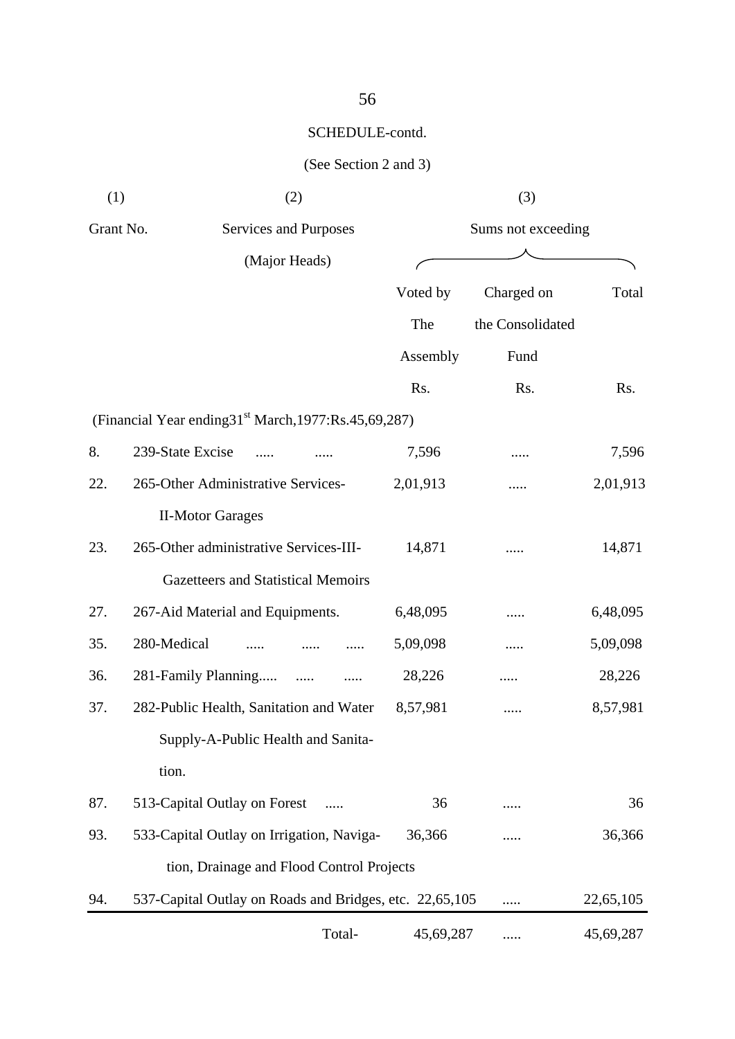SCHEDULE-contd.

(See Section 2 and 3)

| (1) | (2) | (3) | | |
|---|---|---|---|---|
| Grant No. | Services and Purposes (Major Heads) | Sums not exceeding | | |
| | | Voted by The Assembly | Charged on the Consolidated Fund | Total |
| | | Rs. | Rs. | Rs. |
| | (Financial Year ending 31st March, 1977: Rs.45,69,287) | | | |
| 8. | 239-State Excise ..... ..... | 7,596 | ..... | 7,596 |
| 22. | 265-Other Administrative Services-II-Motor Garages | 2,01,913 | ..... | 2,01,913 |
| 23. | 265-Other administrative Services-III-Gazetteers and Statistical Memoirs | 14,871 | ..... | 14,871 |
| 27. | 267-Aid Material and Equipments. | 6,48,095 | ..... | 6,48,095 |
| 35. | 280-Medical ..... ..... ..... | 5,09,098 | ..... | 5,09,098 |
| 36. | 281-Family Planning..... ..... ..... | 28,226 | ..... | 28,226 |
| 37. | 282-Public Health, Sanitation and Water Supply-A-Public Health and Sanitation. | 8,57,981 | ..... | 8,57,981 |
| 87. | 513-Capital Outlay on Forest ..... | 36 | ..... | 36 |
| 93. | 533-Capital Outlay on Irrigation, Navigation, Drainage and Flood Control Projects | 36,366 | ..... | 36,366 |
| 94. | 537-Capital Outlay on Roads and Bridges, etc. | 22,65,105 | ..... | 22,65,105 |
| | Total- | 45,69,287 | ..... | 45,69,287 |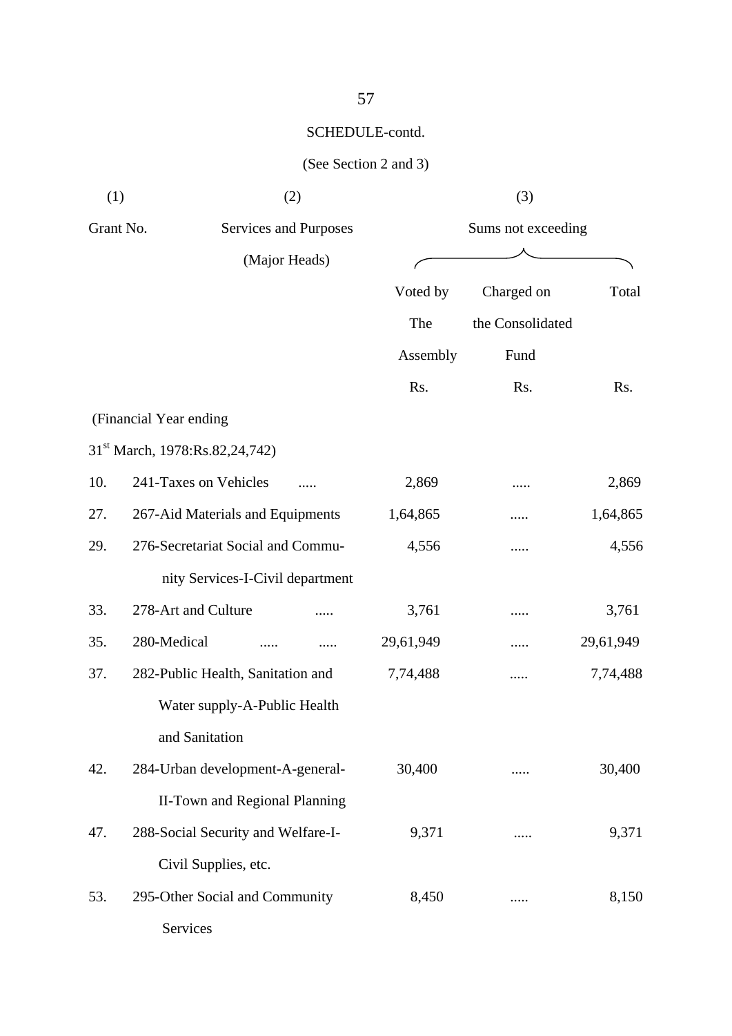SCHEDULE-contd.

(See Section 2 and 3)

| (1) | (2) | (3) | | |
|---|---|---|---|---|
| Grant No. | Services and Purposes (Major Heads) | Sums not exceeding | | |
| | | Voted by The Assembly | Charged on the Consolidated Fund | Total |
| | | Rs. | Rs. | Rs. |
| (Financial Year ending 31st March, 1978:Rs.82,24,742) | | | | |
| 10. | 241-Taxes on Vehicles ..... | 2,869 | ..... | 2,869 |
| 27. | 267-Aid Materials and Equipments | 1,64,865 | ..... | 1,64,865 |
| 29. | 276-Secretariat Social and Community Services-I-Civil department | 4,556 | ..... | 4,556 |
| 33. | 278-Art and Culture ..... | 3,761 | ..... | 3,761 |
| 35. | 280-Medical ..... ..... | 29,61,949 | ..... | 29,61,949 |
| 37. | 282-Public Health, Sanitation and Water supply-A-Public Health and Sanitation | 7,74,488 | ..... | 7,74,488 |
| 42. | 284-Urban development-A-general-II-Town and Regional Planning | 30,400 | ..... | 30,400 |
| 47. | 288-Social Security and Welfare-I-Civil Supplies, etc. | 9,371 | ..... | 9,371 |
| 53. | 295-Other Social and Community Services | 8,450 | ..... | 8,150 |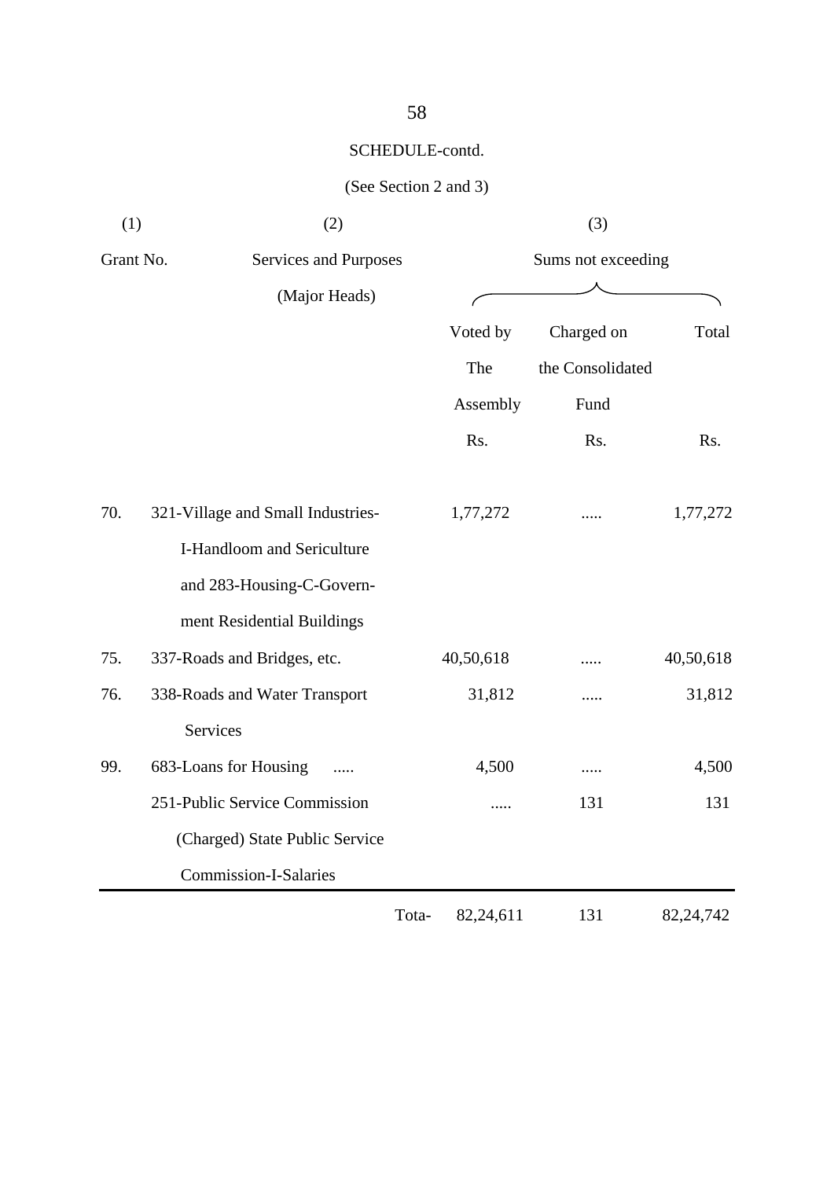SCHEDULE-contd.

(See Section 2 and 3)

| (1) | (2) | (3) | | |
|---|---|---|---|---|
| Grant No. | Services and Purposes (Major Heads) | Sums not exceeding | | |
| | | Voted by The Assembly | Charged on the Consolidated Fund | Total |
| | | Rs. | Rs. | Rs. |
| 70. | 321-Village and Small Industries-I-Handloom and Sericulture and 283-Housing-C-Government Residential Buildings | 1,77,272 | ..... | 1,77,272 |
| 75. | 337-Roads and Bridges, etc. | 40,50,618 | ..... | 40,50,618 |
| 76. | 338-Roads and Water Transport Services | 31,812 | ..... | 31,812 |
| 99. | 683-Loans for Housing ..... | 4,500 | ..... | 4,500 |
| | 251-Public Service Commission (Charged) State Public Service Commission-I-Salaries | ..... | 131 | 131 |
| | Tota- | 82,24,611 | 131 | 82,24,742 |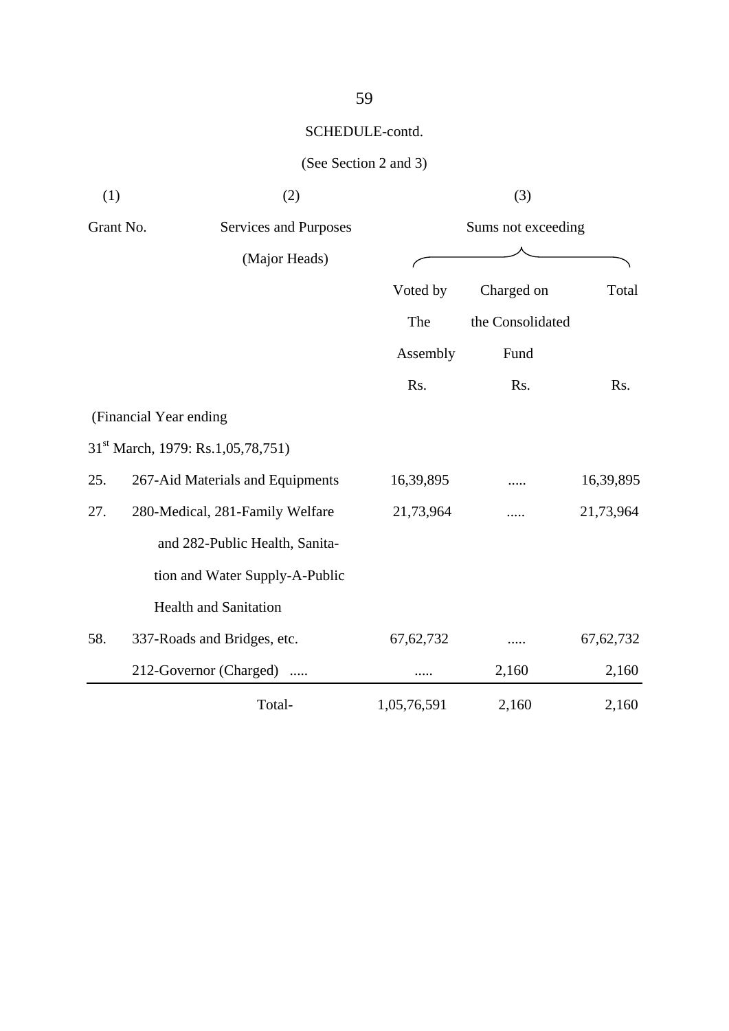SCHEDULE-contd.

(See Section 2 and 3)

| (1) | (2) | (3) | | |
|---|---|---|---|---|
| Grant No. | Services and Purposes (Major Heads) | Sums not exceeding | | |
| | | Voted by The Assembly | Charged on the Consolidated Fund | Total |
| | | Rs. | Rs. | Rs. |
| (Financial Year ending 31st March, 1979: Rs.1,05,78,751) | | | | |
| 25. | 267-Aid Materials and Equipments | 16,39,895 | ..... | 16,39,895 |
| 27. | 280-Medical, 281-Family Welfare and 282-Public Health, Sanitation and Water Supply-A-Public Health and Sanitation | 21,73,964 | ..... | 21,73,964 |
| 58. | 337-Roads and Bridges, etc. | 67,62,732 | ..... | 67,62,732 |
| | 212-Governor (Charged) ..... | ..... | 2,160 | 2,160 |
| | Total- | 1,05,76,591 | 2,160 | 2,160 |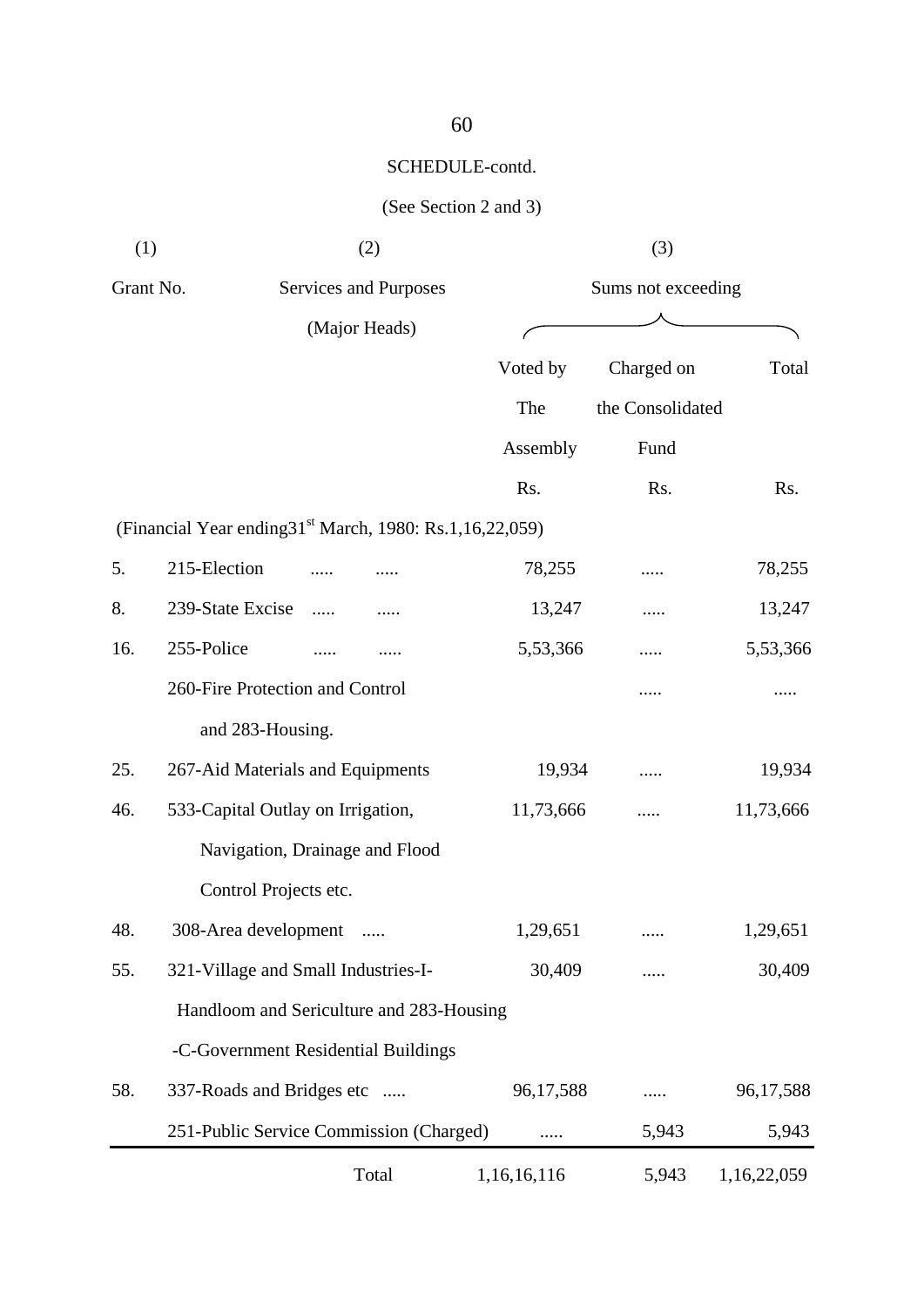SCHEDULE-contd.

(See Section 2 and 3)

| (1) | (2) | (3) | | |
|---|---|---|---|---|
| Grant No. | Services and Purposes (Major Heads) | Sums not exceeding | | |
| | | Voted by The Assembly | Charged on the Consolidated Fund | Total |
| | | Rs. | Rs. | Rs. |
| | (Financial Year ending31st March, 1980: Rs.1,16,22,059) | | | |
| 5. | 215-Election ..... ..... | 78,255 | ..... | 78,255 |
| 8. | 239-State Excise ..... ..... | 13,247 | ..... | 13,247 |
| 16. | 255-Police ..... ..... | 5,53,366 | ..... | 5,53,366 |
| | 260-Fire Protection and Control and 283-Housing. | | ..... | ..... |
| 25. | 267-Aid Materials and Equipments | 19,934 | ..... | 19,934 |
| 46. | 533-Capital Outlay on Irrigation, Navigation, Drainage and Flood Control Projects etc. | 11,73,666 | ..... | 11,73,666 |
| 48. | 308-Area development ..... | 1,29,651 | ..... | 1,29,651 |
| 55. | 321-Village and Small Industries-I-Handloom and Sericulture and 283-Housing -C-Government Residential Buildings | 30,409 | ..... | 30,409 |
| 58. | 337-Roads and Bridges etc ..... | 96,17,588 | ..... | 96,17,588 |
| | 251-Public Service Commission (Charged) | ..... | 5,943 | 5,943 |
| | Total | 1,16,16,116 | 5,943 | 1,16,22,059 |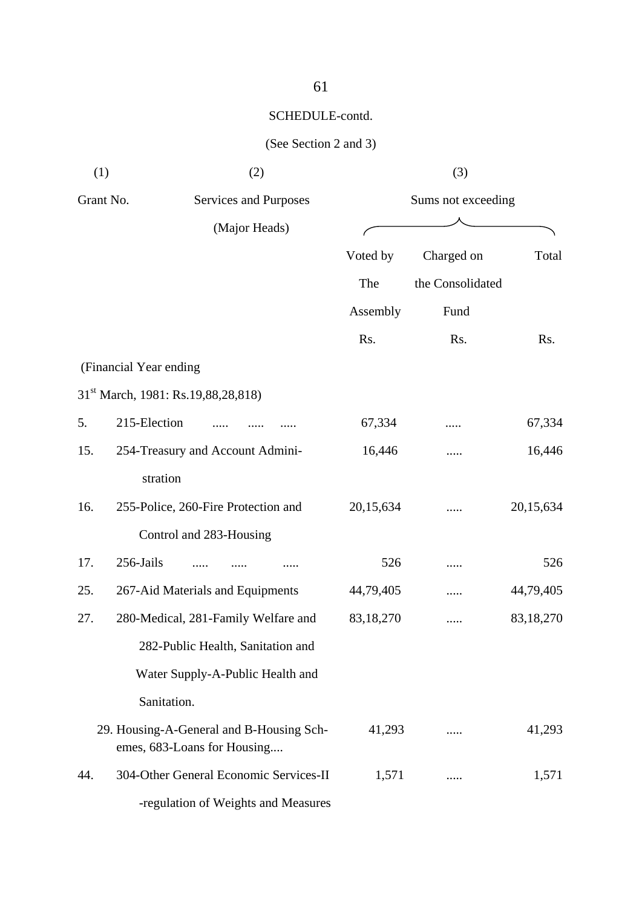SCHEDULE-contd.

(See Section 2 and 3)

| (1) | (2) | (3) | | |
|---|---|---|---|---|
| Grant No. | Services and Purposes (Major Heads) | Sums not exceeding | | |
| | | Voted by The Assembly | Charged on the Consolidated Fund | Total |
| | | Rs. | Rs. | Rs. |
| (Financial Year ending 31st March, 1981: Rs.19,88,28,818) | | | | |
| 5. | 215-Election ..... ..... ..... | 67,334 | ..... | 67,334 |
| 15. | 254-Treasury and Account Administration | 16,446 | ..... | 16,446 |
| 16. | 255-Police, 260-Fire Protection and Control and 283-Housing | 20,15,634 | ..... | 20,15,634 |
| 17. | 256-Jails ..... ..... ..... | 526 | ..... | 526 |
| 25. | 267-Aid Materials and Equipments | 44,79,405 | ..... | 44,79,405 |
| 27. | 280-Medical, 281-Family Welfare and 282-Public Health, Sanitation and Water Supply-A-Public Health and Sanitation. | 83,18,270 | ..... | 83,18,270 |
| 29. | Housing-A-General and B-Housing Schemes, 683-Loans for Housing.... | 41,293 | ..... | 41,293 |
| 44. | 304-Other General Economic Services-II -regulation of Weights and Measures | 1,571 | ..... | 1,571 |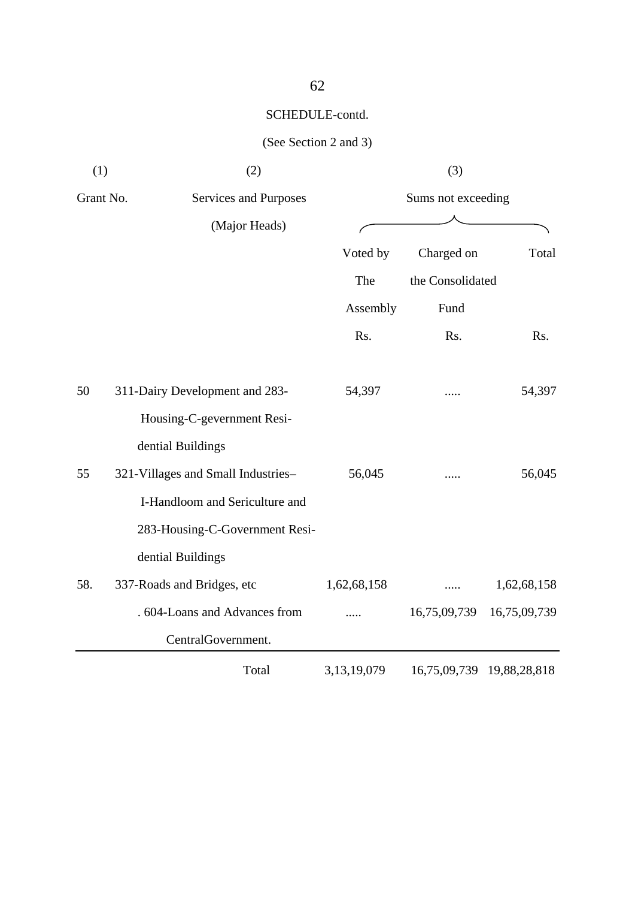SCHEDULE-contd.

(See Section 2 and 3)

| (1) | (2) | (3) | | |
|---|---|---|---|---|
| Grant No. | Services and Purposes (Major Heads) | Sums not exceeding | | |
| | | Voted by The Assembly | Charged on the Consolidated Fund | Total |
| | | Rs. | Rs. | Rs. |
| 50 | 311-Dairy Development and 283-Housing-C-gevernment Residential Buildings | 54,397 | ..... | 54,397 |
| 55 | 321-Villages and Small Industries– I-Handloom and Sericulture and 283-Housing-C-Government Residential Buildings | 56,045 | ..... | 56,045 |
| 58. | 337-Roads and Bridges, etc | 1,62,68,158 | ..... | 1,62,68,158 |
| | . 604-Loans and Advances from CentralGovernment. | ..... | 16,75,09,739 | 16,75,09,739 |
| | Total | 3,13,19,079 | 16,75,09,739 | 19,88,28,818 |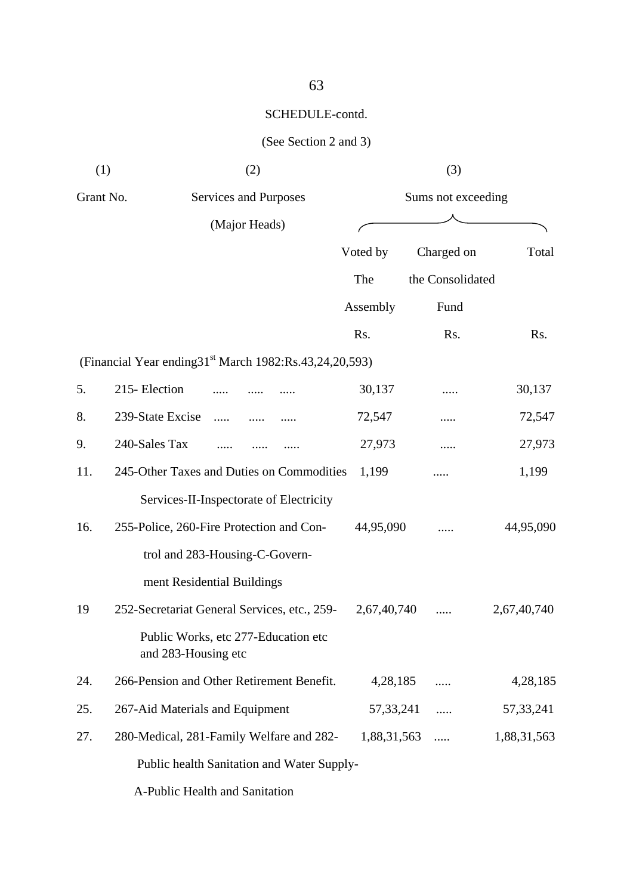SCHEDULE-contd.

(See Section 2 and 3)

| (1) | (2) | (3) | | |
|---|---|---|---|---|
| Grant No. | Services and Purposes (Major Heads) | Sums not exceeding | | |
| | | Voted by The Assembly | Charged on the Consolidated Fund | Total |
| | | Rs. | Rs. | Rs. |
| (Financial Year ending31st March 1982:Rs.43,24,20,593) | | | | |
| 5. | 215- Election ..... ..... ..... | 30,137 | ..... | 30,137 |
| 8. | 239-State Excise ..... ..... ..... | 72,547 | ..... | 72,547 |
| 9. | 240-Sales Tax ..... ..... ..... | 27,973 | ..... | 27,973 |
| 11. | 245-Other Taxes and Duties on Commodities Services-II-Inspectorate of Electricity | 1,199 | ..... | 1,199 |
| 16. | 255-Police, 260-Fire Protection and Control and 283-Housing-C-Government Residential Buildings | 44,95,090 | ..... | 44,95,090 |
| 19 | 252-Secretariat General Services, etc., 259-Public Works, etc 277-Education etc and 283-Housing etc | 2,67,40,740 | ..... | 2,67,40,740 |
| 24. | 266-Pension and Other Retirement Benefit. | 4,28,185 | ..... | 4,28,185 |
| 25. | 267-Aid Materials and Equipment | 57,33,241 | ..... | 57,33,241 |
| 27. | 280-Medical, 281-Family Welfare and 282-Public health Sanitation and Water Supply-A-Public Health and Sanitation | 1,88,31,563 | ..... | 1,88,31,563 |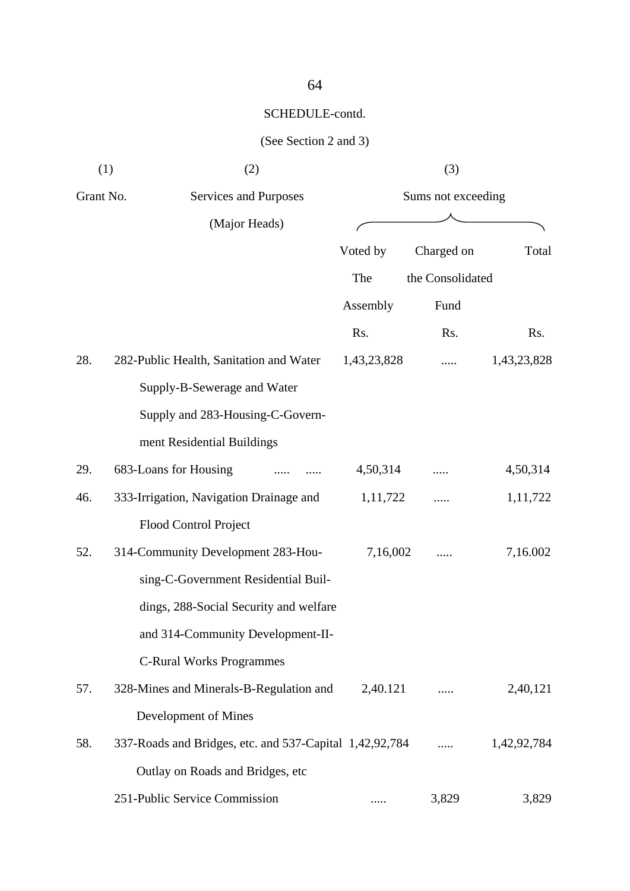SCHEDULE-contd.

(See Section 2 and 3)

| (1) | (2) | (3) | | |
|---|---|---|---|---|
| Grant No. | Services and Purposes (Major Heads) | Sums not exceeding | | |
| | | Voted by The Assembly | Charged on the Consolidated Fund | Total |
| | | Rs. | Rs. | Rs. |
| 28. | 282-Public Health, Sanitation and Water Supply-B-Sewerage and Water Supply and 283-Housing-C-Government Residential Buildings | 1,43,23,828 | ..... | 1,43,23,828 |
| 29. | 683-Loans for Housing ..... ..... | 4,50,314 | ..... | 4,50,314 |
| 46. | 333-Irrigation, Navigation Drainage and Flood Control Project | 1,11,722 | ..... | 1,11,722 |
| 52. | 314-Community Development 283-Housing-C-Government Residential Buildings, 288-Social Security and welfare and 314-Community Development-II-C-Rural Works Programmes | 7,16,002 | ..... | 7,16.002 |
| 57. | 328-Mines and Minerals-B-Regulation and Development of Mines | 2,40.121 | ..... | 2,40,121 |
| 58. | 337-Roads and Bridges, etc. and 537-Capital Outlay on Roads and Bridges, etc | 1,42,92,784 | ..... | 1,42,92,784 |
| | 251-Public Service Commission | ..... | 3,829 | 3,829 |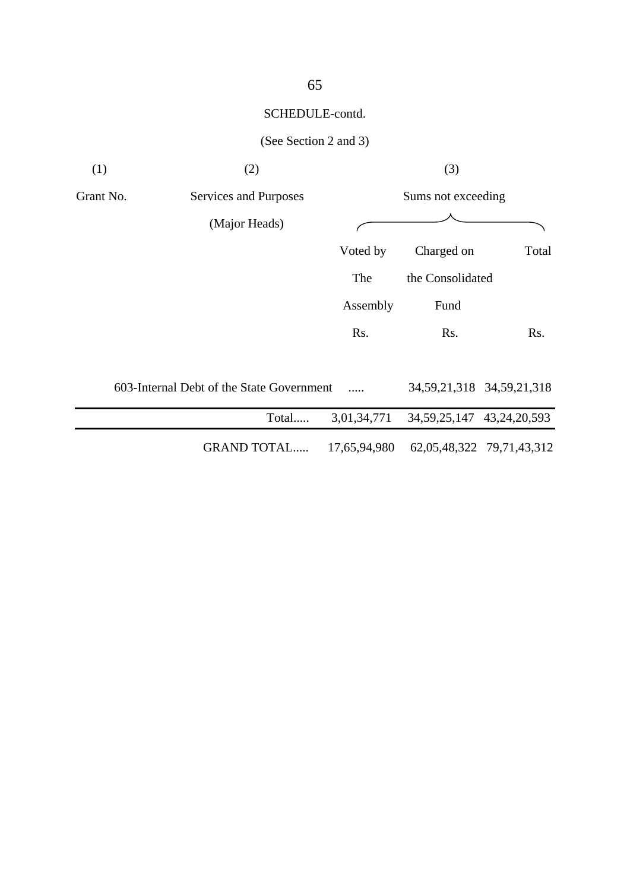SCHEDULE-contd.

(See Section 2 and 3)

| (1) | (2) | (3) | | |
|---|---|---|---|---|
| Grant No. | Services and Purposes (Major Heads) | Sums not exceeding | | |
| | | Voted by The Assembly | Charged on the Consolidated Fund | Total |
| | | Rs. | Rs. | Rs. |
| | 603-Internal Debt of the State Government | ..... | 34,59,21,318 | 34,59,21,318 |
| | Total..... | 3,01,34,771 | 34,59,25,147 | 43,24,20,593 |
| | GRAND TOTAL..... | 17,65,94,980 | 62,05,48,322 | 79,71,43,312 |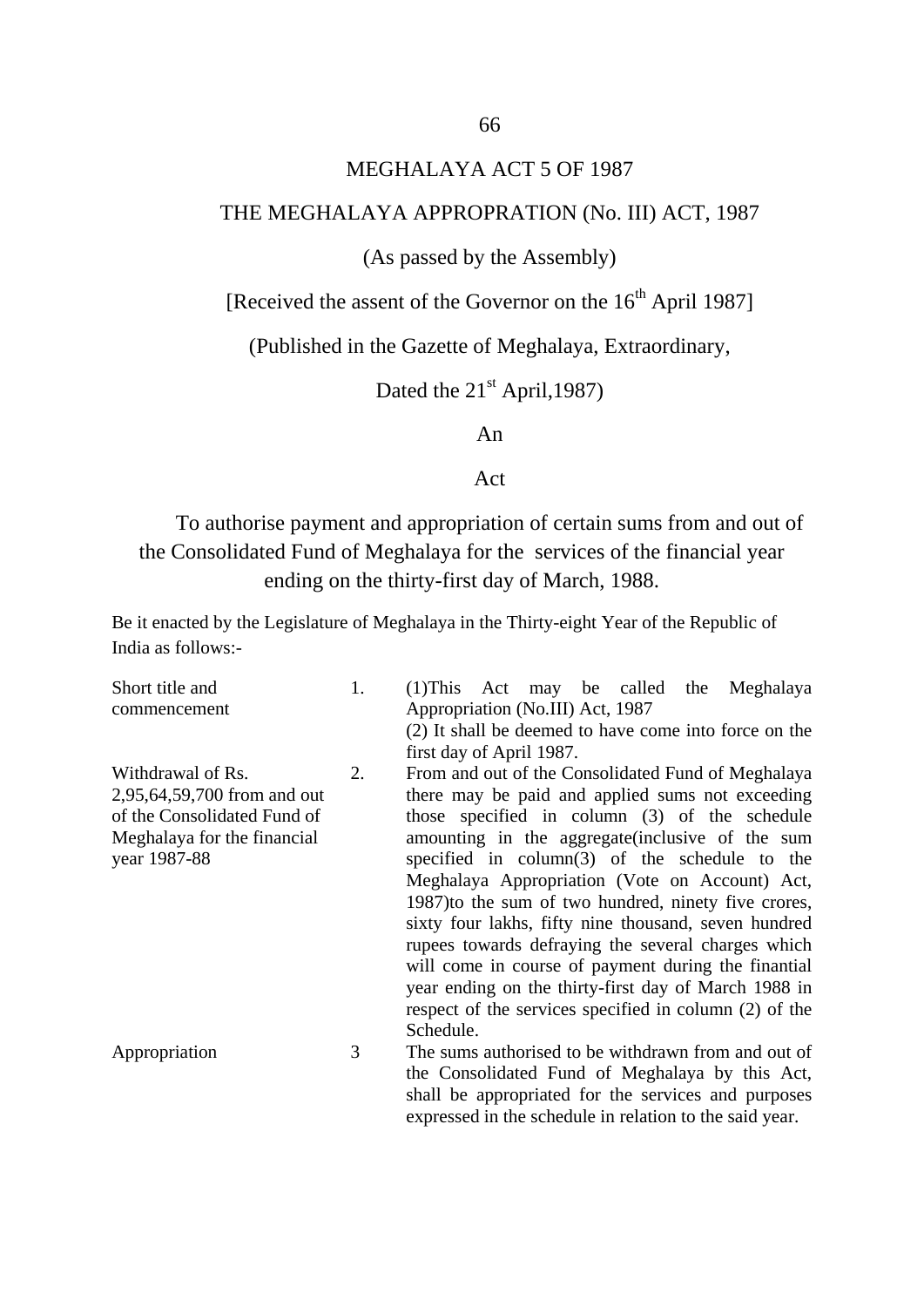# MEGHALAYA ACT 5 OF 1987

## THE MEGHALAYA APPROPRATION (No. III) ACT, 1987

(As passed by the Assembly)

[Received the assent of the Governor on the 16th April 1987]

(Published in the Gazette of Meghalaya, Extraordinary,

Dated the 21st April,1987)

An

Act

To authorise payment and appropriation of certain sums from and out of the Consolidated Fund of Meghalaya for the services of the financial year ending on the thirty-first day of March, 1988.

Be it enacted by the Legislature of Meghalaya in the Thirty-eight Year of the Republic of India as follows:-

| | | |
|---|---|---|
| Short title and commencement | 1. | (1)This Act may be called the Meghalaya Appropriation (No.III) Act, 1987<br>(2) It shall be deemed to have come into force on the first day of April 1987. |
| Withdrawal of Rs. 2,95,64,59,700 from and out of the Consolidated Fund of Meghalaya for the financial year 1987-88 | 2. | From and out of the Consolidated Fund of Meghalaya there may be paid and applied sums not exceeding those specified in column (3) of the schedule amounting in the aggregate(inclusive of the sum specified in column(3) of the schedule to the Meghalaya Appropriation (Vote on Account) Act, 1987)to the sum of two hundred, ninety five crores, sixty four lakhs, fifty nine thousand, seven hundred rupees towards defraying the several charges which will come in course of payment during the finantial year ending on the thirty-first day of March 1988 in respect of the services specified in column (2) of the Schedule. |
| Appropriation | 3 | The sums authorised to be withdrawn from and out of the Consolidated Fund of Meghalaya by this Act, shall be appropriated for the services and purposes expressed in the schedule in relation to the said year. |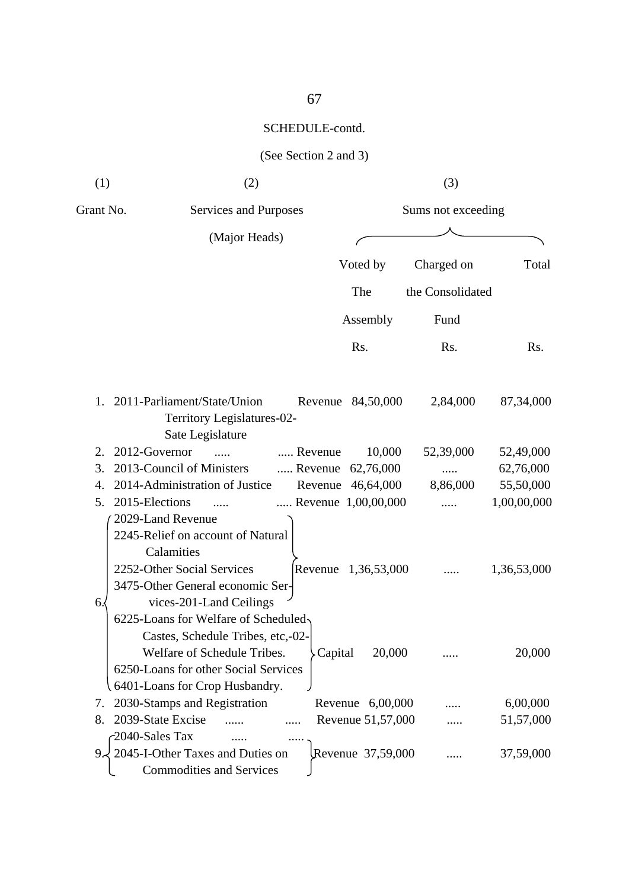SCHEDULE-contd.

(See Section 2 and 3)

| (1) | (2) | | (3) | | |
|---|---|---|---|---|---|
| Grant No. | Services and Purposes (Major Heads) | | Sums not exceeding | | |
| | | | Voted by The Assembly | Charged on the Consolidated Fund | Total |
| | | | Rs. | Rs. | Rs. |
| 1. | 2011-Parliament/State/Union Territory Legislatures-02-Sate Legislature | Revenue | 84,50,000 | 2,84,000 | 87,34,000 |
| 2. | 2012-Governor ..... | ..... Revenue | 10,000 | 52,39,000 | 52,49,000 |
| 3. | 2013-Council of Ministers | ..... Revenue | 62,76,000 | ..... | 62,76,000 |
| 4. | 2014-Administration of Justice | Revenue | 46,64,000 | 8,86,000 | 55,50,000 |
| 5. | 2015-Elections ..... | ..... Revenue | 1,00,00,000 | ..... | 1,00,00,000 |
| 6. | 2029-Land Revenue<br>2245-Relief on account of Natural Calamities<br>2252-Other Social Services<br>3475-Other General economic Services-201-Land Ceilings | Revenue | 1,36,53,000 | ..... | 1,36,53,000 |
| | 6225-Loans for Welfare of Scheduled Castes, Schedule Tribes, etc,-02-Welfare of Schedule Tribes.<br>6250-Loans for other Social Services<br>6401-Loans for Crop Husbandry. | Capital | 20,000 | ..... | 20,000 |
| 7. | 2030-Stamps and Registration | Revenue | 6,00,000 | ..... | 6,00,000 |
| 8. | 2039-State Excise ...... ..... | Revenue | 51,57,000 | ..... | 51,57,000 |
| 9. | 2040-Sales Tax ..... .....<br>2045-I-Other Taxes and Duties on Commodities and Services | Revenue | 37,59,000 | ..... | 37,59,000 |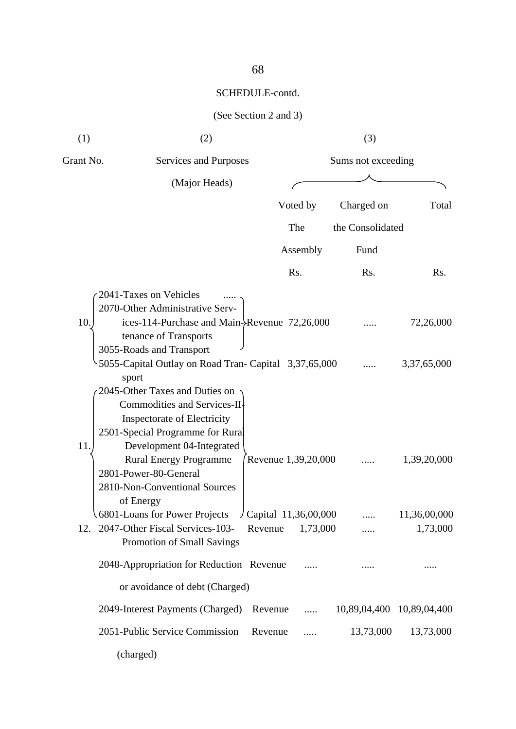SCHEDULE-contd.

(See Section 2 and 3)

| (1) | (2) | | (3) | | |
|---|---|---|---|---|---|
| Grant No. | Services and Purposes (Major Heads) | | Sums not exceeding | | |
| | | | Voted by The Assembly | Charged on the Consolidated Fund | Total |
| | | | Rs. | Rs. | Rs. |
| 10. | 2041-Taxes on Vehicles ..... 2070-Other Administrative Services-114-Purchase and Maintenance of Transports 3055-Roads and Transport | Revenue | 72,26,000 | ..... | 72,26,000 |
| | 5055-Capital Outlay on Road Transport | Capital | 3,37,65,000 | ..... | 3,37,65,000 |
| 11. | 2045-Other Taxes and Duties on Commodities and Services-II-Inspectorate of Electricity 2501-Special Programme for Rural Development 04-Integrated Rural Energy Programme 2801-Power-80-General 2810-Non-Conventional Sources of Energy | Revenue | 1,39,20,000 | ..... | 1,39,20,000 |
| | 6801-Loans for Power Projects | Capital | 11,36,00,000 | ..... | 11,36,00,000 |
| 12. | 2047-Other Fiscal Services-103-Promotion of Small Savings | Revenue | 1,73,000 | ..... | 1,73,000 |
| | 2048-Appropriation for Reduction or avoidance of debt (Charged) | Revenue | ..... | ..... | ..... |
| | 2049-Interest Payments (Charged) | Revenue | ..... | 10,89,04,400 | 10,89,04,400 |
| | 2051-Public Service Commission (charged) | Revenue | ..... | 13,73,000 | 13,73,000 |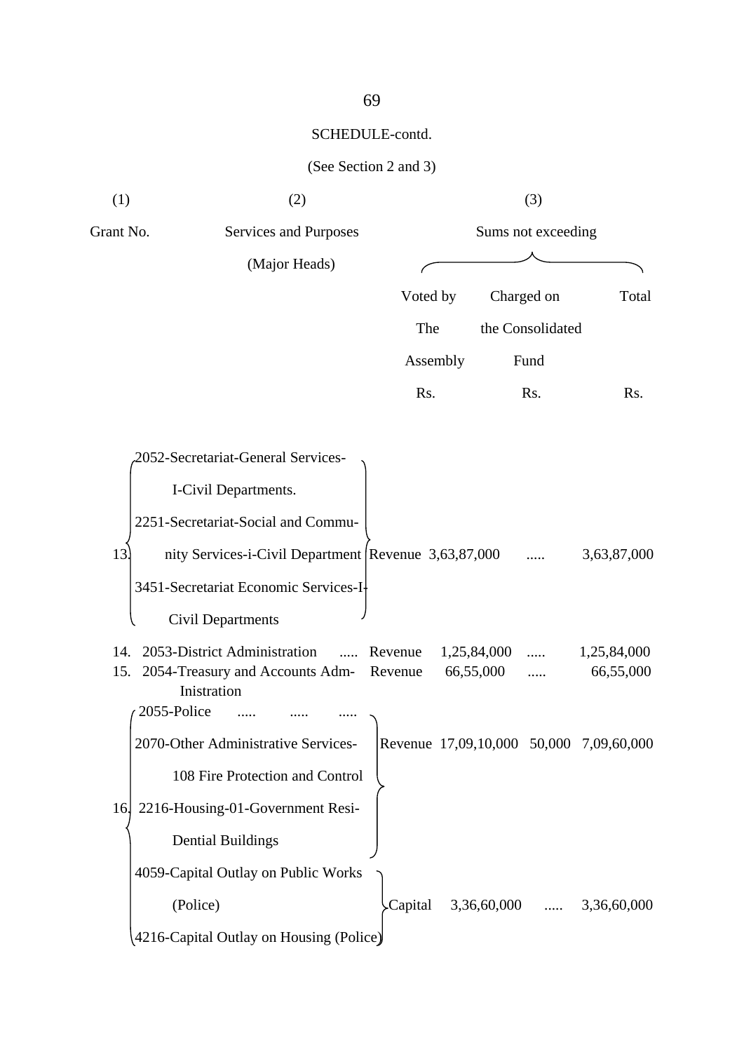SCHEDULE-contd.

(See Section 2 and 3)

| (1) | (2) | | (3) | | |
|---|---|---|---|---|---|
| Grant No. | Services and Purposes (Major Heads) | | Sums not exceeding | | |
| | | | Voted by The Assembly | Charged on the Consolidated Fund | Total |
| | | | Rs. | Rs. | Rs. |
| 13. | 2052-Secretariat-General Services-I-Civil Departments. 2251-Secretariat-Social and Community Services-i-Civil Department 3451-Secretariat Economic Services-I-Civil Departments | Revenue | 3,63,87,000 | ..... | 3,63,87,000 |
| 14. | 2053-District Administration ..... | Revenue | 1,25,84,000 | ..... | 1,25,84,000 |
| 15. | 2054-Treasury and Accounts Administration | Revenue | 66,55,000 | ..... | 66,55,000 |
| 16. | 2055-Police ..... ..... ..... 2070-Other Administrative Services-108 Fire Protection and Control 2216-Housing-01-Government Residential Buildings | Revenue | 17,09,10,000 | 50,000 | 7,09,60,000 |
| | 4059-Capital Outlay on Public Works (Police) 4216-Capital Outlay on Housing (Police) | Capital | 3,36,60,000 | ..... | 3,36,60,000 |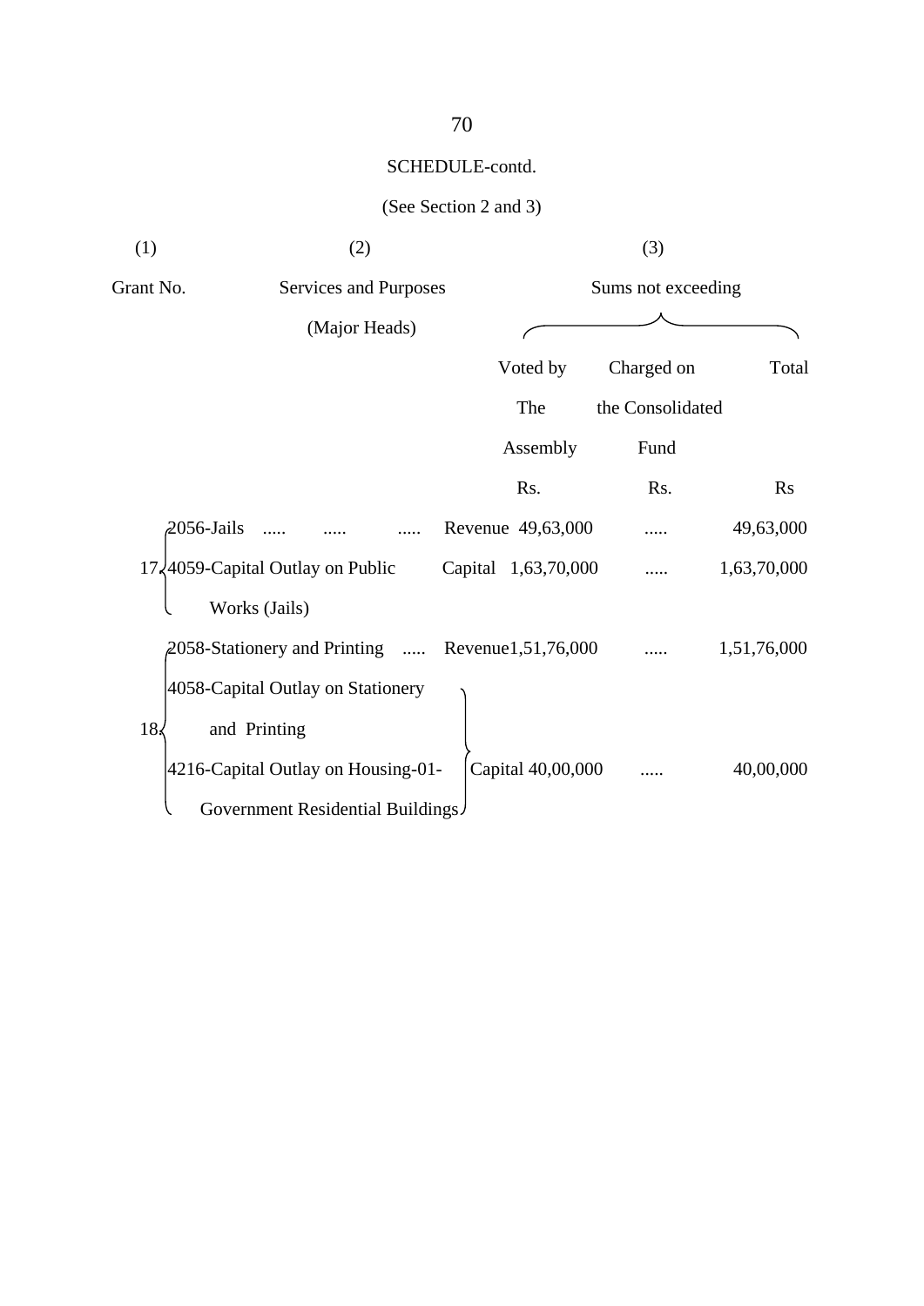SCHEDULE-contd.

(See Section 2 and 3)

| (1) | (2) | | (3) | | |
|---|---|---|---|---|---|
| Grant No. | Services and Purposes (Major Heads) | | Sums not exceeding | | |
| | | | Voted by The Assembly | Charged on the Consolidated Fund | Total |
| | | | Rs. | Rs. | Rs |
| 17 | 2056-Jails ..... ..... ..... | Revenue | 49,63,000 | ..... | 49,63,000 |
| | 4059-Capital Outlay on Public Works (Jails) | Capital | 1,63,70,000 | ..... | 1,63,70,000 |
| 18 | 2058-Stationery and Printing ..... | Revenue | 1,51,76,000 | ..... | 1,51,76,000 |
| | 4058-Capital Outlay on Stationery and Printing; 4216-Capital Outlay on Housing-01-Government Residential Buildings | Capital | 40,00,000 | ..... | 40,00,000 |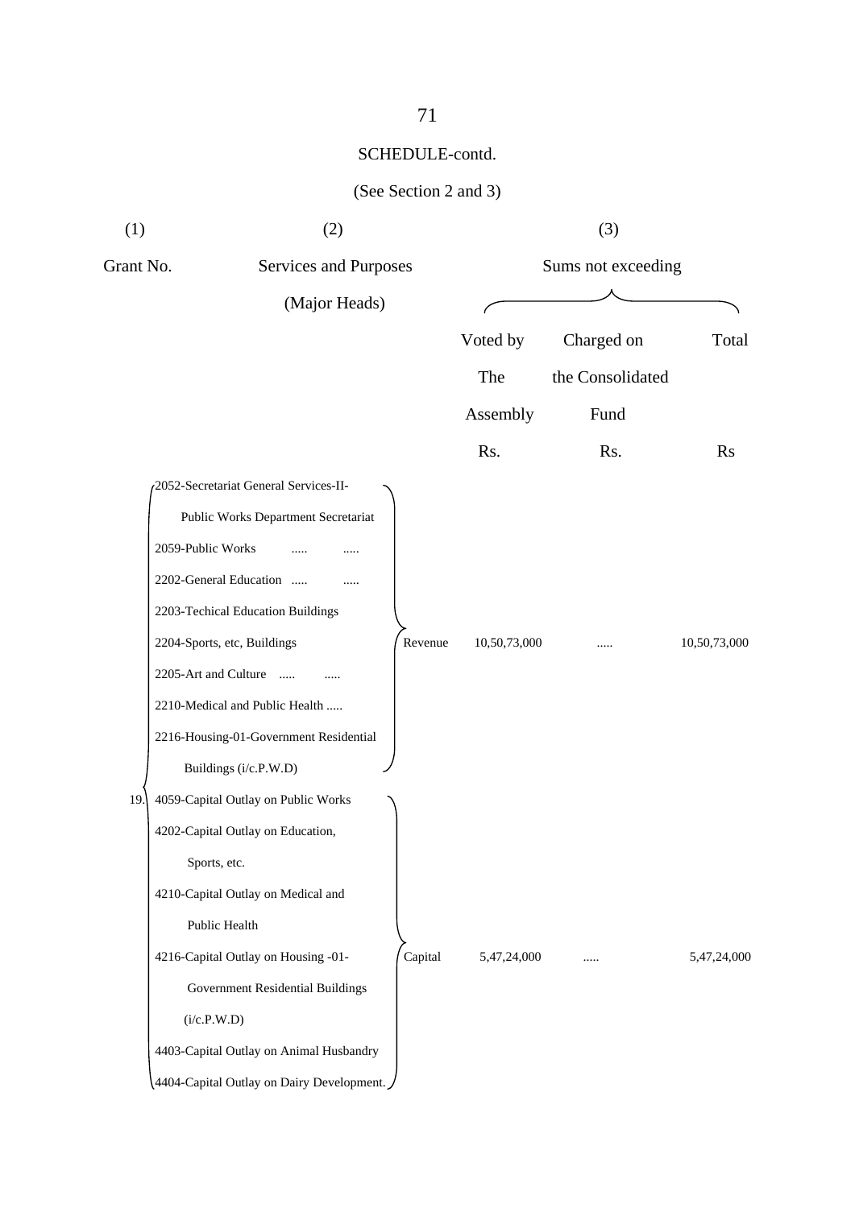SCHEDULE-contd.

(See Section 2 and 3)

| (1) | (2) | | (3) | | |
|---|---|---|---|---|---|
| Grant No. | Services and Purposes (Major Heads) | | Sums not exceeding | | |
| | | | Voted by The Assembly | Charged on the Consolidated Fund | Total |
| | | | Rs. | Rs. | Rs |
| 19. | 2052-Secretariat General Services-II- Public Works Department Secretariat<br>2059-Public Works ..... .....<br>2202-General Education ..... .....<br>2203-Techical Education Buildings<br>2204-Sports, etc, Buildings<br>2205-Art and Culture ..... .....<br>2210-Medical and Public Health .....<br>2216-Housing-01-Government Residential Buildings (i/c.P.W.D) | Revenue | 10,50,73,000 | ..... | 10,50,73,000 |
| | 4059-Capital Outlay on Public Works<br>4202-Capital Outlay on Education, Sports, etc.<br>4210-Capital Outlay on Medical and Public Health<br>4216-Capital Outlay on Housing -01- Government Residential Buildings (i/c.P.W.D)<br>4403-Capital Outlay on Animal Husbandry<br>4404-Capital Outlay on Dairy Development. | Capital | 5,47,24,000 | ..... | 5,47,24,000 |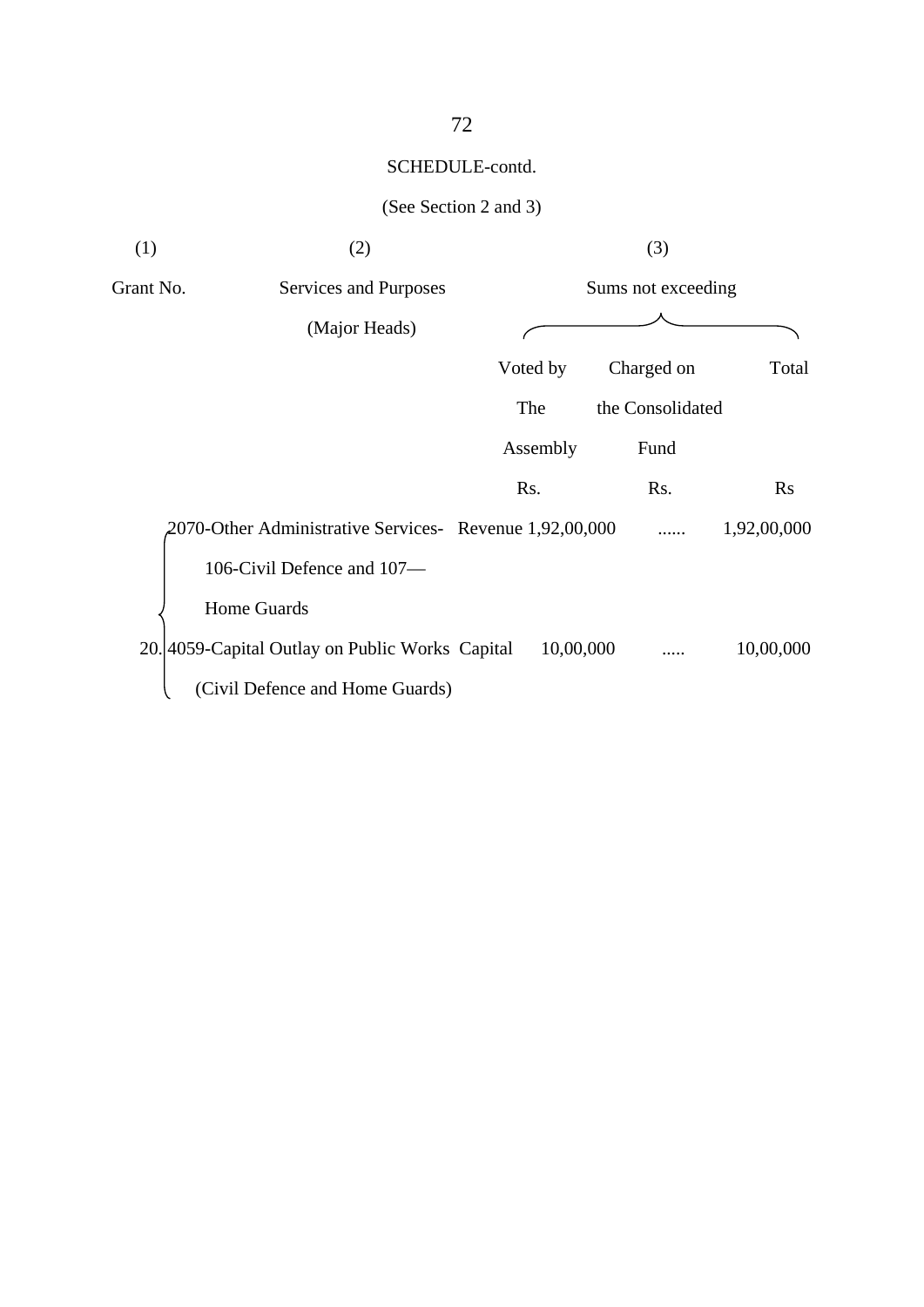SCHEDULE-contd.

(See Section 2 and 3)

| (1) | (2) | | (3) | | |
|---|---|---|---|---|---|
| Grant No. | Services and Purposes (Major Heads) | | Sums not exceeding | | |
| | | | Voted by The Assembly | Charged on the Consolidated Fund | Total |
| | | | Rs. | Rs. | Rs |
| 20. | 2070-Other Administrative Services-106-Civil Defence and 107—Home Guards | Revenue | 1,92,00,000 | ...... | 1,92,00,000 |
| | 4059-Capital Outlay on Public Works (Civil Defence and Home Guards) | Capital | 10,00,000 | ..... | 10,00,000 |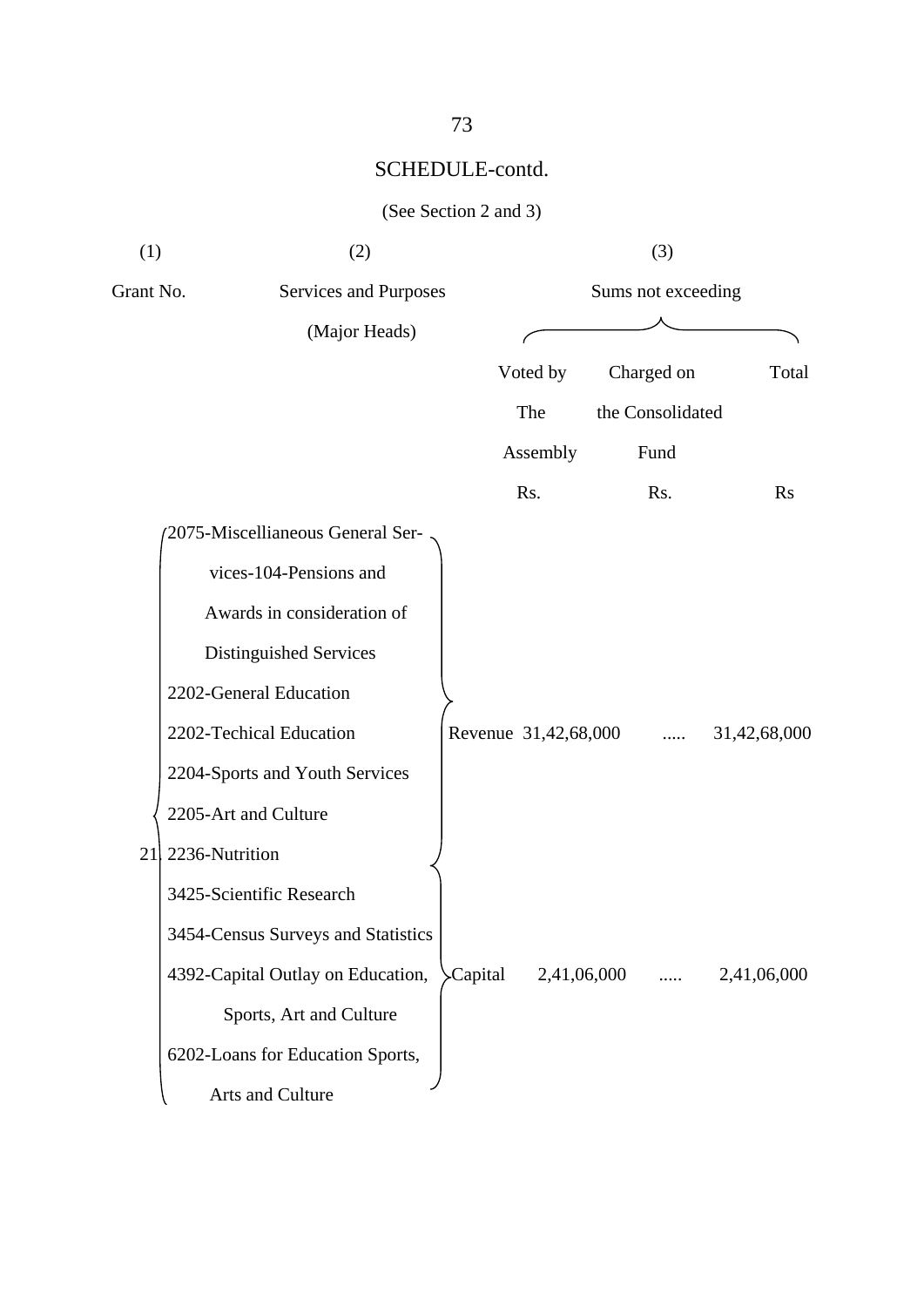## SCHEDULE-contd.

(See Section 2 and 3)

| (1) | (2) | | (3) | | |
|---|---|---|---|---|---|
| Grant No. | Services and Purposes (Major Heads) | | Sums not exceeding | | |
| | | | Voted by The Assembly Rs. | Charged on the Consolidated Fund Rs. | Total Rs |
| 21 | 2075-Miscellianeous General Services-104-Pensions and Awards in consideration of Distinguished Services<br>2202-General Education<br>2202-Techical Education<br>2204-Sports and Youth Services<br>2205-Art and Culture<br>2236-Nutrition | Revenue | 31,42,68,000 | ..... | 31,42,68,000 |
| | 3425-Scientific Research<br>3454-Census Surveys and Statistics<br>4392-Capital Outlay on Education, Sports, Art and Culture<br>6202-Loans for Education Sports, Arts and Culture | Capital | 2,41,06,000 | ..... | 2,41,06,000 |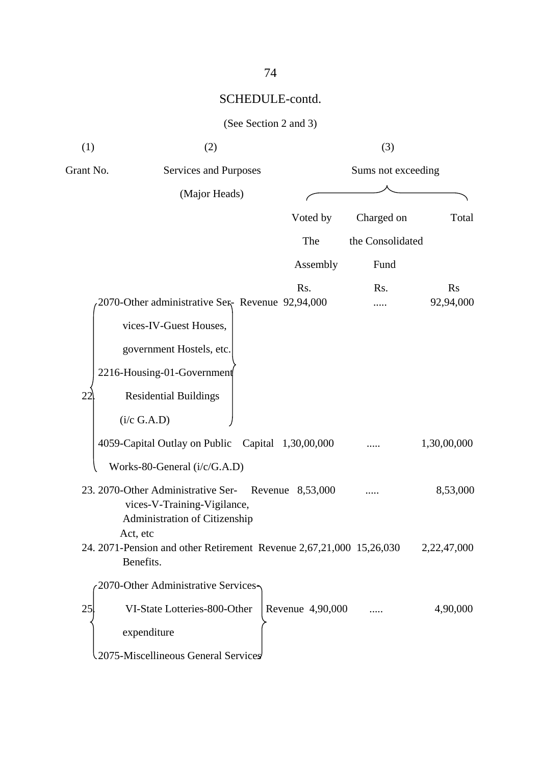## SCHEDULE-contd.

(See Section 2 and 3)

| (1) | (2) | | (3) | | |
|---|---|---|---|---|---|
| Grant No. | Services and Purposes (Major Heads) | | Sums not exceeding | | |
| | | | Voted by The Assembly | Charged on the Consolidated Fund | Total |
| | | | Rs. | Rs. | Rs |
| 22. | 2070-Other administrative Services-IV-Guest Houses, government Hostels, etc. 2216-Housing-01-Government Residential Buildings (i/c G.A.D) | Revenue | 92,94,000 | ..... | 92,94,000 |
| | 4059-Capital Outlay on Public Works-80-General (i/c/G.A.D) | Capital | 1,30,00,000 | ..... | 1,30,00,000 |
| 23. | 2070-Other Administrative Services-V-Training-Vigilance, Administration of Citizenship Act, etc | Revenue | 8,53,000 | ..... | 8,53,000 |
| 24. | 2071-Pension and other Retirement Benefits. | Revenue | 2,67,21,000 | 15,26,030 | 2,22,47,000 |
| 25. | 2070-Other Administrative Services-VI-State Lotteries-800-Other expenditure 2075-Miscellineous General Services | Revenue | 4,90,000 | ..... | 4,90,000 |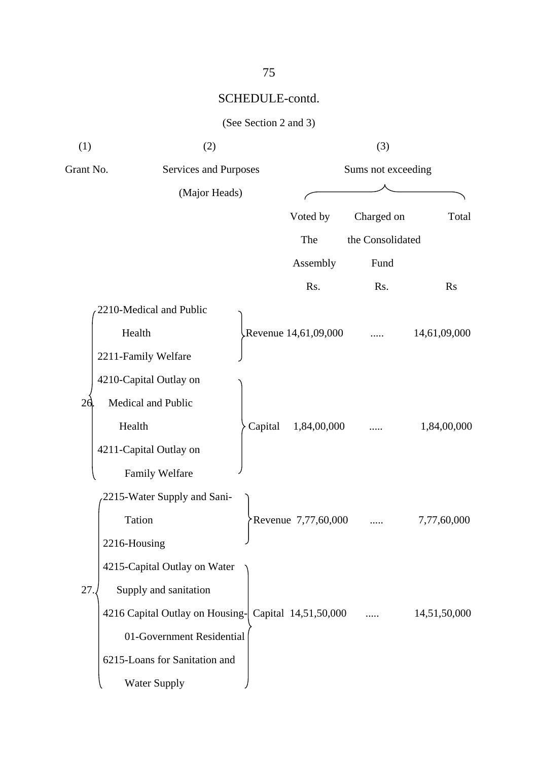## SCHEDULE-contd.

(See Section 2 and 3)

| (1) | (2) | | (3) | | |
|---|---|---|---|---|---|
| Grant No. | Services and Purposes (Major Heads) | | Sums not exceeding | | |
| | | | Voted by The Assembly | Charged on the Consolidated Fund | Total |
| | | | Rs. | Rs. | Rs |
| 26. | 2210-Medical and Public Health<br>2211-Family Welfare | Revenue | 14,61,09,000 | ..... | 14,61,09,000 |
| | 4210-Capital Outlay on Medical and Public Health<br>4211-Capital Outlay on Family Welfare | Capital | 1,84,00,000 | ..... | 1,84,00,000 |
| 27. | 2215-Water Supply and Sani-Tation<br>2216-Housing | Revenue | 7,77,60,000 | ..... | 7,77,60,000 |
| | 4215-Capital Outlay on Water Supply and sanitation<br>4216 Capital Outlay on Housing-01-Government Residential<br>6215-Loans for Sanitation and Water Supply | Capital | 14,51,50,000 | ..... | 14,51,50,000 |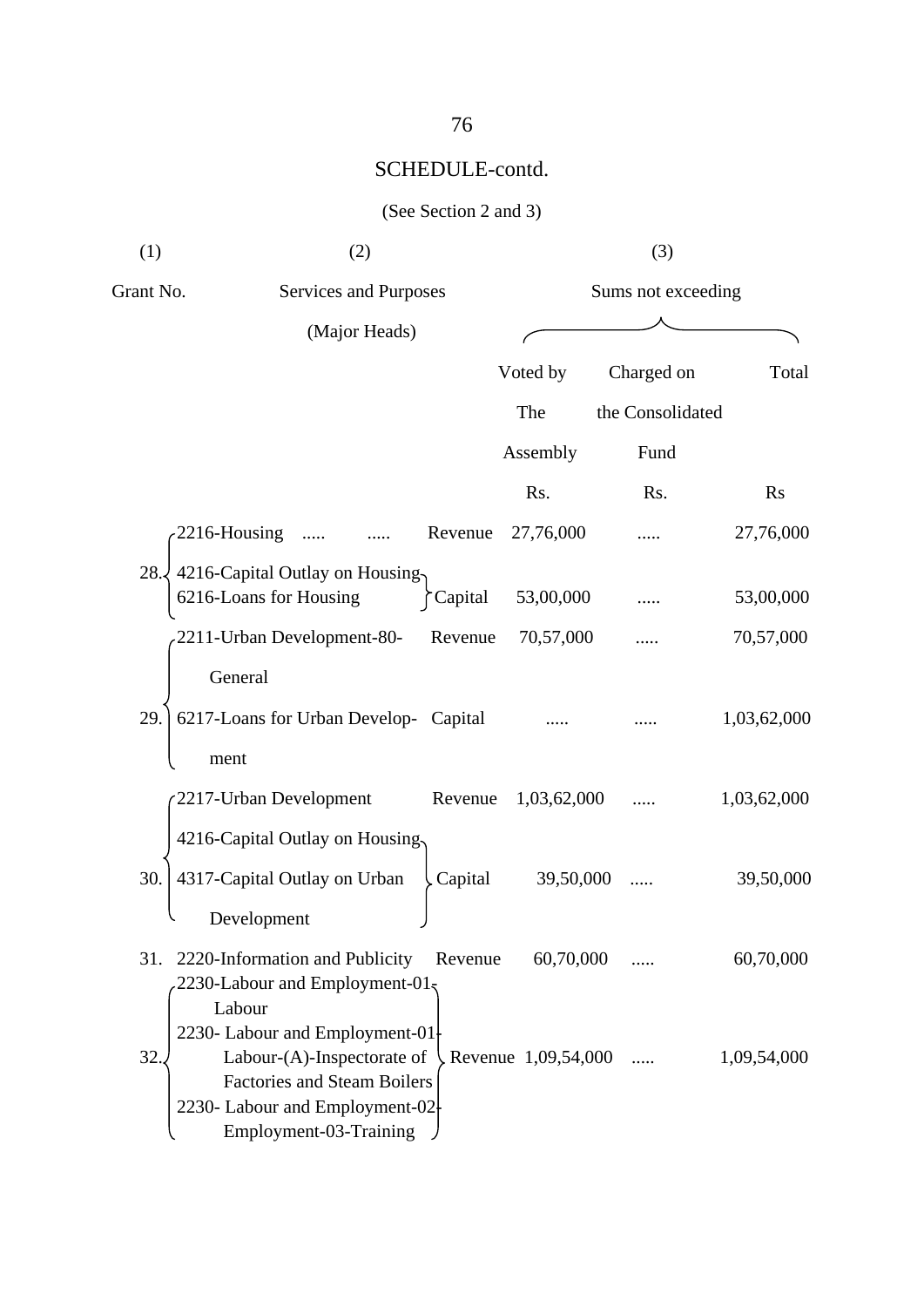## SCHEDULE-contd.

(See Section 2 and 3)

| (1) | (2) | | (3) | | |
|---|---|---|---|---|---|
| Grant No. | Services and Purposes (Major Heads) | | Sums not exceeding | | |
| | | | Voted by The Assembly | Charged on the Consolidated Fund | Total |
| | | | Rs. | Rs. | Rs |
| 28. | 2216-Housing ..... ..... | Revenue | 27,76,000 | ..... | 27,76,000 |
| | 4216-Capital Outlay on Housing<br>6216-Loans for Housing | Capital | 53,00,000 | ..... | 53,00,000 |
| 29. | 2211-Urban Development-80-General | Revenue | 70,57,000 | ..... | 70,57,000 |
| | 6217-Loans for Urban Development | Capital | ..... | ..... | 1,03,62,000 |
| 30. | 2217-Urban Development | Revenue | 1,03,62,000 | ..... | 1,03,62,000 |
| | 4216-Capital Outlay on Housing<br>4317-Capital Outlay on Urban Development | Capital | 39,50,000 | ..... | 39,50,000 |
| 31. | 2220-Information and Publicity | Revenue | 60,70,000 | ..... | 60,70,000 |
| 32. | 2230-Labour and Employment-01-Labour<br>2230- Labour and Employment-01-Labour-(A)-Inspectorate of Factories and Steam Boilers<br>2230- Labour and Employment-02-Employment-03-Training | Revenue | 1,09,54,000 | ..... | 1,09,54,000 |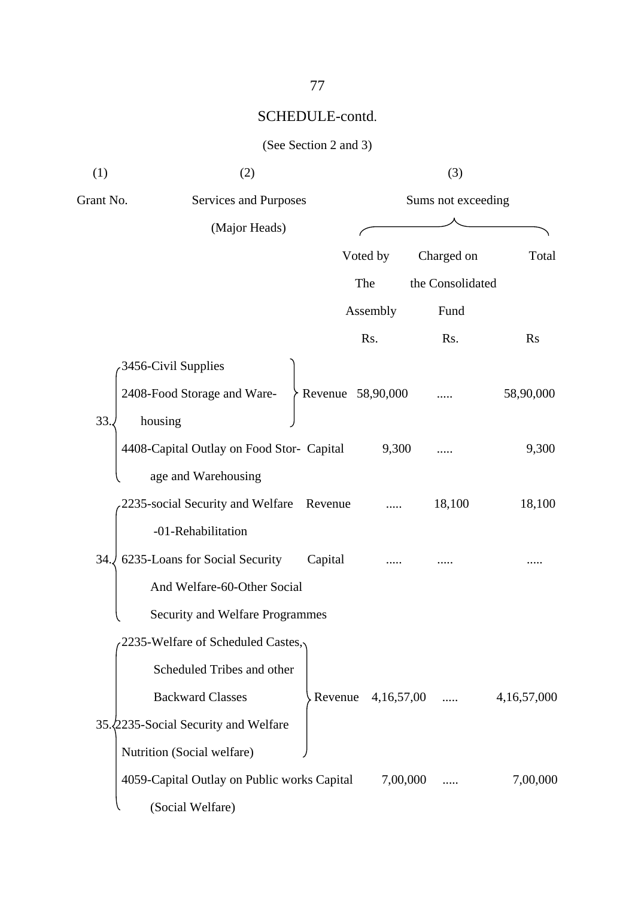# SCHEDULE-contd.

(See Section 2 and 3)

| (1) | (2) | | (3) | | |
|---|---|---|---|---|---|
| Grant No. | Services and Purposes (Major Heads) | | Sums not exceeding | | |
| | | | Voted by The Assembly | Charged on the Consolidated Fund | Total |
| | | | Rs. | Rs. | Rs |
| 33. | 3456-Civil Supplies<br>2408-Food Storage and Ware-housing | Revenue | 58,90,000 | ..... | 58,90,000 |
| | 4408-Capital Outlay on Food Storage and Warehousing | Capital | 9,300 | ..... | 9,300 |
| 34. | 2235-social Security and Welfare -01-Rehabilitation | Revenue | ..... | 18,100 | 18,100 |
| | 6235-Loans for Social Security And Welfare-60-Other Social Security and Welfare Programmes | Capital | ..... | ..... | ..... |
| 35. | 2235-Welfare of Scheduled Castes, Scheduled Tribes and other Backward Classes<br>2235-Social Security and Welfare Nutrition (Social welfare) | Revenue | 4,16,57,00 | ..... | 4,16,57,000 |
| | 4059-Capital Outlay on Public works (Social Welfare) | Capital | 7,00,000 | ..... | 7,00,000 |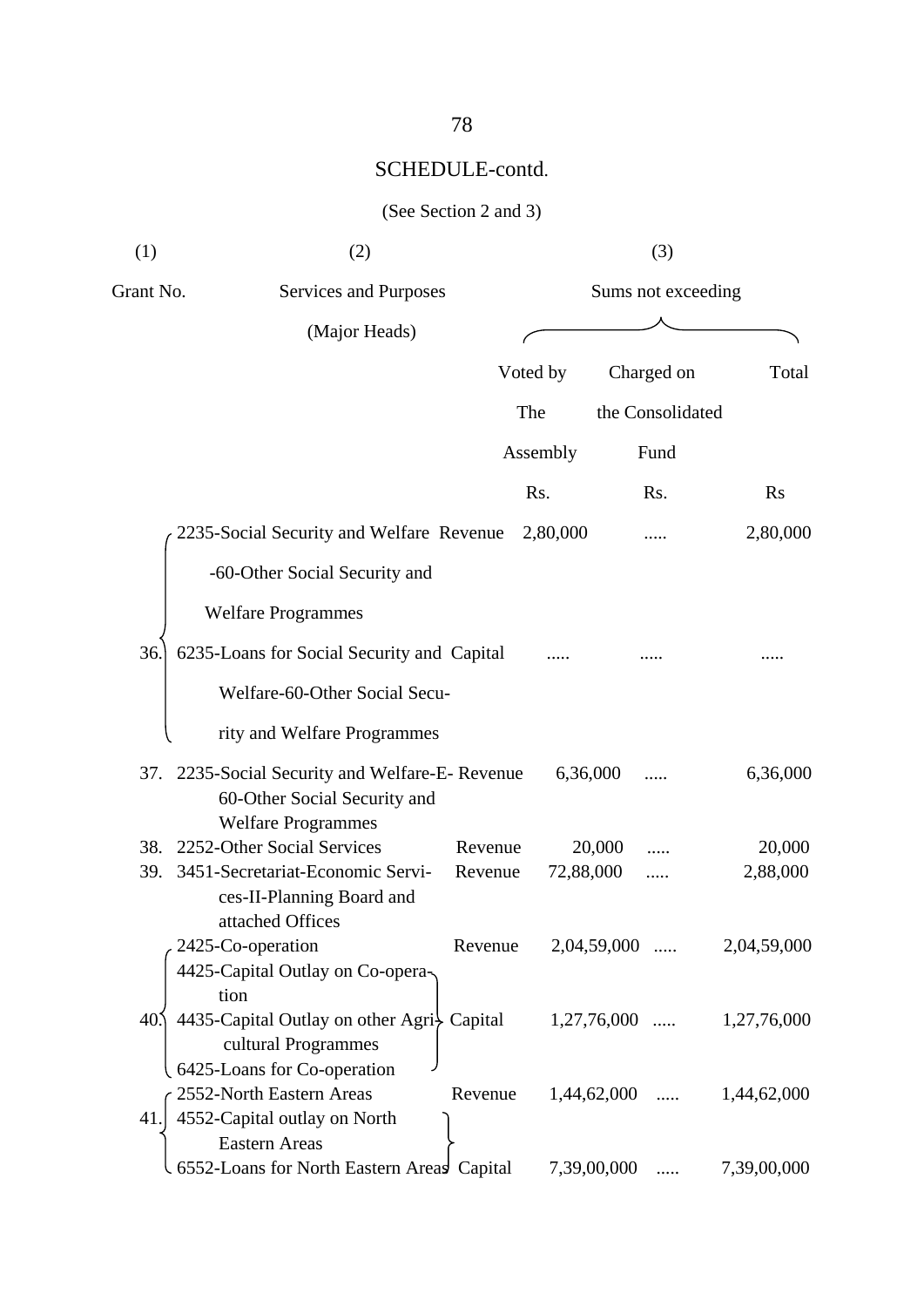## SCHEDULE-contd.

(See Section 2 and 3)

| (1) | (2) | | (3) | | |
|---|---|---|---|---|---|
| Grant No. | Services and Purposes (Major Heads) | | Sums not exceeding | | |
| | | | Voted by The Assembly | Charged on the Consolidated Fund | Total |
| | | | Rs. | Rs. | Rs |
| 36. | 2235-Social Security and Welfare -60-Other Social Security and Welfare Programmes | Revenue | 2,80,000 | ..... | 2,80,000 |
| | 6235-Loans for Social Security and Welfare-60-Other Social Security and Welfare Programmes | Capital | ..... | ..... | ..... |
| 37. | 2235-Social Security and Welfare-E-60-Other Social Security and Welfare Programmes | Revenue | 6,36,000 | ..... | 6,36,000 |
| 38. | 2252-Other Social Services | Revenue | 20,000 | ..... | 20,000 |
| 39. | 3451-Secretariat-Economic Services-II-Planning Board and attached Offices | Revenue | 72,88,000 | ..... | 2,88,000 |
| 40. | 2425-Co-operation | Revenue | 2,04,59,000 | ..... | 2,04,59,000 |
| | 4425-Capital Outlay on Co-operation<br>4435-Capital Outlay on other Agricultural Programmes<br>6425-Loans for Co-operation | Capital | 1,27,76,000 | ..... | 1,27,76,000 |
| 41. | 2552-North Eastern Areas | Revenue | 1,44,62,000 | ..... | 1,44,62,000 |
| | 4552-Capital outlay on North Eastern Areas<br>6552-Loans for North Eastern Areas | Capital | 7,39,00,000 | ..... | 7,39,00,000 |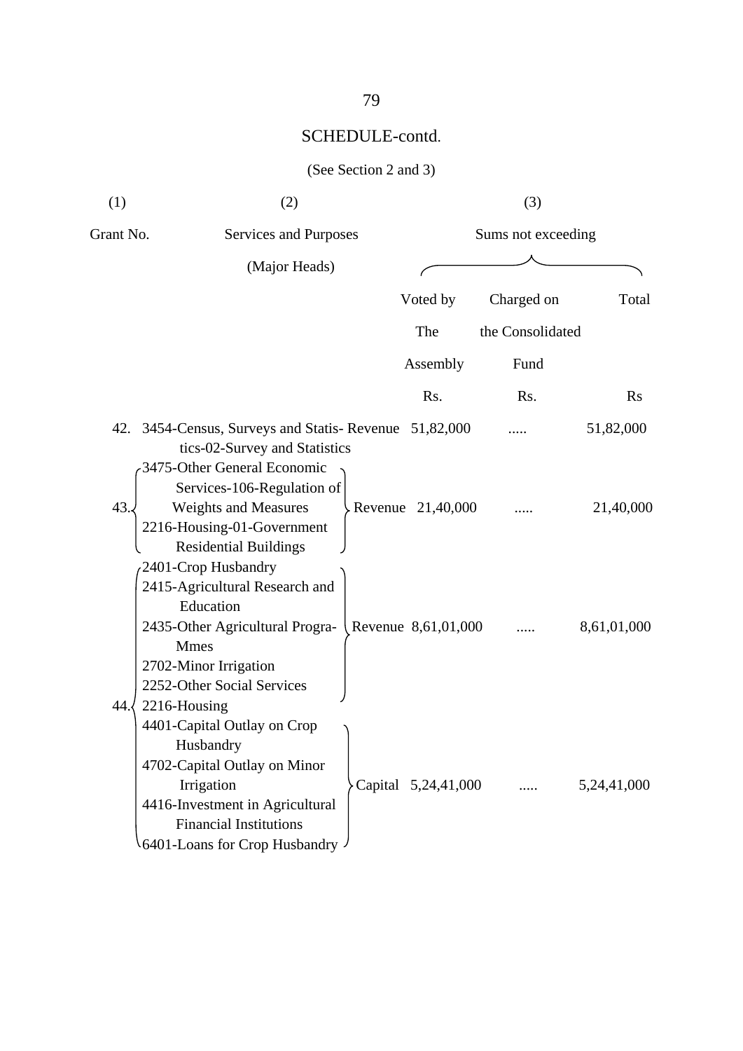## SCHEDULE-contd.

(See Section 2 and 3)

| (1) | (2) | | (3) | | |
|---|---|---|---|---|---|
| Grant No. | Services and Purposes (Major Heads) | | Sums not exceeding | | |
| | | | Voted by The Assembly | Charged on the Consolidated Fund | Total |
| | | | Rs. | Rs. | Rs |
| 42. | 3454-Census, Surveys and Statistics-02-Survey and Statistics | Revenue | 51,82,000 | ..... | 51,82,000 |
| 43. | 3475-Other General Economic Services-106-Regulation of Weights and Measures<br>2216-Housing-01-Government Residential Buildings | Revenue | 21,40,000 | ..... | 21,40,000 |
| 44. | 2401-Crop Husbandry<br>2415-Agricultural Research and Education<br>2435-Other Agricultural Programmes<br>2702-Minor Irrigation<br>2252-Other Social Services<br>2216-Housing | Revenue | 8,61,01,000 | ..... | 8,61,01,000 |
| | 4401-Capital Outlay on Crop Husbandry<br>4702-Capital Outlay on Minor Irrigation<br>4416-Investment in Agricultural Financial Institutions<br>6401-Loans for Crop Husbandry | Capital | 5,24,41,000 | ..... | 5,24,41,000 |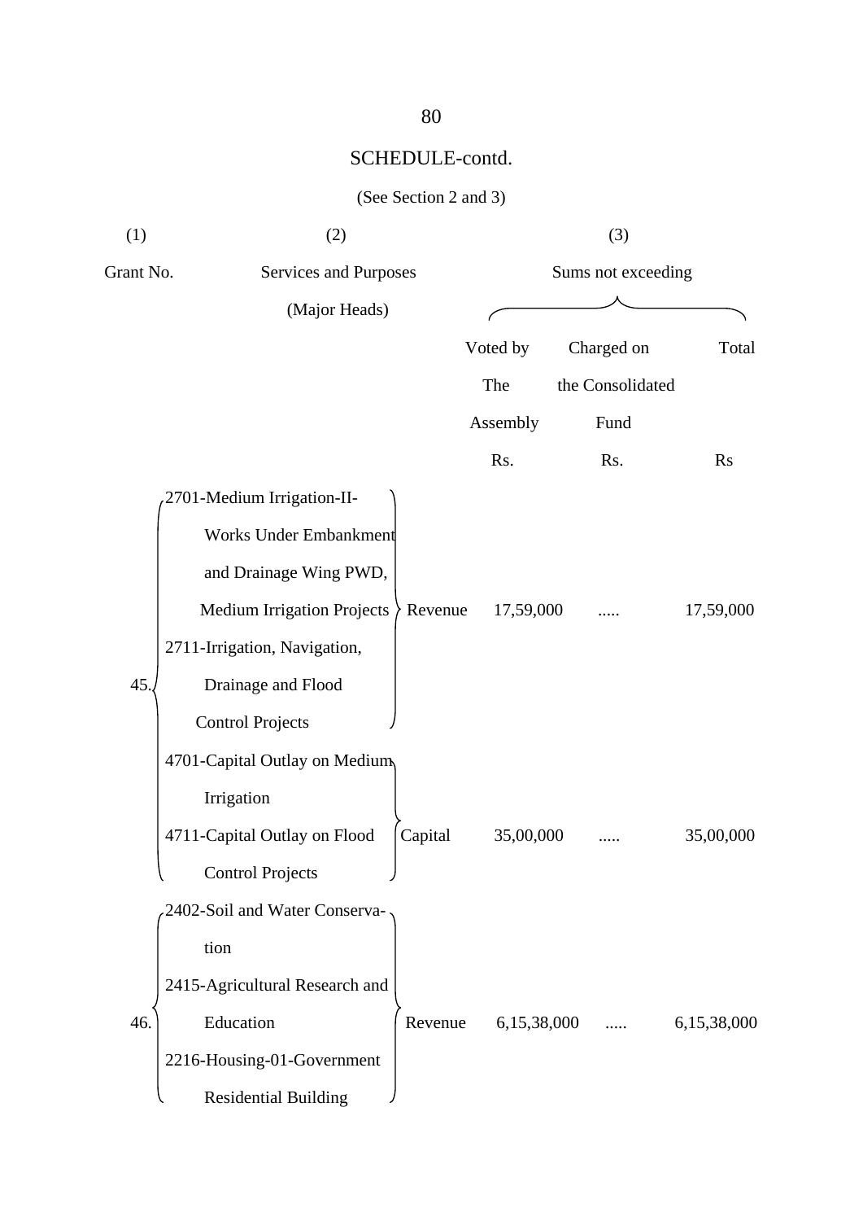## SCHEDULE-contd.

(See Section 2 and 3)

| (1) | (2) | | (3) | | |
|---|---|---|---|---|---|
| Grant No. | Services and Purposes (Major Heads) | | Sums not exceeding | | |
| | | | Voted by The Assembly | Charged on the Consolidated Fund | Total |
| | | | Rs. | Rs. | Rs |
| 45. | 2701-Medium Irrigation-II- Works Under Embankment and Drainage Wing PWD, Medium Irrigation Projects<br>2711-Irrigation, Navigation, Drainage and Flood Control Projects | Revenue | 17,59,000 | ..... | 17,59,000 |
| | 4701-Capital Outlay on Medium Irrigation<br>4711-Capital Outlay on Flood Control Projects | Capital | 35,00,000 | ..... | 35,00,000 |
| 46. | 2402-Soil and Water Conservation<br>2415-Agricultural Research and Education<br>2216-Housing-01-Government Residential Building | Revenue | 6,15,38,000 | ..... | 6,15,38,000 |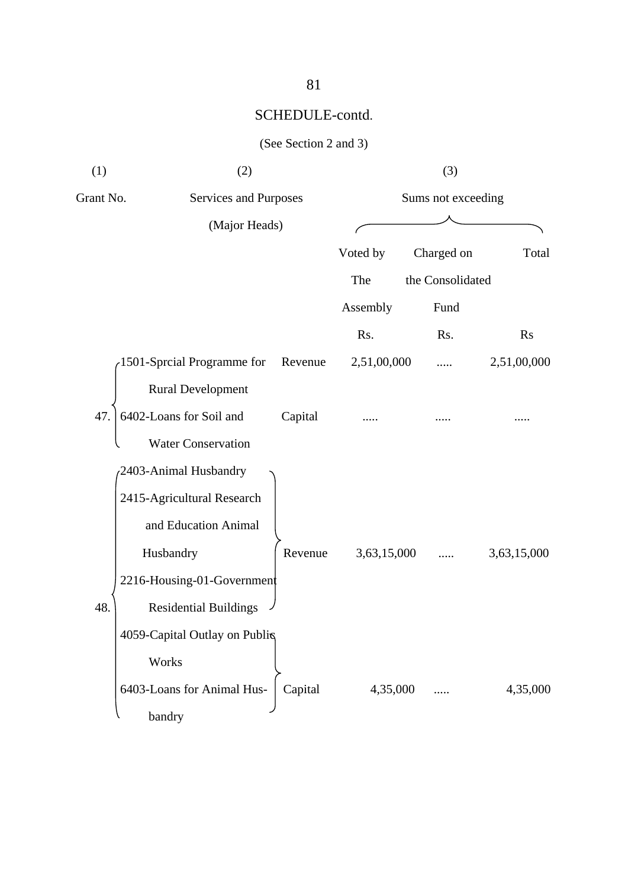## SCHEDULE-contd.

(See Section 2 and 3)

| (1) | (2) | | (3) | | |
|---|---|---|---|---|---|
| Grant No. | Services and Purposes (Major Heads) | | Sums not exceeding | | |
| | | | Voted by The Assembly | Charged on the Consolidated Fund | Total |
| | | | Rs. | Rs. | Rs |
| 47. | 1501-Sprcial Programme for Rural Development | Revenue | 2,51,00,000 | ..... | 2,51,00,000 |
| | 6402-Loans for Soil and Water Conservation | Capital | ..... | ..... | ..... |
| 48. | 2403-Animal Husbandry<br>2415-Agricultural Research and Education Animal Husbandry<br>2216-Housing-01-Government Residential Buildings | Revenue | 3,63,15,000 | ..... | 3,63,15,000 |
| | 4059-Capital Outlay on Public Works<br>6403-Loans for Animal Husbandry | Capital | 4,35,000 | ..... | 4,35,000 |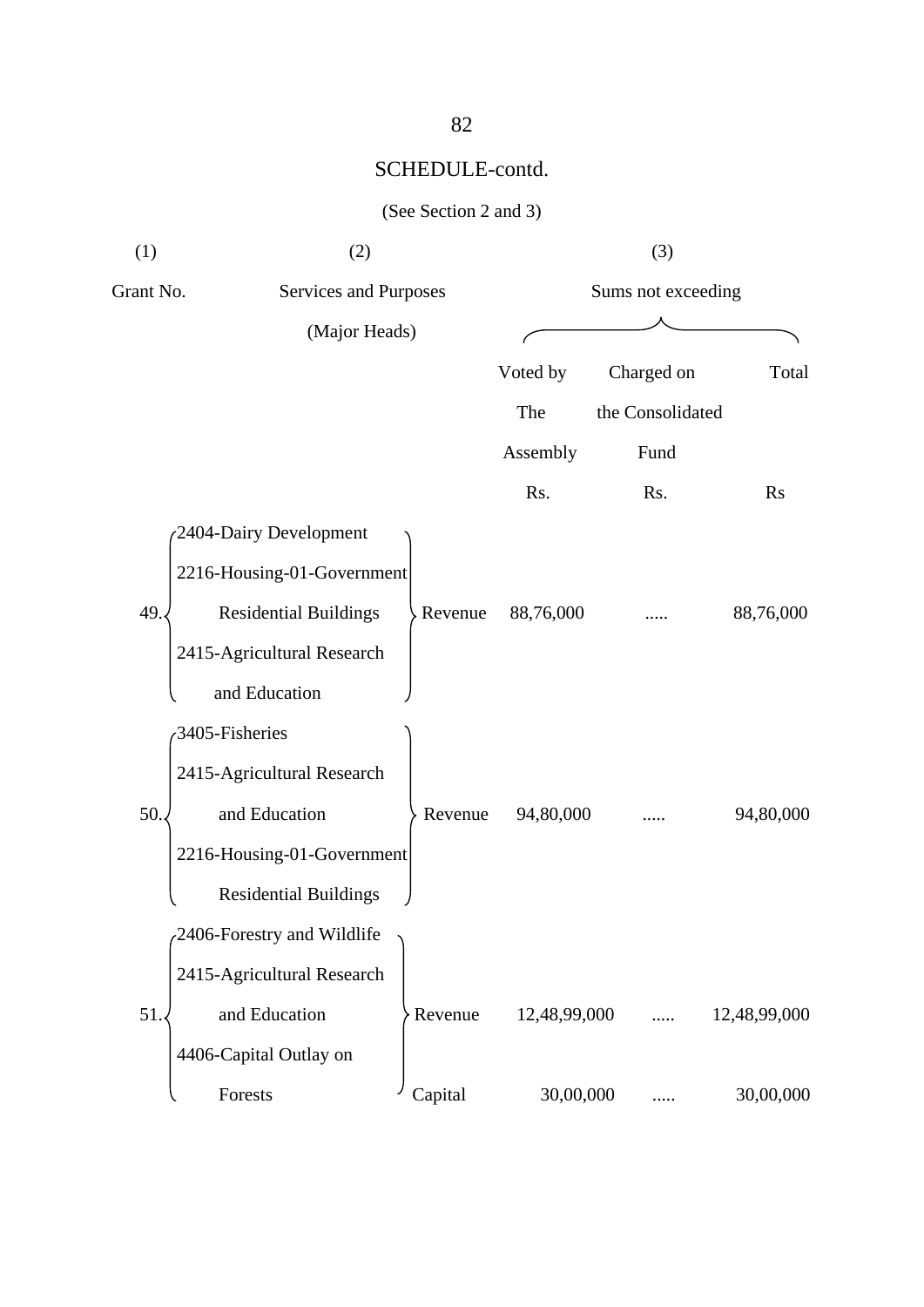## SCHEDULE-contd.

(See Section 2 and 3)

| (1) | (2) | | (3) | | |
|---|---|---|---|---|---|
| Grant No. | Services and Purposes (Major Heads) | | Sums not exceeding | | |
| | | | Voted by The Assembly | Charged on the Consolidated Fund | Total |
| | | | Rs. | Rs. | Rs |
| 49. | 2404-Dairy Development<br>2216-Housing-01-Government Residential Buildings<br>2415-Agricultural Research and Education | Revenue | 88,76,000 | ..... | 88,76,000 |
| 50. | 3405-Fisheries<br>2415-Agricultural Research and Education<br>2216-Housing-01-Government Residential Buildings | Revenue | 94,80,000 | ..... | 94,80,000 |
| 51. | 2406-Forestry and Wildlife<br>2415-Agricultural Research and Education | Revenue | 12,48,99,000 | ..... | 12,48,99,000 |
| | 4406-Capital Outlay on Forests | Capital | 30,00,000 | ..... | 30,00,000 |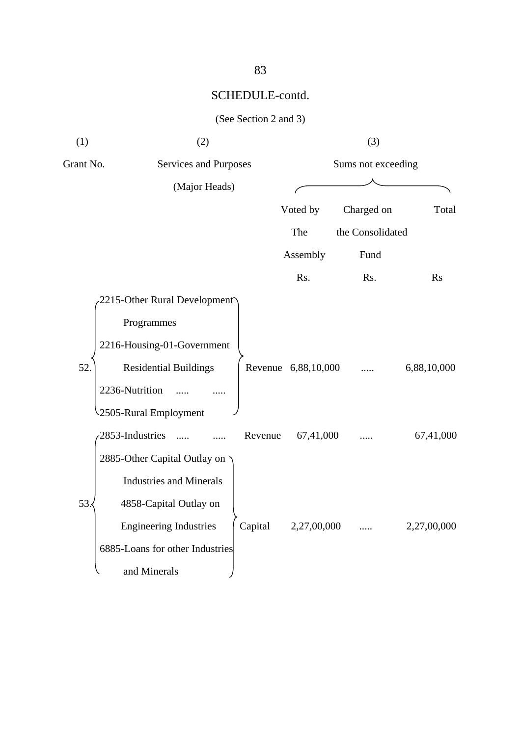SCHEDULE-contd.

(See Section 2 and 3)

| (1) | (2) | | (3) | | |
|---|---|---|---|---|---|
| Grant No. | Services and Purposes (Major Heads) | | Sums not exceeding | | |
| | | | Voted by The Assembly | Charged on the Consolidated Fund | Total |
| | | | Rs. | Rs. | Rs |
| 52. | 2215-Other Rural Development Programmes<br>2216-Housing-01-Government Residential Buildings<br>2236-Nutrition ..... .....<br>2505-Rural Employment | Revenue | 6,88,10,000 | ..... | 6,88,10,000 |
| 53. | 2853-Industries ..... ..... | Revenue | 67,41,000 | ..... | 67,41,000 |
| | 2885-Other Capital Outlay on Industries and Minerals<br>4858-Capital Outlay on Engineering Industries<br>6885-Loans for other Industries and Minerals | Capital | 2,27,00,000 | ..... | 2,27,00,000 |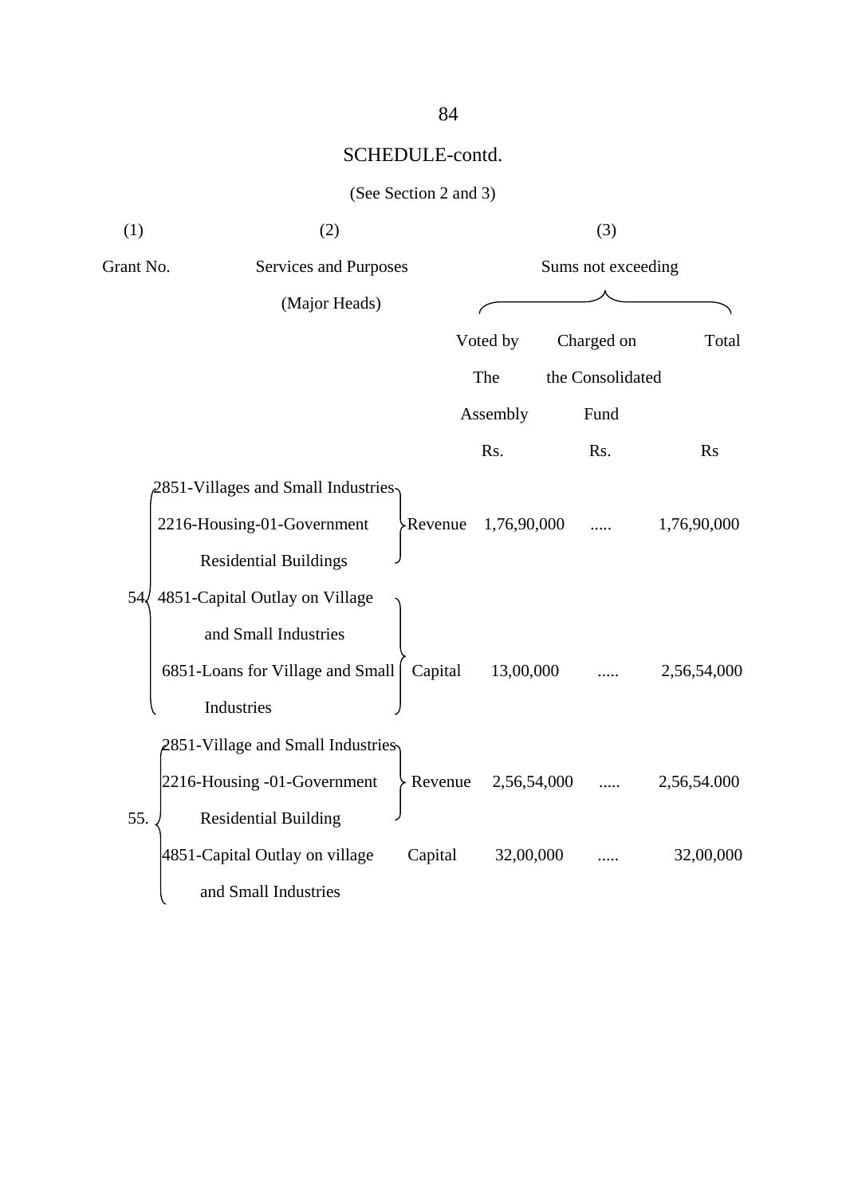SCHEDULE-contd.

(See Section 2 and 3)

| (1) | (2) | | (3) | | |
|---|---|---|---|---|---|
| Grant No. | Services and Purposes (Major Heads) | | Sums not exceeding | | |
| | | | Voted by The Assembly | Charged on the Consolidated Fund | Total |
| | | | Rs. | Rs. | Rs |
| 54 | 2851-Villages and Small Industries<br>2216-Housing-01-Government Residential Buildings | Revenue | 1,76,90,000 | ..... | 1,76,90,000 |
| | 4851-Capital Outlay on Village and Small Industries<br>6851-Loans for Village and Small Industries | Capital | 13,00,000 | ..... | 2,56,54,000 |
| 55. | 2851-Village and Small Industries<br>2216-Housing -01-Government Residential Building | Revenue | 2,56,54,000 | ..... | 2,56,54.000 |
| | 4851-Capital Outlay on village and Small Industries | Capital | 32,00,000 | ..... | 32,00,000 |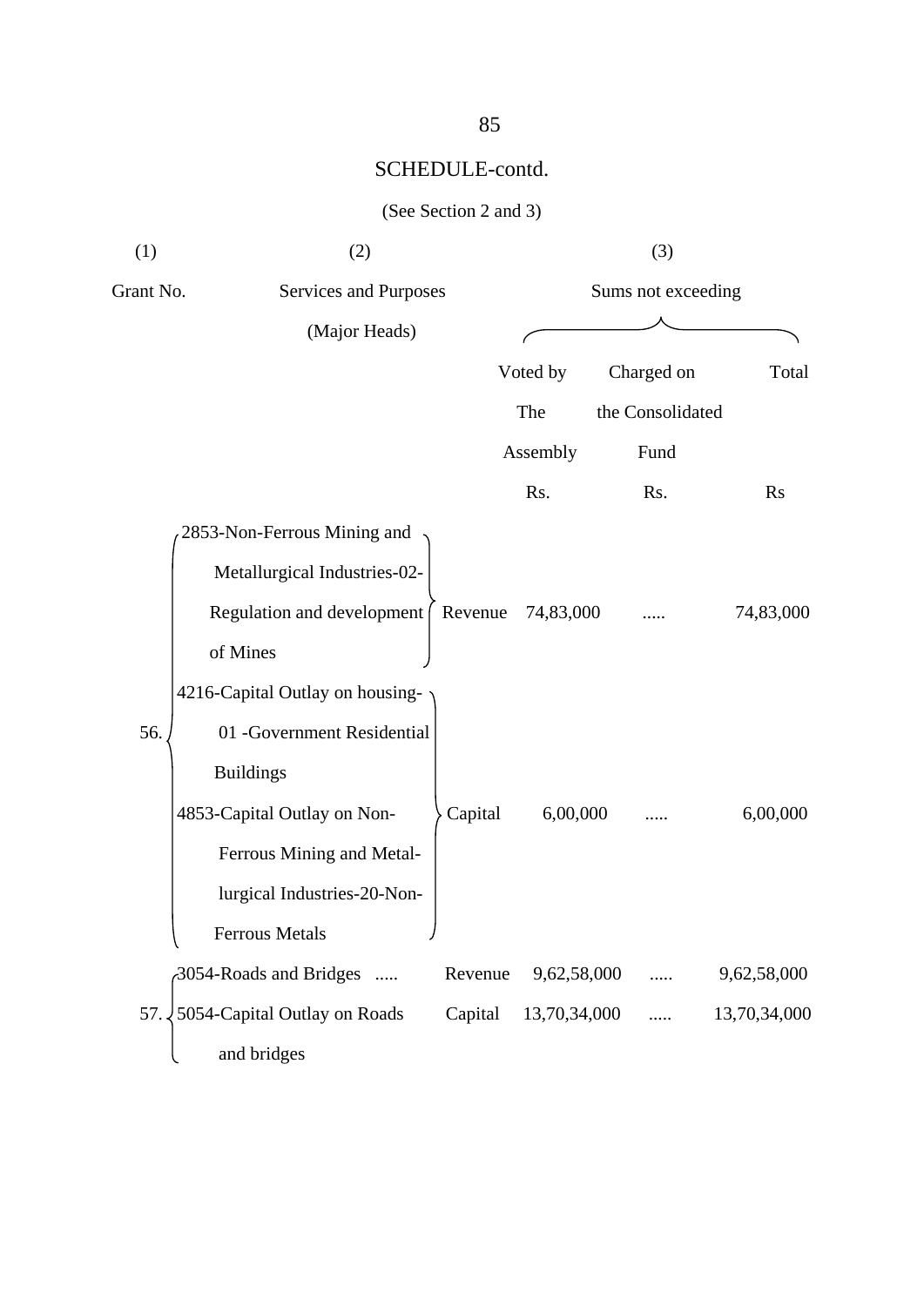## SCHEDULE-contd.

(See Section 2 and 3)

| (1) | (2) | | (3) | | |
|---|---|---|---|---|---|
| Grant No. | Services and Purposes (Major Heads) | | Sums not exceeding | | |
| | | | Voted by The Assembly | Charged on the Consolidated Fund | Total |
| | | | Rs. | Rs. | Rs |
| 56. | 2853-Non-Ferrous Mining and Metallurgical Industries-02-Regulation and development of Mines | Revenue | 74,83,000 | ..... | 74,83,000 |
| | 4216-Capital Outlay on housing-01 -Government Residential Buildings 4853-Capital Outlay on Non-Ferrous Mining and Metal-lurgical Industries-20-Non-Ferrous Metals | Capital | 6,00,000 | ..... | 6,00,000 |
| 57. | 3054-Roads and Bridges ..... | Revenue | 9,62,58,000 | ..... | 9,62,58,000 |
| | 5054-Capital Outlay on Roads and bridges | Capital | 13,70,34,000 | ..... | 13,70,34,000 |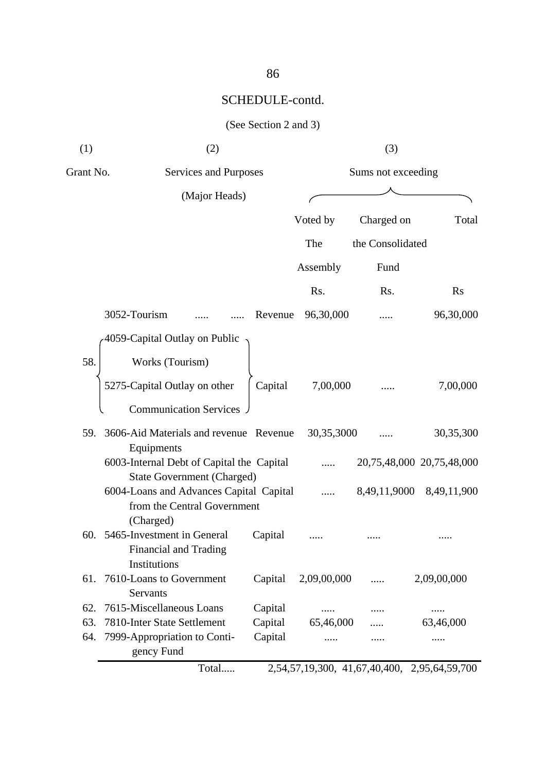## SCHEDULE-contd.

(See Section 2 and 3)

| (1) | (2) | | (3) | | |
|---|---|---|---|---|---|
| Grant No. | Services and Purposes (Major Heads) | | Sums not exceeding | | |
| | | | Voted by The Assembly | Charged on the Consolidated Fund | Total |
| | | | Rs. | Rs. | Rs |
| | 3052-Tourism ..... ..... | Revenue | 96,30,000 | ..... | 96,30,000 |
| 58. | 4059-Capital Outlay on Public Works (Tourism) 5275-Capital Outlay on other Communication Services | Capital | 7,00,000 | ..... | 7,00,000 |
| 59. | 3606-Aid Materials and revenue Equipments | Revenue | 30,35,3000 | ..... | 30,35,300 |
| | 6003-Internal Debt of Capital the State Government (Charged) | Capital | ..... | 20,75,48,000 | 20,75,48,000 |
| | 6004-Loans and Advances Capital from the Central Government (Charged) | Capital | ..... | 8,49,11,9000 | 8,49,11,900 |
| 60. | 5465-Investment in General Financial and Trading Institutions | Capital | ..... | ..... | ..... |
| 61. | 7610-Loans to Government Servants | Capital | 2,09,00,000 | ..... | 2,09,00,000 |
| 62. | 7615-Miscellaneous Loans | Capital | ..... | ..... | ..... |
| 63. | 7810-Inter State Settlement | Capital | 65,46,000 | ..... | 63,46,000 |
| 64. | 7999-Appropriation to Contigency Fund | Capital | ..... | ..... | ..... |
| | Total..... | | 2,54,57,19,300, | 41,67,40,400, | 2,95,64,59,700 |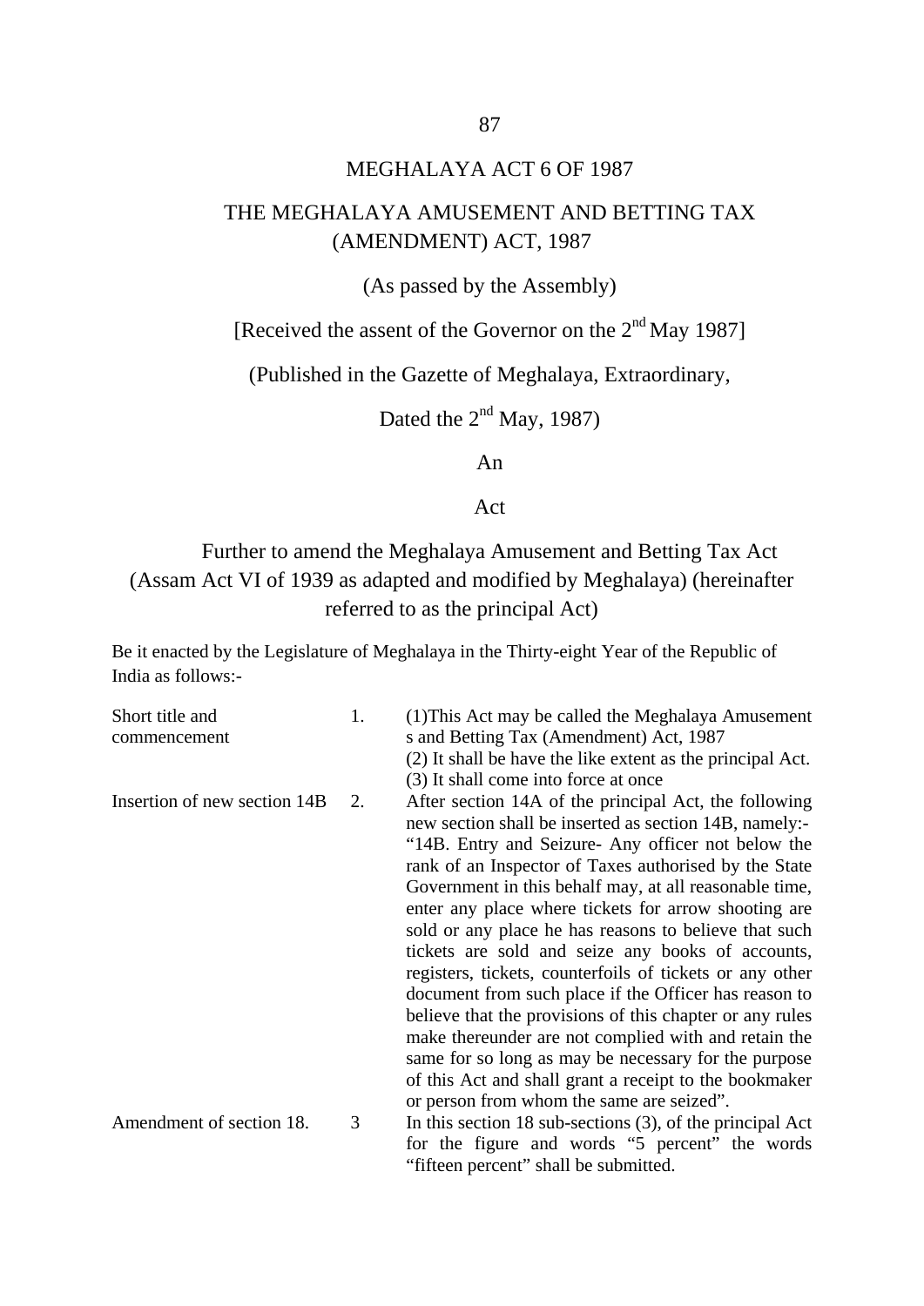# MEGHALAYA ACT 6 OF 1987

## THE MEGHALAYA AMUSEMENT AND BETTING TAX (AMENDMENT) ACT, 1987

(As passed by the Assembly)

[Received the assent of the Governor on the 2nd May 1987]

(Published in the Gazette of Meghalaya, Extraordinary,

Dated the 2nd May, 1987)

An

Act

Further to amend the Meghalaya Amusement and Betting Tax Act (Assam Act VI of 1939 as adapted and modified by Meghalaya) (hereinafter referred to as the principal Act)

Be it enacted by the Legislature of Meghalaya in the Thirty-eight Year of the Republic of India as follows:-

| | | |
|---|---|---|
| Short title and commencement | 1. | (1)This Act may be called the Meghalaya Amusement s and Betting Tax (Amendment) Act, 1987<br>(2) It shall be have the like extent as the principal Act.<br>(3) It shall come into force at once |
| Insertion of new section 14B | 2. | After section 14A of the principal Act, the following new section shall be inserted as section 14B, namely:-<br>"14B. Entry and Seizure- Any officer not below the rank of an Inspector of Taxes authorised by the State Government in this behalf may, at all reasonable time, enter any place where tickets for arrow shooting are sold or any place he has reasons to believe that such tickets are sold and seize any books of accounts, registers, tickets, counterfoils of tickets or any other document from such place if the Officer has reason to believe that the provisions of this chapter or any rules make thereunder are not complied with and retain the same for so long as may be necessary for the purpose of this Act and shall grant a receipt to the bookmaker or person from whom the same are seized". |
| Amendment of section 18. | 3 | In this section 18 sub-sections (3), of the principal Act for the figure and words "5 percent" the words "fifteen percent" shall be submitted. |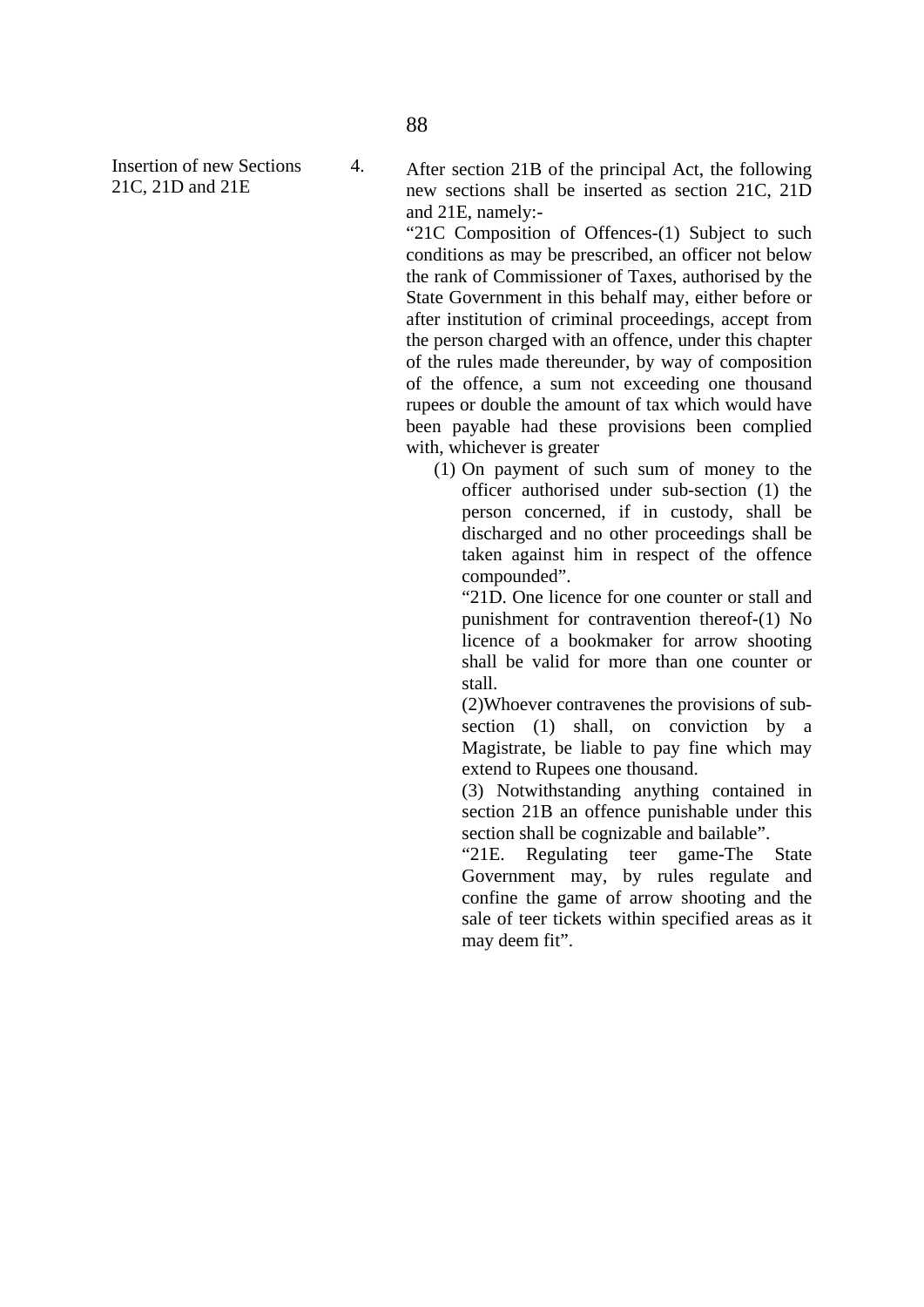Insertion of new Sections 21C, 21D and 21E

4. After section 21B of the principal Act, the following new sections shall be inserted as section 21C, 21D and 21E, namely:-

"21C Composition of Offences-(1) Subject to such conditions as may be prescribed, an officer not below the rank of Commissioner of Taxes, authorised by the State Government in this behalf may, either before or after institution of criminal proceedings, accept from the person charged with an offence, under this chapter of the rules made thereunder, by way of composition of the offence, a sum not exceeding one thousand rupees or double the amount of tax which would have been payable had these provisions been complied with, whichever is greater

(1) On payment of such sum of money to the officer authorised under sub-section (1) the person concerned, if in custody, shall be discharged and no other proceedings shall be taken against him in respect of the offence compounded".

"21D. One licence for one counter or stall and punishment for contravention thereof-(1) No licence of a bookmaker for arrow shooting shall be valid for more than one counter or stall.

(2)Whoever contravenes the provisions of sub-section (1) shall, on conviction by a Magistrate, be liable to pay fine which may extend to Rupees one thousand.

(3) Notwithstanding anything contained in section 21B an offence punishable under this section shall be cognizable and bailable".

"21E. Regulating teer game-The State Government may, by rules regulate and confine the game of arrow shooting and the sale of teer tickets within specified areas as it may deem fit".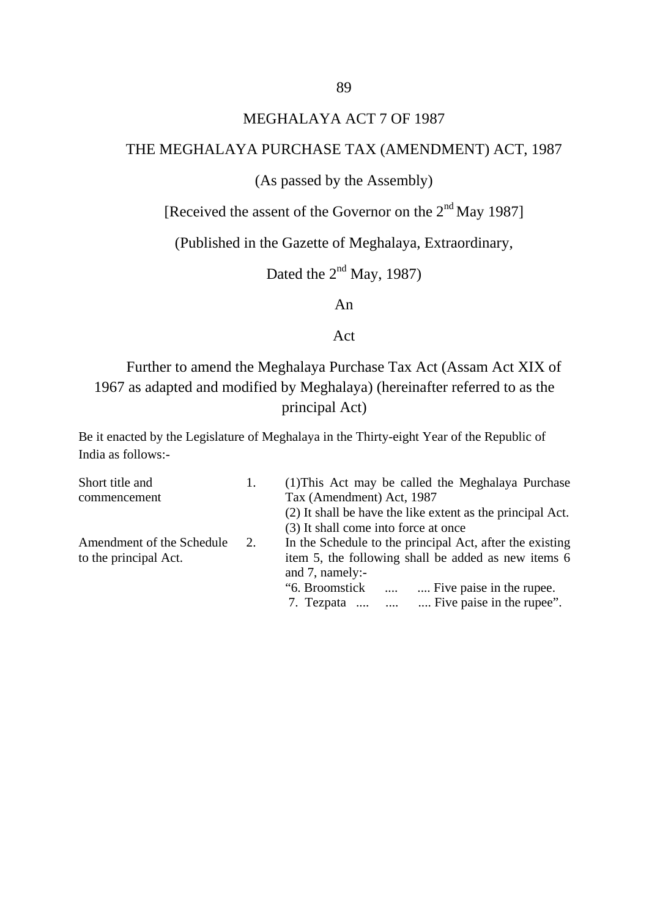# MEGHALAYA ACT 7 OF 1987

## THE MEGHALAYA PURCHASE TAX (AMENDMENT) ACT, 1987

(As passed by the Assembly)

[Received the assent of the Governor on the 2nd May 1987]

(Published in the Gazette of Meghalaya, Extraordinary,

Dated the 2nd May, 1987)

An

Act

Further to amend the Meghalaya Purchase Tax Act (Assam Act XIX of 1967 as adapted and modified by Meghalaya) (hereinafter referred to as the principal Act)

Be it enacted by the Legislature of Meghalaya in the Thirty-eight Year of the Republic of India as follows:-

| | | |
|---|---|---|
| Short title and commencement | 1. | (1)This Act may be called the Meghalaya Purchase Tax (Amendment) Act, 1987<br>(2) It shall be have the like extent as the principal Act.<br>(3) It shall come into force at once |
| Amendment of the Schedule to the principal Act. | 2. | In the Schedule to the principal Act, after the existing item 5, the following shall be added as new items 6 and 7, namely:-<br>"6. Broomstick .... .... Five paise in the rupee.<br>7. Tezpata .... .... .... Five paise in the rupee". |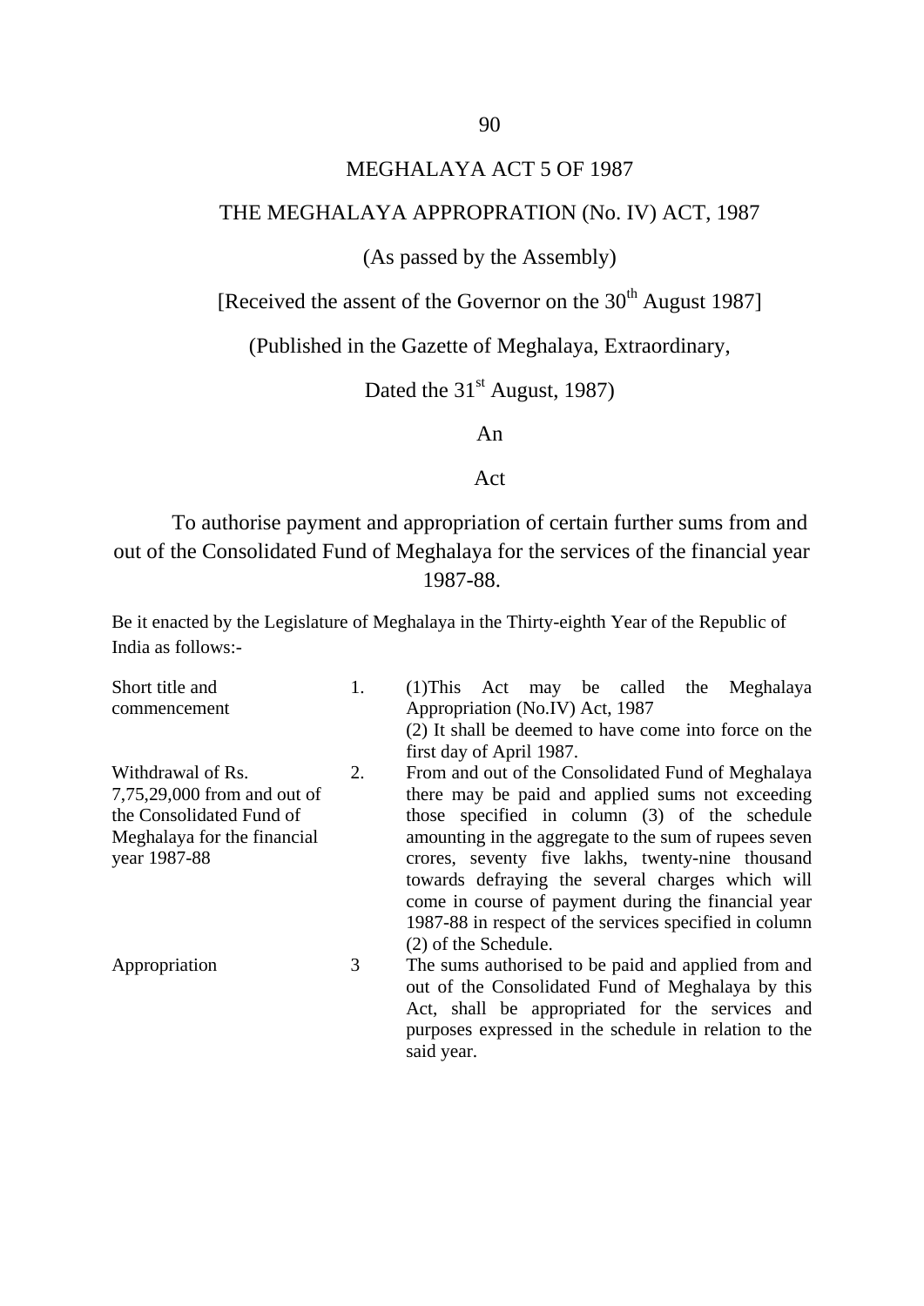# MEGHALAYA ACT 5 OF 1987

## THE MEGHALAYA APPROPRATION (No. IV) ACT, 1987

(As passed by the Assembly)

[Received the assent of the Governor on the 30th August 1987]

(Published in the Gazette of Meghalaya, Extraordinary,

Dated the 31st August, 1987)

An

Act

To authorise payment and appropriation of certain further sums from and out of the Consolidated Fund of Meghalaya for the services of the financial year 1987-88.

Be it enacted by the Legislature of Meghalaya in the Thirty-eighth Year of the Republic of India as follows:-

| | | |
|---|---|---|
| Short title and commencement | 1. | (1)This Act may be called the Meghalaya Appropriation (No.IV) Act, 1987<br>(2) It shall be deemed to have come into force on the first day of April 1987. |
| Withdrawal of Rs. 7,75,29,000 from and out of the Consolidated Fund of Meghalaya for the financial year 1987-88 | 2. | From and out of the Consolidated Fund of Meghalaya there may be paid and applied sums not exceeding those specified in column (3) of the schedule amounting in the aggregate to the sum of rupees seven crores, seventy five lakhs, twenty-nine thousand towards defraying the several charges which will come in course of payment during the financial year 1987-88 in respect of the services specified in column (2) of the Schedule. |
| Appropriation | 3 | The sums authorised to be paid and applied from and out of the Consolidated Fund of Meghalaya by this Act, shall be appropriated for the services and purposes expressed in the schedule in relation to the said year. |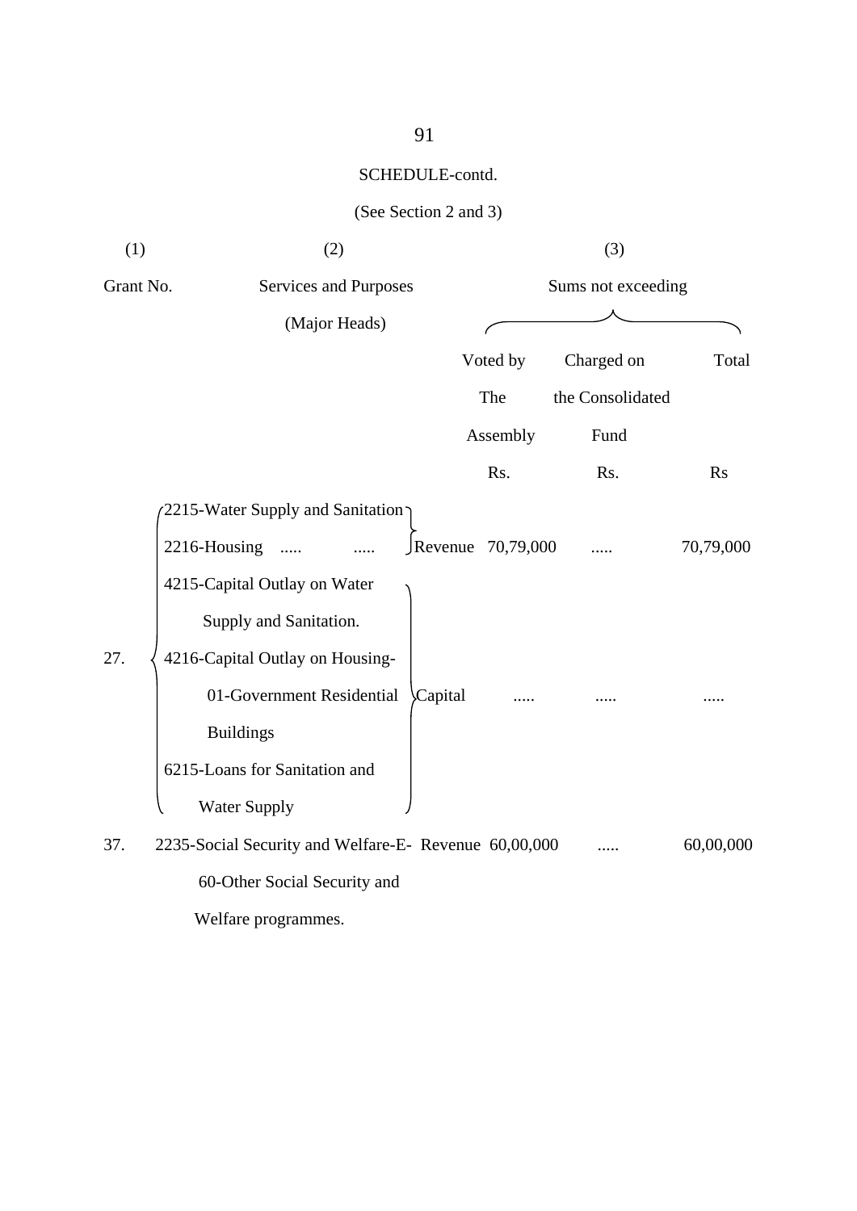SCHEDULE-contd.

(See Section 2 and 3)

| (1) | (2) | | (3) | | |
|---|---|---|---|---|---|
| Grant No. | Services and Purposes (Major Heads) | | Sums not exceeding | | |
| | | | Voted by The Assembly | Charged on the Consolidated Fund | Total |
| | | | Rs. | Rs. | Rs |
| 27. | 2215-Water Supply and Sanitation<br>2216-Housing ..... ..... | Revenue | 70,79,000 | ..... | 70,79,000 |
| | 4215-Capital Outlay on Water Supply and Sanitation.<br>4216-Capital Outlay on Housing- 01-Government Residential Buildings<br>6215-Loans for Sanitation and Water Supply | Capital | ..... | ..... | ..... |
| 37. | 2235-Social Security and Welfare-E- 60-Other Social Security and Welfare programmes. | Revenue | 60,00,000 | ..... | 60,00,000 |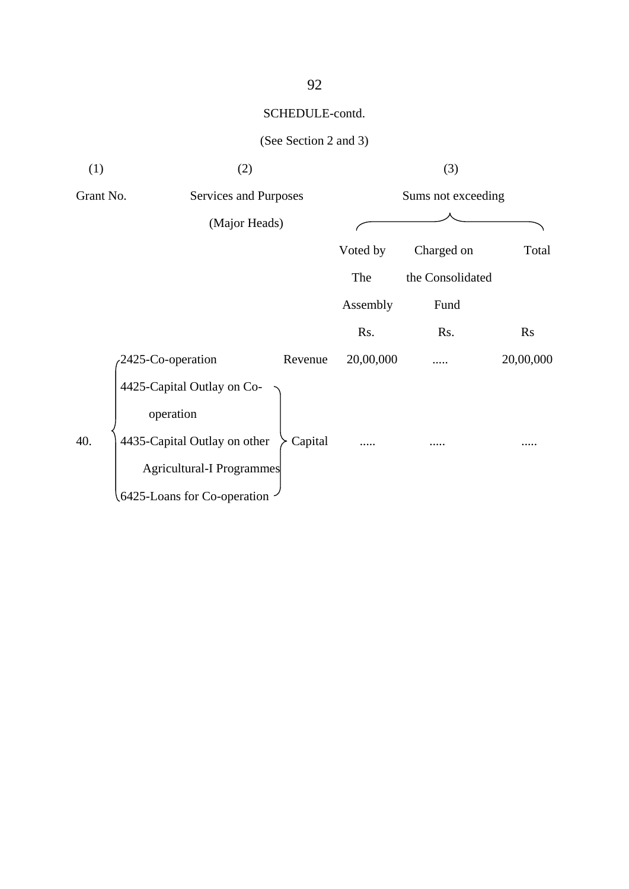SCHEDULE-contd.

(See Section 2 and 3)

| (1) | (2) | | (3) | | |
|---|---|---|---|---|---|
| Grant No. | Services and Purposes (Major Heads) | | Sums not exceeding | | |
| | | | Voted by The Assembly | Charged on the Consolidated Fund | Total |
| | | | Rs. | Rs. | Rs |
| 40. | 2425-Co-operation | Revenue | 20,00,000 | ..... | 20,00,000 |
| | 4425-Capital Outlay on Co-operation<br>4435-Capital Outlay on other Agricultural-I Programmes<br>6425-Loans for Co-operation | Capital | ..... | ..... | ..... |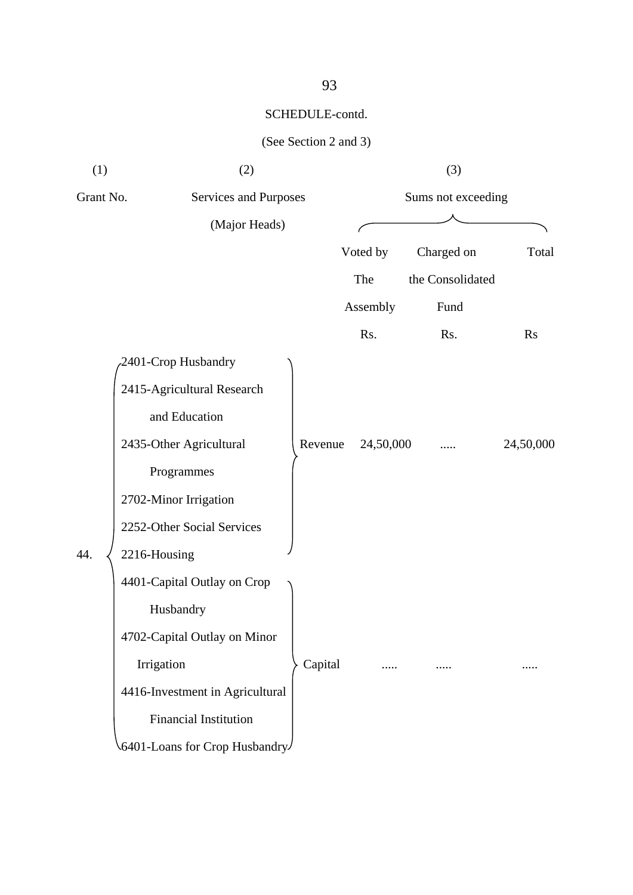SCHEDULE-contd.

(See Section 2 and 3)

| (1) | (2) | | (3) | | |
|---|---|---|---|---|---|
| Grant No. | Services and Purposes (Major Heads) | | Sums not exceeding | | |
| | | | Voted by The Assembly | Charged on the Consolidated Fund | Total |
| | | | Rs. | Rs. | Rs |
| 44. | 2401-Crop Husbandry<br>2415-Agricultural Research and Education<br>2435-Other Agricultural Programmes<br>2702-Minor Irrigation<br>2252-Other Social Services<br>2216-Housing | Revenue | 24,50,000 | ..... | 24,50,000 |
| | 4401-Capital Outlay on Crop Husbandry<br>4702-Capital Outlay on Minor Irrigation<br>4416-Investment in Agricultural Financial Institution<br>6401-Loans for Crop Husbandry | Capital | ..... | ..... | ..... |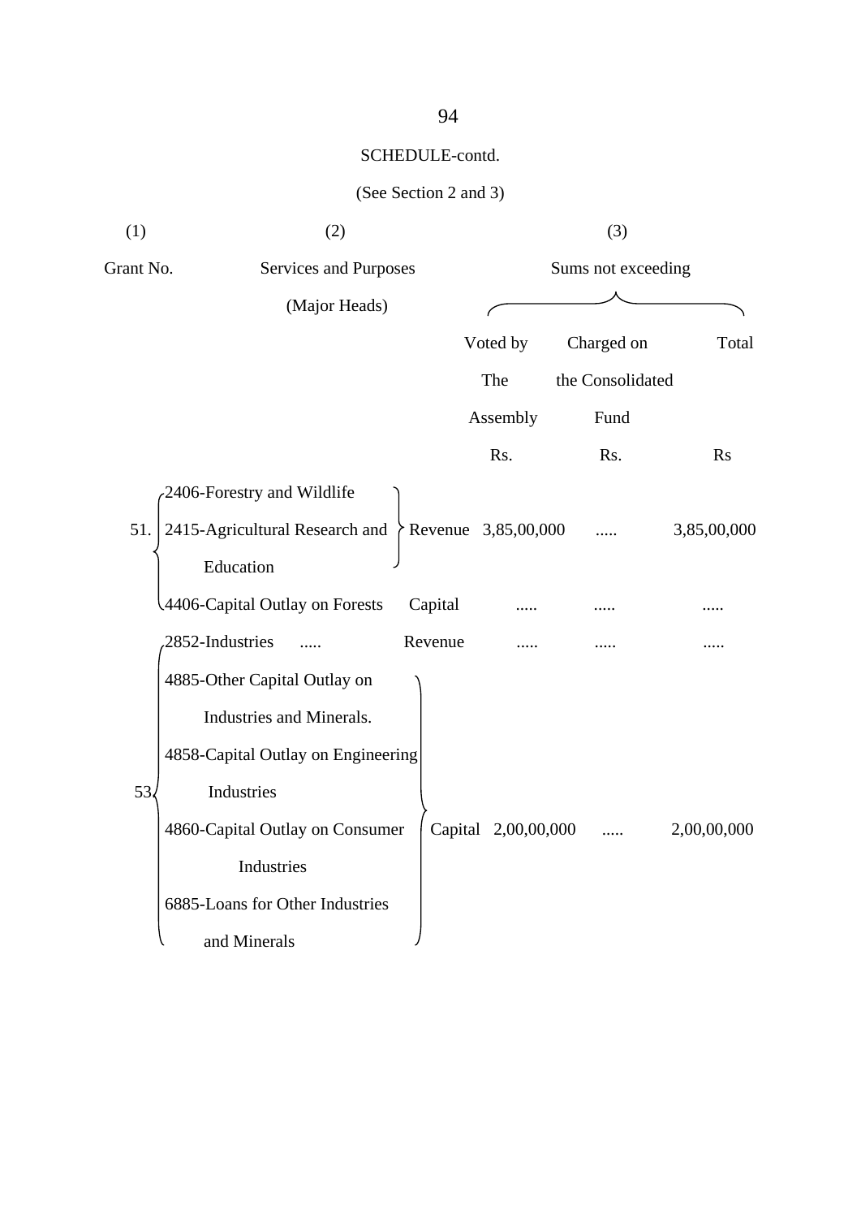SCHEDULE-contd.

(See Section 2 and 3)

| (1) | (2) | | (3) | | |
|---|---|---|---|---|---|
| Grant No. | Services and Purposes (Major Heads) | | Sums not exceeding | | |
| | | | Voted by The Assembly | Charged on the Consolidated Fund | Total |
| | | | Rs. | Rs. | Rs |
| 51. | 2406-Forestry and Wildlife<br>2415-Agricultural Research and Education | Revenue | 3,85,00,000 | ..... | 3,85,00,000 |
| | 4406-Capital Outlay on Forests | Capital | ..... | ..... | ..... |
| 53. | 2852-Industries ..... | Revenue | ..... | ..... | ..... |
| | 4885-Other Capital Outlay on Industries and Minerals.<br>4858-Capital Outlay on Engineering Industries<br>4860-Capital Outlay on Consumer Industries<br>6885-Loans for Other Industries and Minerals | Capital | 2,00,00,000 | ..... | 2,00,00,000 |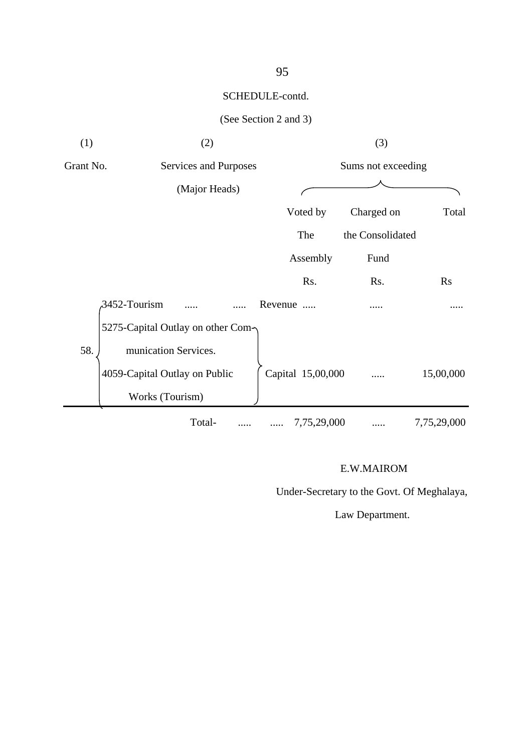SCHEDULE-contd.

(See Section 2 and 3)

| (1) | (2) | | (3) | | |
|---|---|---|---|---|---|
| Grant No. | Services and Purposes (Major Heads) | | Sums not exceeding | | |
| | | | Voted by The Assembly | Charged on the Consolidated Fund | Total |
| | | | Rs. | Rs. | Rs |
| 58. | 3452-Tourism ..... ..... | Revenue | ..... | ..... | ..... |
| | 5275-Capital Outlay on other Communication Services. 4059-Capital Outlay on Public Works (Tourism) | Capital | 15,00,000 | ..... | 15,00,000 |
| | Total- ..... | ..... | 7,75,29,000 | ..... | 7,75,29,000 |

E.W.MAIROM

Under-Secretary to the Govt. Of Meghalaya,

Law Department.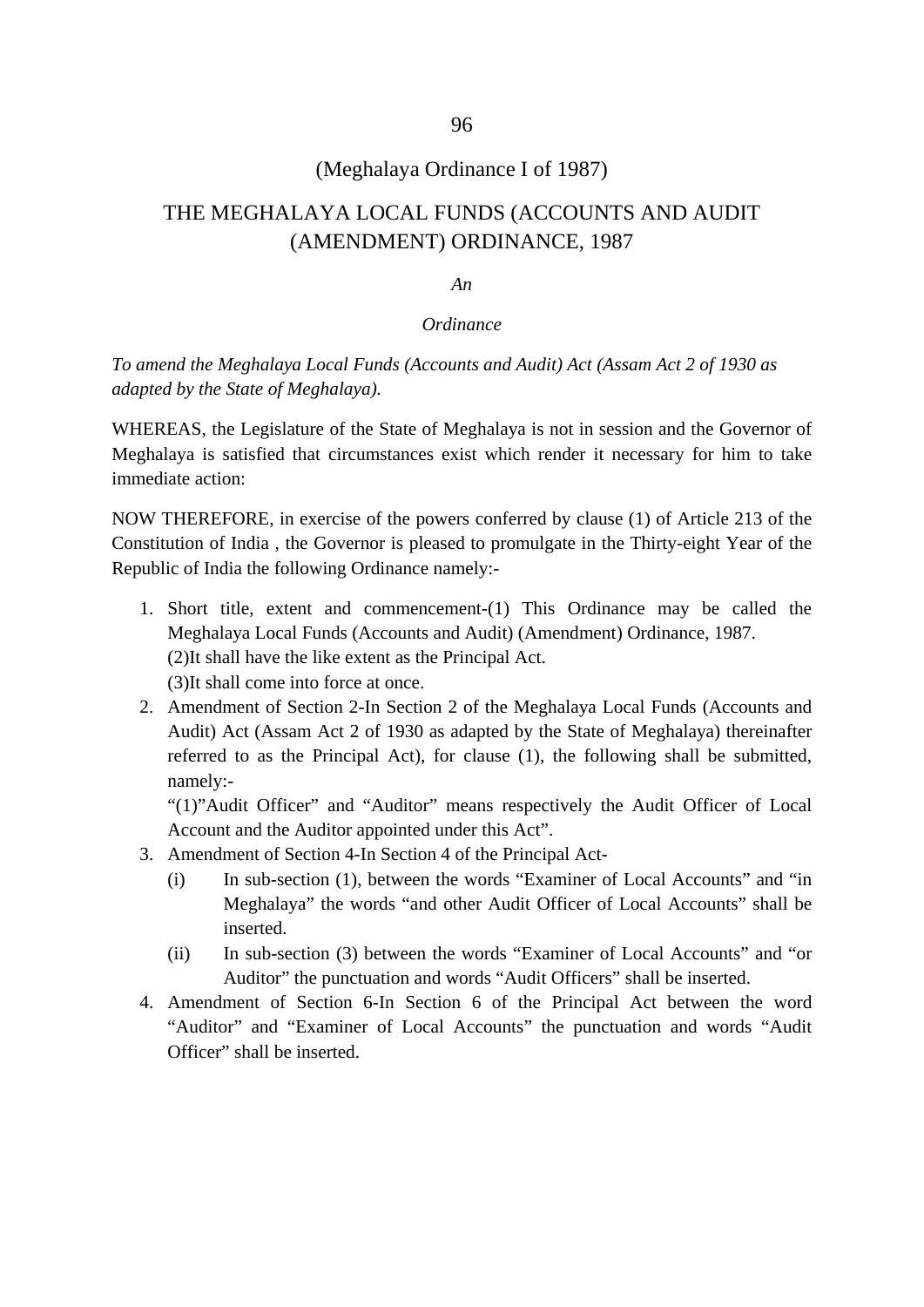(Meghalaya Ordinance I of 1987)

# THE MEGHALAYA LOCAL FUNDS (ACCOUNTS AND AUDIT (AMENDMENT) ORDINANCE, 1987

*An*

*Ordinance*

*To amend the Meghalaya Local Funds (Accounts and Audit) Act (Assam Act 2 of 1930 as adapted by the State of Meghalaya).*

WHEREAS, the Legislature of the State of Meghalaya is not in session and the Governor of Meghalaya is satisfied that circumstances exist which render it necessary for him to take immediate action:

NOW THEREFORE, in exercise of the powers conferred by clause (1) of Article 213 of the Constitution of India , the Governor is pleased to promulgate in the Thirty-eight Year of the Republic of India the following Ordinance namely:-

1. Short title, extent and commencement-(1) This Ordinance may be called the Meghalaya Local Funds (Accounts and Audit) (Amendment) Ordinance, 1987.
   (2)It shall have the like extent as the Principal Act.
   (3)It shall come into force at once.
2. Amendment of Section 2-In Section 2 of the Meghalaya Local Funds (Accounts and Audit) Act (Assam Act 2 of 1930 as adapted by the State of Meghalaya) thereinafter referred to as the Principal Act), for clause (1), the following shall be submitted, namely:-
   "(1)"Audit Officer" and "Auditor" means respectively the Audit Officer of Local Account and the Auditor appointed under this Act".
3. Amendment of Section 4-In Section 4 of the Principal Act-
   (i) In sub-section (1), between the words "Examiner of Local Accounts" and "in Meghalaya" the words "and other Audit Officer of Local Accounts" shall be inserted.
   (ii) In sub-section (3) between the words "Examiner of Local Accounts" and "or Auditor" the punctuation and words "Audit Officers" shall be inserted.
4. Amendment of Section 6-In Section 6 of the Principal Act between the word "Auditor" and "Examiner of Local Accounts" the punctuation and words "Audit Officer" shall be inserted.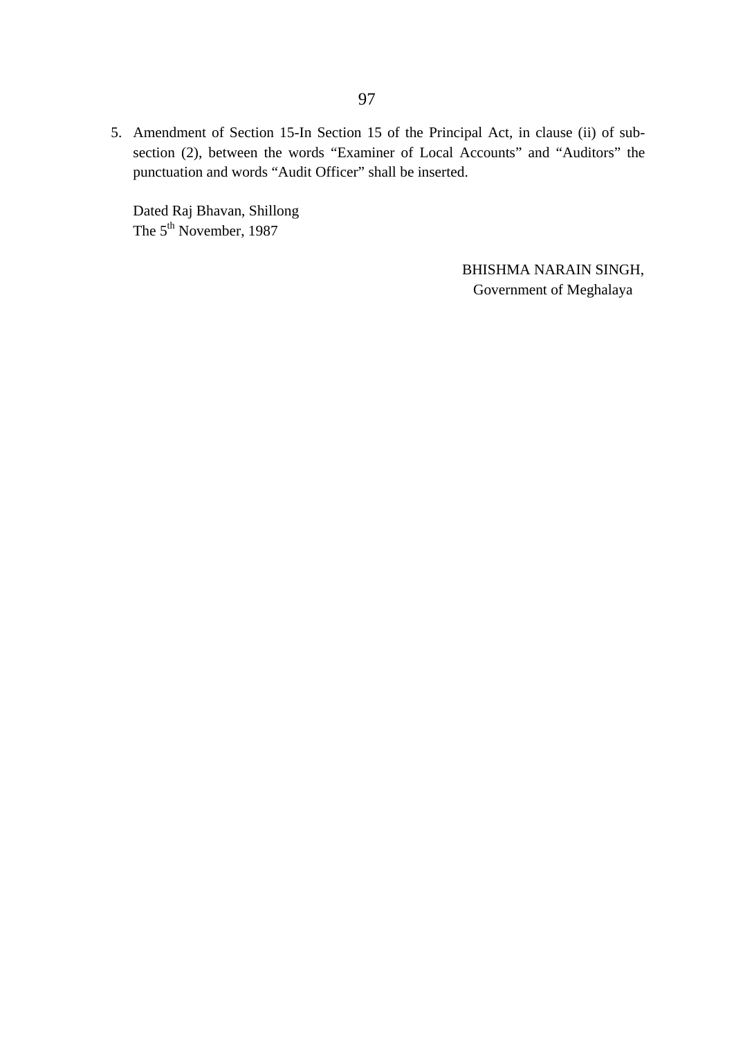5. Amendment of Section 15-In Section 15 of the Principal Act, in clause (ii) of sub-section (2), between the words "Examiner of Local Accounts" and "Auditors" the punctuation and words "Audit Officer" shall be inserted.

Dated Raj Bhavan, Shillong
The 5th November, 1987

BHISHMA NARAIN SINGH,
Government of Meghalaya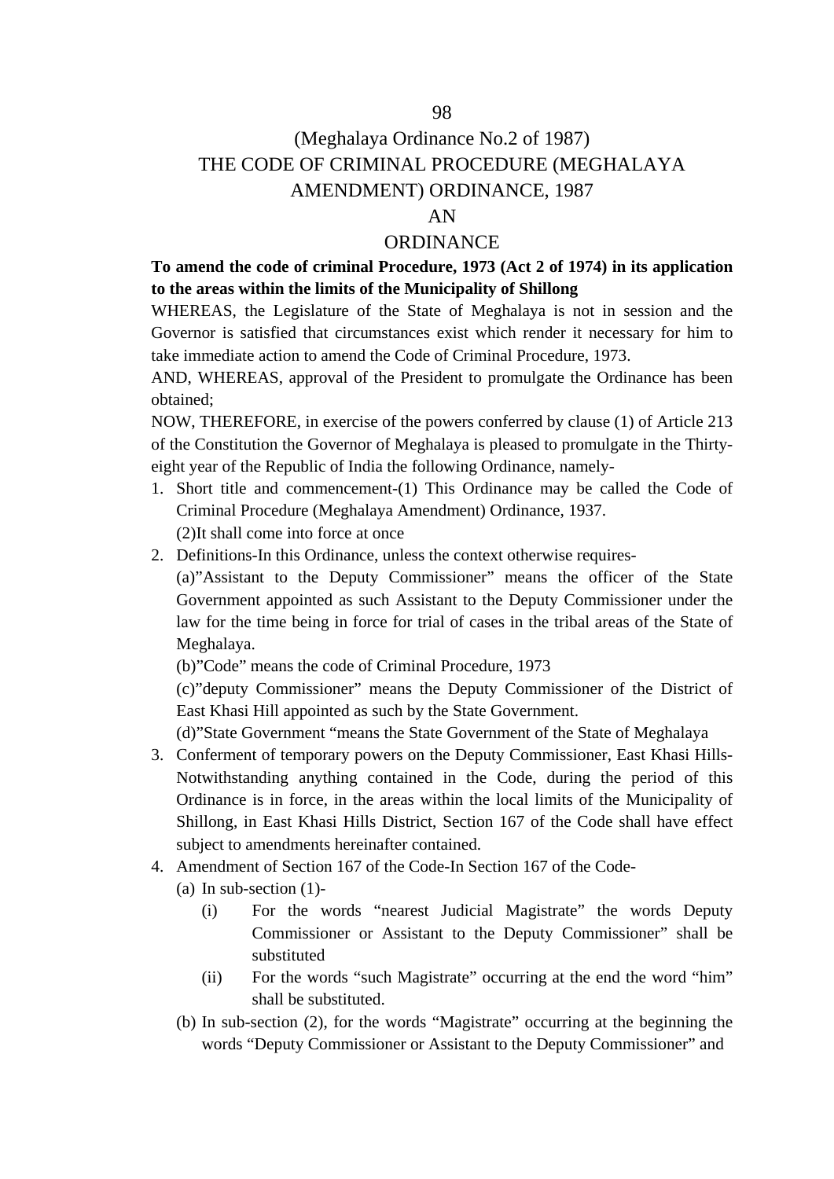(Meghalaya Ordinance No.2 of 1987)

# THE CODE OF CRIMINAL PROCEDURE (MEGHALAYA AMENDMENT) ORDINANCE, 1987

## AN

## ORDINANCE

**To amend the code of criminal Procedure, 1973 (Act 2 of 1974) in its application to the areas within the limits of the Municipality of Shillong**

WHEREAS, the Legislature of the State of Meghalaya is not in session and the Governor is satisfied that circumstances exist which render it necessary for him to take immediate action to amend the Code of Criminal Procedure, 1973.

AND, WHEREAS, approval of the President to promulgate the Ordinance has been obtained;

NOW, THEREFORE, in exercise of the powers conferred by clause (1) of Article 213 of the Constitution the Governor of Meghalaya is pleased to promulgate in the Thirty-eight year of the Republic of India the following Ordinance, namely-

1. Short title and commencement-(1) This Ordinance may be called the Code of Criminal Procedure (Meghalaya Amendment) Ordinance, 1937.

   (2)It shall come into force at once

2. Definitions-In this Ordinance, unless the context otherwise requires-

   (a)"Assistant to the Deputy Commissioner" means the officer of the State Government appointed as such Assistant to the Deputy Commissioner under the law for the time being in force for trial of cases in the tribal areas of the State of Meghalaya.

   (b)"Code" means the code of Criminal Procedure, 1973

   (c)"deputy Commissioner" means the Deputy Commissioner of the District of East Khasi Hill appointed as such by the State Government.

   (d)"State Government "means the State Government of the State of Meghalaya

3. Conferment of temporary powers on the Deputy Commissioner, East Khasi Hills-Notwithstanding anything contained in the Code, during the period of this Ordinance is in force, in the areas within the local limits of the Municipality of Shillong, in East Khasi Hills District, Section 167 of the Code shall have effect subject to amendments hereinafter contained.

4. Amendment of Section 167 of the Code-In Section 167 of the Code-

   (a) In sub-section (1)-

      (i) For the words "nearest Judicial Magistrate" the words Deputy Commissioner or Assistant to the Deputy Commissioner" shall be substituted

      (ii) For the words "such Magistrate" occurring at the end the word "him" shall be substituted.

   (b) In sub-section (2), for the words "Magistrate" occurring at the beginning the words "Deputy Commissioner or Assistant to the Deputy Commissioner" and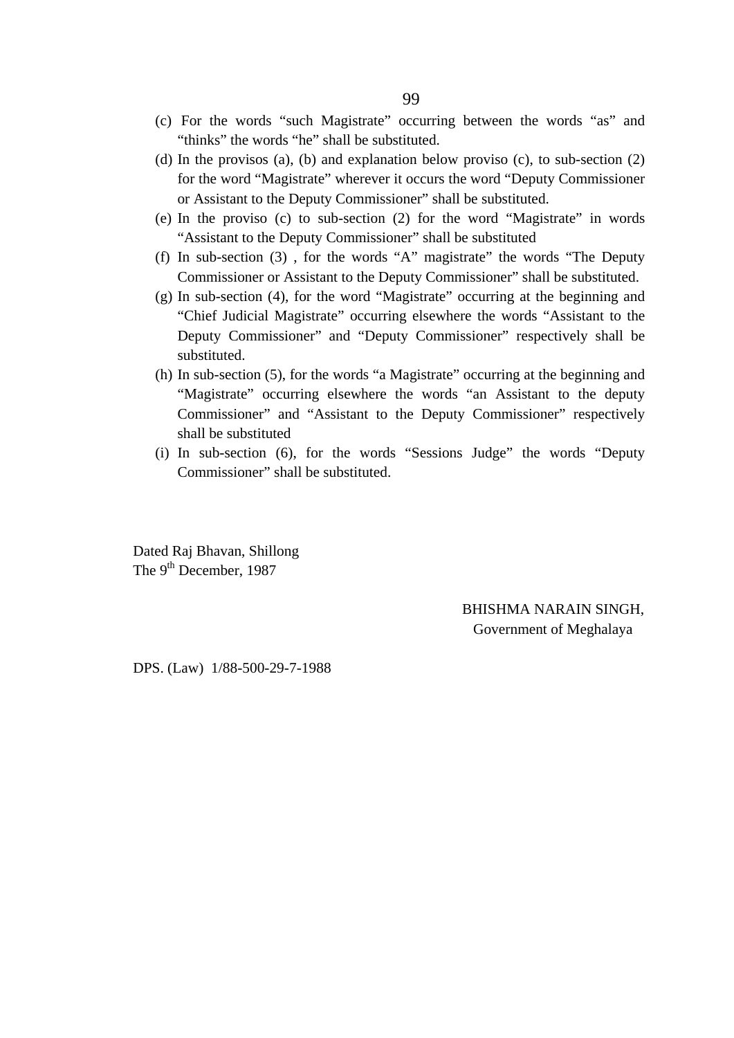(c) For the words "such Magistrate" occurring between the words "as" and "thinks" the words "he" shall be substituted.

(d) In the provisos (a), (b) and explanation below proviso (c), to sub-section (2) for the word "Magistrate" wherever it occurs the word "Deputy Commissioner or Assistant to the Deputy Commissioner" shall be substituted.

(e) In the proviso (c) to sub-section (2) for the word "Magistrate" in words "Assistant to the Deputy Commissioner" shall be substituted

(f) In sub-section (3) , for the words "A" magistrate" the words "The Deputy Commissioner or Assistant to the Deputy Commissioner" shall be substituted.

(g) In sub-section (4), for the word "Magistrate" occurring at the beginning and "Chief Judicial Magistrate" occurring elsewhere the words "Assistant to the Deputy Commissioner" and "Deputy Commissioner" respectively shall be substituted.

(h) In sub-section (5), for the words "a Magistrate" occurring at the beginning and "Magistrate" occurring elsewhere the words "an Assistant to the deputy Commissioner" and "Assistant to the Deputy Commissioner" respectively shall be substituted

(i) In sub-section (6), for the words "Sessions Judge" the words "Deputy Commissioner" shall be substituted.

Dated Raj Bhavan, Shillong
The 9th December, 1987

BHISHMA NARAIN SINGH,
Government of Meghalaya

DPS. (Law) 1/88-500-29-7-1988